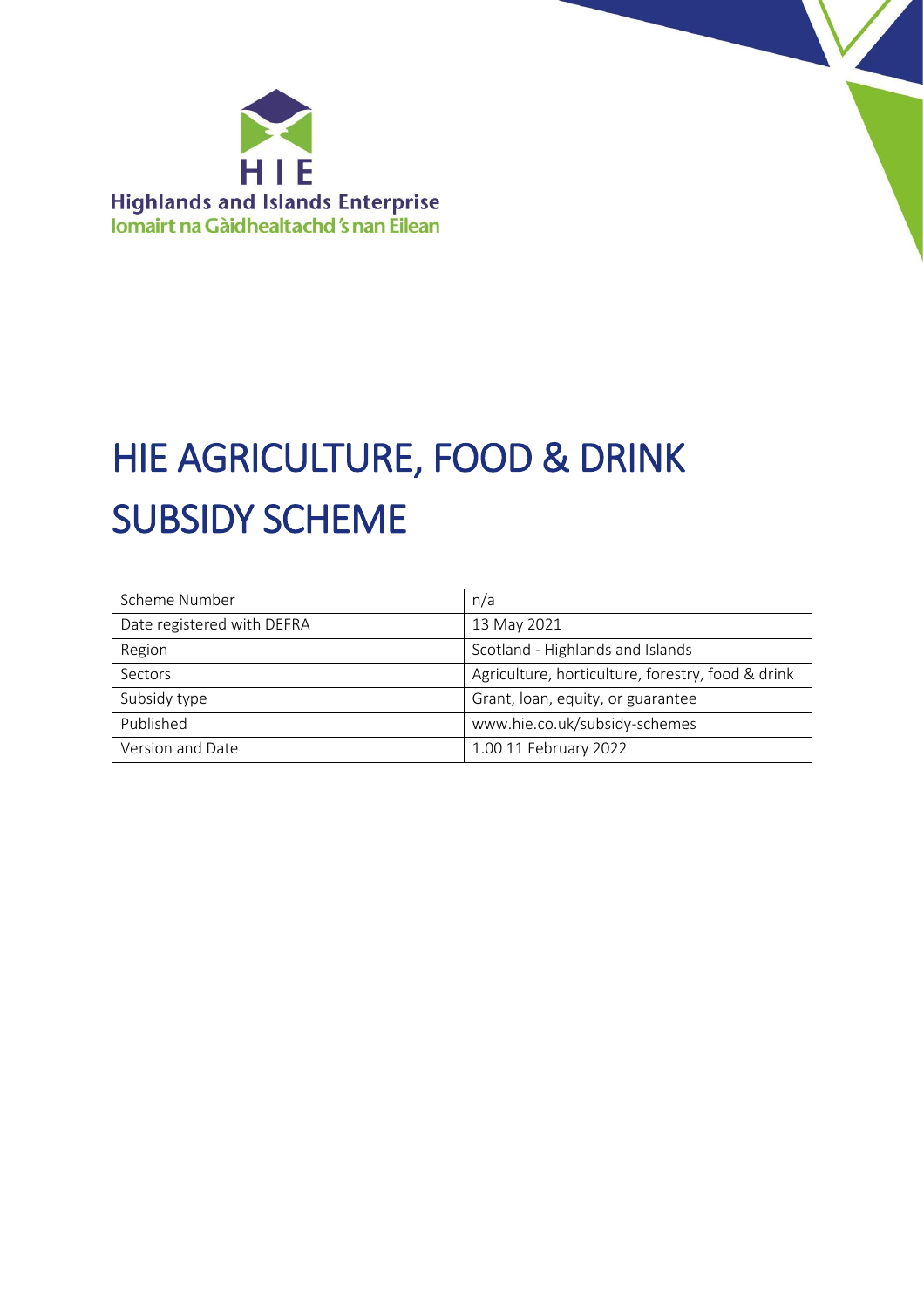HIE
Highlands and Islands Enterprise
Iomairt na Gàidhealtachd 's nan Eilean

# HIE AGRICULTURE, FOOD & DRINK SUBSIDY SCHEME

| Scheme Number | n/a |
|---|---|
| Date registered with DEFRA | 13 May 2021 |
| Region | Scotland - Highlands and Islands |
| Sectors | Agriculture, horticulture, forestry, food & drink |
| Subsidy type | Grant, loan, equity, or guarantee |
| Published | www.hie.co.uk/subsidy-schemes |
| Version and Date | 1.00 11 February 2022 |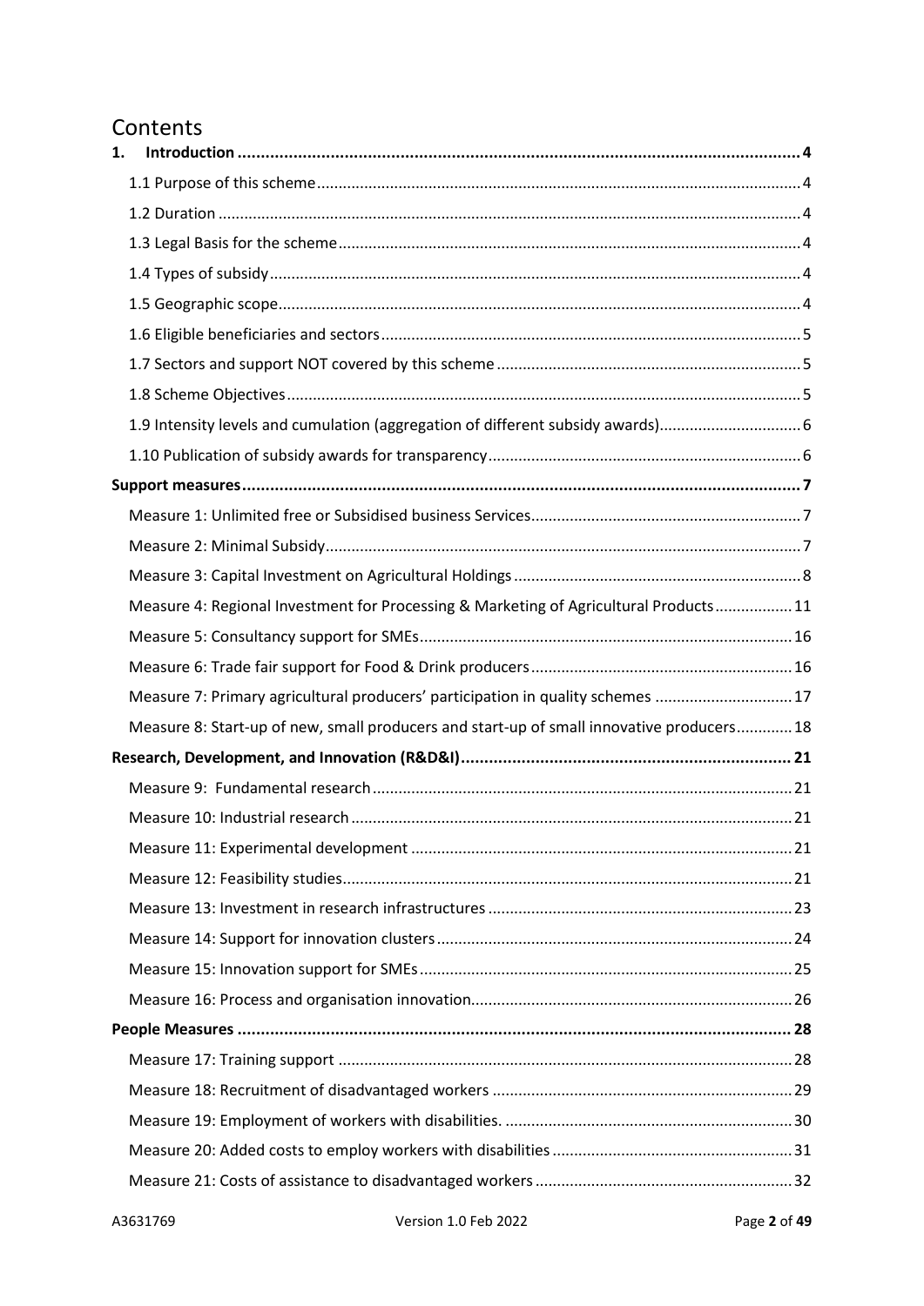# Contents

**1. Introduction** ........ 4

- 1.1 Purpose of this scheme ........ 4
- 1.2 Duration ........ 4
- 1.3 Legal Basis for the scheme ........ 4
- 1.4 Types of subsidy ........ 4
- 1.5 Geographic scope ........ 4
- 1.6 Eligible beneficiaries and sectors ........ 5
- 1.7 Sectors and support NOT covered by this scheme ........ 5
- 1.8 Scheme Objectives ........ 5
- 1.9 Intensity levels and cumulation (aggregation of different subsidy awards) ........ 6
- 1.10 Publication of subsidy awards for transparency ........ 6

**Support measures** ........ 7

- Measure 1: Unlimited free or Subsidised business Services ........ 7
- Measure 2: Minimal Subsidy ........ 7
- Measure 3: Capital Investment on Agricultural Holdings ........ 8
- Measure 4: Regional Investment for Processing & Marketing of Agricultural Products ........ 11
- Measure 5: Consultancy support for SMEs ........ 16
- Measure 6: Trade fair support for Food & Drink producers ........ 16
- Measure 7: Primary agricultural producers' participation in quality schemes ........ 17
- Measure 8: Start-up of new, small producers and start-up of small innovative producers ........ 18

**Research, Development, and Innovation (R&D&I)** ........ 21

- Measure 9: Fundamental research ........ 21
- Measure 10: Industrial research ........ 21
- Measure 11: Experimental development ........ 21
- Measure 12: Feasibility studies ........ 21
- Measure 13: Investment in research infrastructures ........ 23
- Measure 14: Support for innovation clusters ........ 24
- Measure 15: Innovation support for SMEs ........ 25
- Measure 16: Process and organisation innovation ........ 26

**People Measures** ........ 28

- Measure 17: Training support ........ 28
- Measure 18: Recruitment of disadvantaged workers ........ 29
- Measure 19: Employment of workers with disabilities. ........ 30
- Measure 20: Added costs to employ workers with disabilities ........ 31
- Measure 21: Costs of assistance to disadvantaged workers ........ 32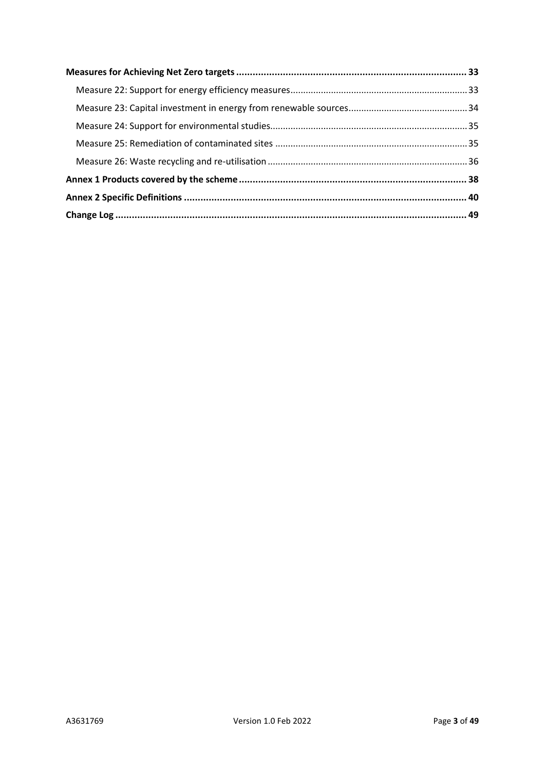**Measures for Achieving Net Zero targets** ........ 33

- Measure 22: Support for energy efficiency measures ........ 33
- Measure 23: Capital investment in energy from renewable sources ........ 34
- Measure 24: Support for environmental studies ........ 35
- Measure 25: Remediation of contaminated sites ........ 35
- Measure 26: Waste recycling and re-utilisation ........ 36

**Annex 1 Products covered by the scheme** ........ 38

**Annex 2 Specific Definitions** ........ 40

**Change Log** ........ 49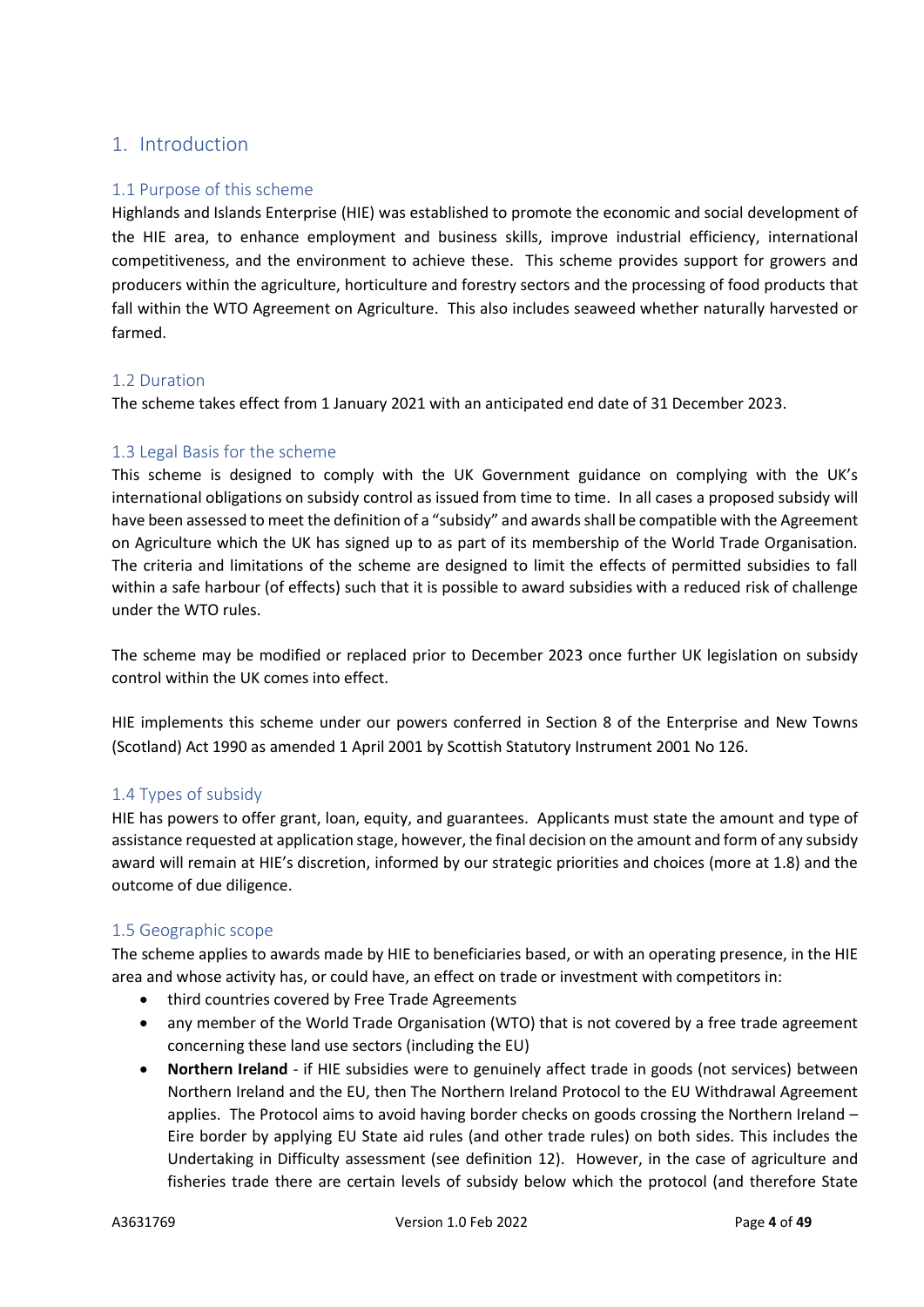# 1. Introduction

## 1.1 Purpose of this scheme

Highlands and Islands Enterprise (HIE) was established to promote the economic and social development of the HIE area, to enhance employment and business skills, improve industrial efficiency, international competitiveness, and the environment to achieve these. This scheme provides support for growers and producers within the agriculture, horticulture and forestry sectors and the processing of food products that fall within the WTO Agreement on Agriculture. This also includes seaweed whether naturally harvested or farmed.

## 1.2 Duration

The scheme takes effect from 1 January 2021 with an anticipated end date of 31 December 2023.

## 1.3 Legal Basis for the scheme

This scheme is designed to comply with the UK Government guidance on complying with the UK's international obligations on subsidy control as issued from time to time. In all cases a proposed subsidy will have been assessed to meet the definition of a "subsidy" and awards shall be compatible with the Agreement on Agriculture which the UK has signed up to as part of its membership of the World Trade Organisation. The criteria and limitations of the scheme are designed to limit the effects of permitted subsidies to fall within a safe harbour (of effects) such that it is possible to award subsidies with a reduced risk of challenge under the WTO rules.

The scheme may be modified or replaced prior to December 2023 once further UK legislation on subsidy control within the UK comes into effect.

HIE implements this scheme under our powers conferred in Section 8 of the Enterprise and New Towns (Scotland) Act 1990 as amended 1 April 2001 by Scottish Statutory Instrument 2001 No 126.

## 1.4 Types of subsidy

HIE has powers to offer grant, loan, equity, and guarantees. Applicants must state the amount and type of assistance requested at application stage, however, the final decision on the amount and form of any subsidy award will remain at HIE's discretion, informed by our strategic priorities and choices (more at 1.8) and the outcome of due diligence.

## 1.5 Geographic scope

The scheme applies to awards made by HIE to beneficiaries based, or with an operating presence, in the HIE area and whose activity has, or could have, an effect on trade or investment with competitors in:

- third countries covered by Free Trade Agreements
- any member of the World Trade Organisation (WTO) that is not covered by a free trade agreement concerning these land use sectors (including the EU)
- **Northern Ireland** - if HIE subsidies were to genuinely affect trade in goods (not services) between Northern Ireland and the EU, then The Northern Ireland Protocol to the EU Withdrawal Agreement applies. The Protocol aims to avoid having border checks on goods crossing the Northern Ireland – Eire border by applying EU State aid rules (and other trade rules) on both sides. This includes the Undertaking in Difficulty assessment (see definition 12). However, in the case of agriculture and fisheries trade there are certain levels of subsidy below which the protocol (and therefore State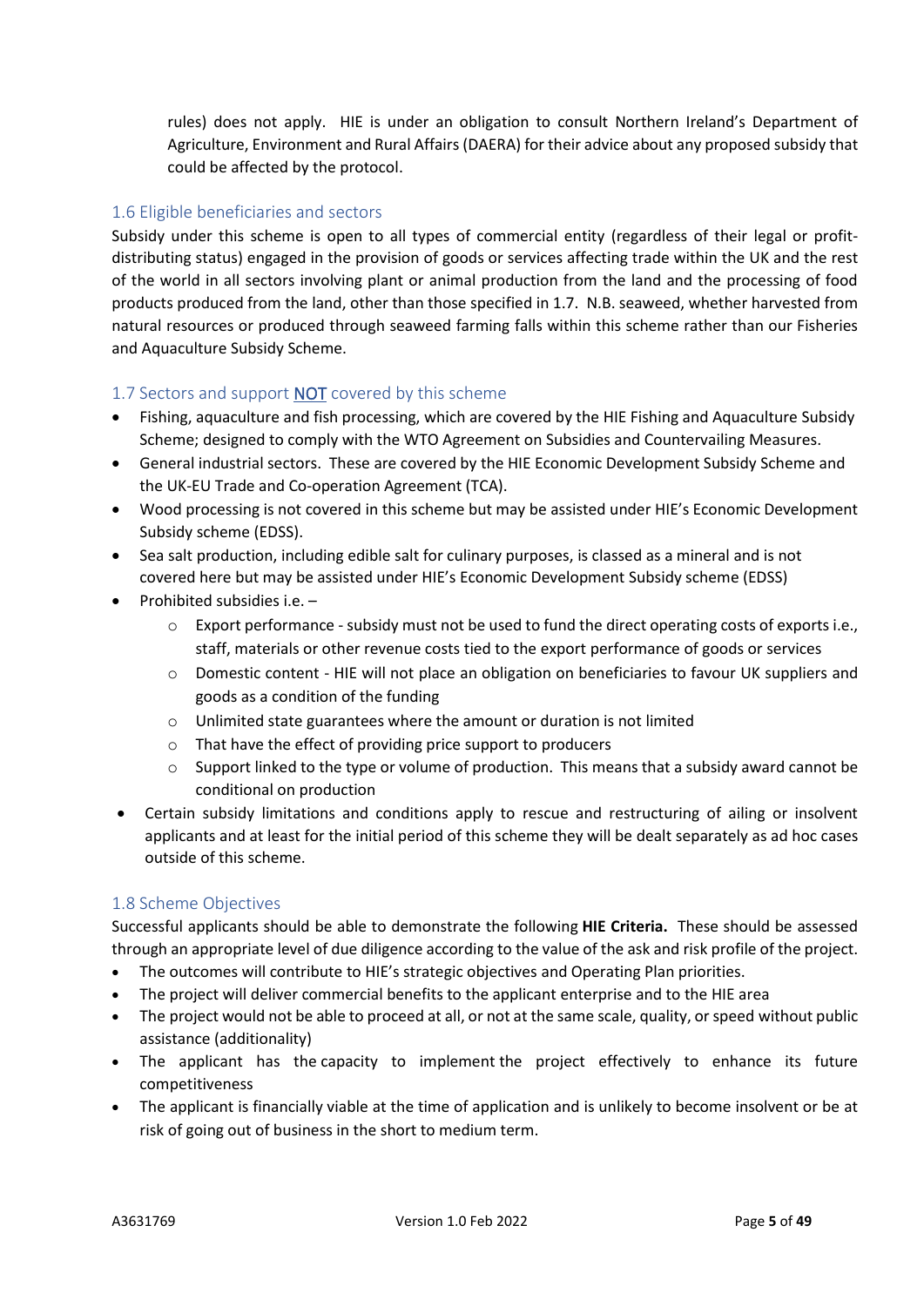rules) does not apply. HIE is under an obligation to consult Northern Ireland's Department of Agriculture, Environment and Rural Affairs (DAERA) for their advice about any proposed subsidy that could be affected by the protocol.

### 1.6 Eligible beneficiaries and sectors

Subsidy under this scheme is open to all types of commercial entity (regardless of their legal or profit-distributing status) engaged in the provision of goods or services affecting trade within the UK and the rest of the world in all sectors involving plant or animal production from the land and the processing of food products produced from the land, other than those specified in 1.7. N.B. seaweed, whether harvested from natural resources or produced through seaweed farming falls within this scheme rather than our Fisheries and Aquaculture Subsidy Scheme.

### 1.7 Sectors and support NOT covered by this scheme

- Fishing, aquaculture and fish processing, which are covered by the HIE Fishing and Aquaculture Subsidy Scheme; designed to comply with the WTO Agreement on Subsidies and Countervailing Measures.
- General industrial sectors. These are covered by the HIE Economic Development Subsidy Scheme and the UK-EU Trade and Co-operation Agreement (TCA).
- Wood processing is not covered in this scheme but may be assisted under HIE's Economic Development Subsidy scheme (EDSS).
- Sea salt production, including edible salt for culinary purposes, is classed as a mineral and is not covered here but may be assisted under HIE's Economic Development Subsidy scheme (EDSS)
- Prohibited subsidies i.e. –
  - Export performance - subsidy must not be used to fund the direct operating costs of exports i.e., staff, materials or other revenue costs tied to the export performance of goods or services
  - Domestic content - HIE will not place an obligation on beneficiaries to favour UK suppliers and goods as a condition of the funding
  - Unlimited state guarantees where the amount or duration is not limited
  - That have the effect of providing price support to producers
  - Support linked to the type or volume of production. This means that a subsidy award cannot be conditional on production
- Certain subsidy limitations and conditions apply to rescue and restructuring of ailing or insolvent applicants and at least for the initial period of this scheme they will be dealt separately as ad hoc cases outside of this scheme.

### 1.8 Scheme Objectives

Successful applicants should be able to demonstrate the following **HIE Criteria.** These should be assessed through an appropriate level of due diligence according to the value of the ask and risk profile of the project.

- The outcomes will contribute to HIE's strategic objectives and Operating Plan priorities.
- The project will deliver commercial benefits to the applicant enterprise and to the HIE area
- The project would not be able to proceed at all, or not at the same scale, quality, or speed without public assistance (additionality)
- The applicant has the capacity to implement the project effectively to enhance its future competitiveness
- The applicant is financially viable at the time of application and is unlikely to become insolvent or be at risk of going out of business in the short to medium term.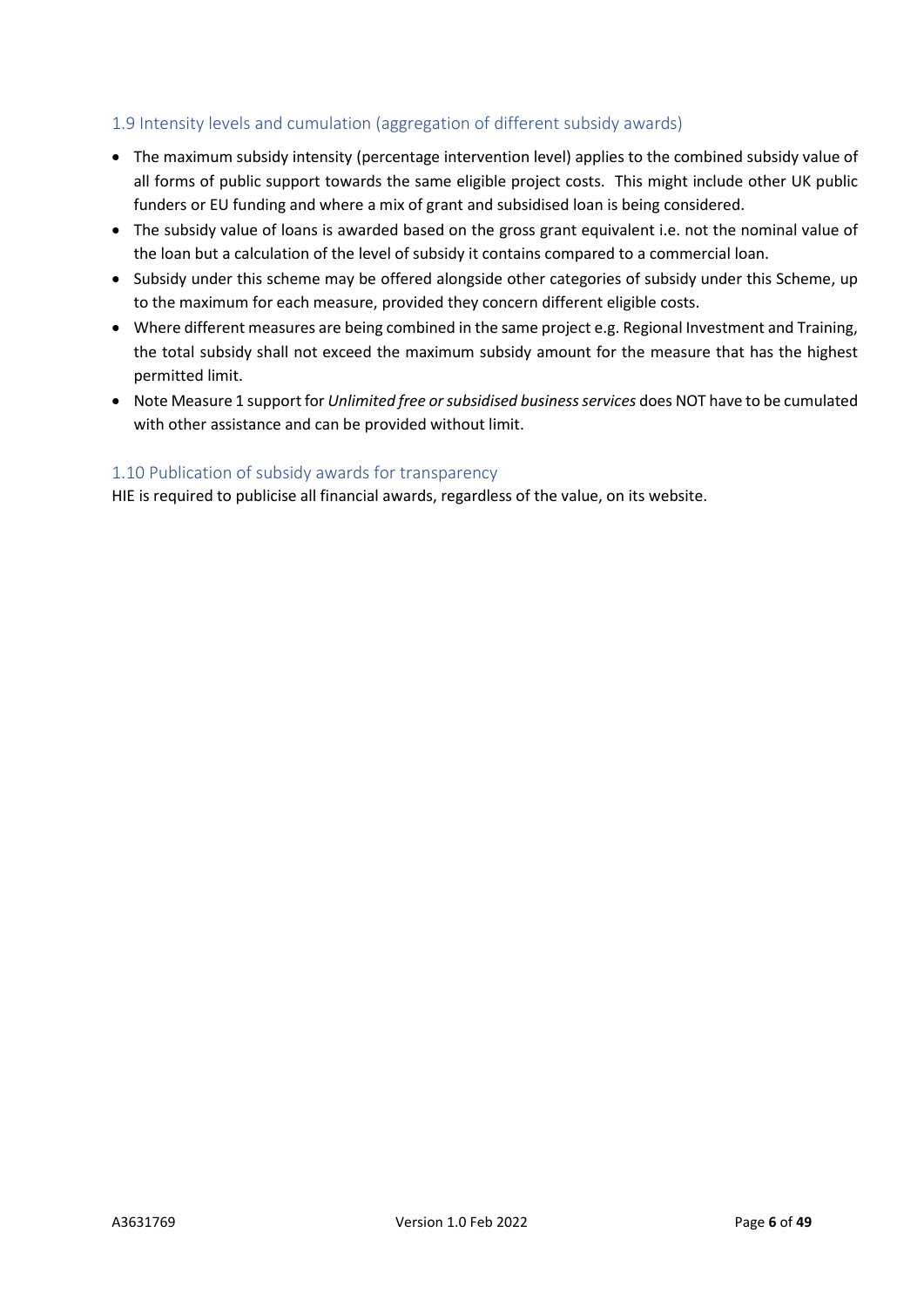### 1.9 Intensity levels and cumulation (aggregation of different subsidy awards)

- The maximum subsidy intensity (percentage intervention level) applies to the combined subsidy value of all forms of public support towards the same eligible project costs. This might include other UK public funders or EU funding and where a mix of grant and subsidised loan is being considered.
- The subsidy value of loans is awarded based on the gross grant equivalent i.e. not the nominal value of the loan but a calculation of the level of subsidy it contains compared to a commercial loan.
- Subsidy under this scheme may be offered alongside other categories of subsidy under this Scheme, up to the maximum for each measure, provided they concern different eligible costs.
- Where different measures are being combined in the same project e.g. Regional Investment and Training, the total subsidy shall not exceed the maximum subsidy amount for the measure that has the highest permitted limit.
- Note Measure 1 support for *Unlimited free or subsidised business services* does NOT have to be cumulated with other assistance and can be provided without limit.

### 1.10 Publication of subsidy awards for transparency

HIE is required to publicise all financial awards, regardless of the value, on its website.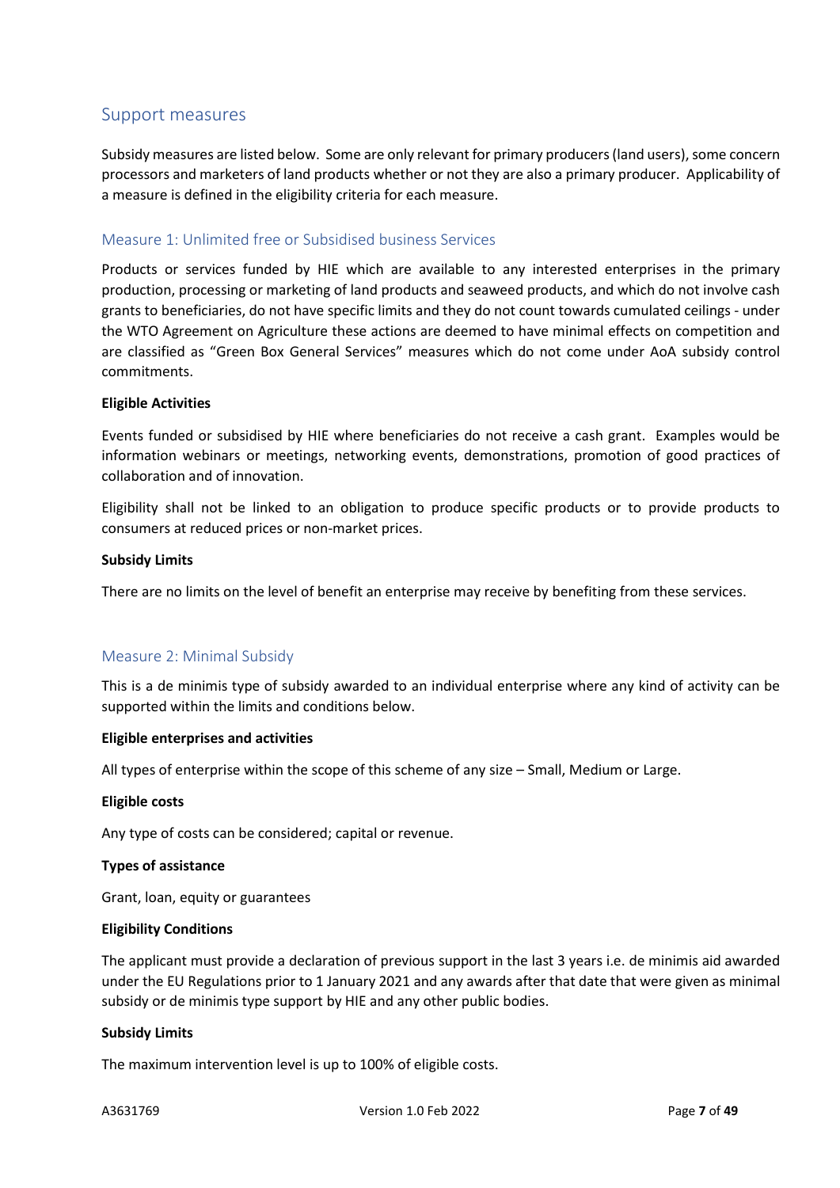## Support measures

Subsidy measures are listed below. Some are only relevant for primary producers (land users), some concern processors and marketers of land products whether or not they are also a primary producer. Applicability of a measure is defined in the eligibility criteria for each measure.

### Measure 1: Unlimited free or Subsidised business Services

Products or services funded by HIE which are available to any interested enterprises in the primary production, processing or marketing of land products and seaweed products, and which do not involve cash grants to beneficiaries, do not have specific limits and they do not count towards cumulated ceilings - under the WTO Agreement on Agriculture these actions are deemed to have minimal effects on competition and are classified as "Green Box General Services" measures which do not come under AoA subsidy control commitments.

**Eligible Activities**

Events funded or subsidised by HIE where beneficiaries do not receive a cash grant. Examples would be information webinars or meetings, networking events, demonstrations, promotion of good practices of collaboration and of innovation.

Eligibility shall not be linked to an obligation to produce specific products or to provide products to consumers at reduced prices or non-market prices.

**Subsidy Limits**

There are no limits on the level of benefit an enterprise may receive by benefiting from these services.

### Measure 2: Minimal Subsidy

This is a de minimis type of subsidy awarded to an individual enterprise where any kind of activity can be supported within the limits and conditions below.

**Eligible enterprises and activities**

All types of enterprise within the scope of this scheme of any size – Small, Medium or Large.

**Eligible costs**

Any type of costs can be considered; capital or revenue.

**Types of assistance**

Grant, loan, equity or guarantees

**Eligibility Conditions**

The applicant must provide a declaration of previous support in the last 3 years i.e. de minimis aid awarded under the EU Regulations prior to 1 January 2021 and any awards after that date that were given as minimal subsidy or de minimis type support by HIE and any other public bodies.

**Subsidy Limits**

The maximum intervention level is up to 100% of eligible costs.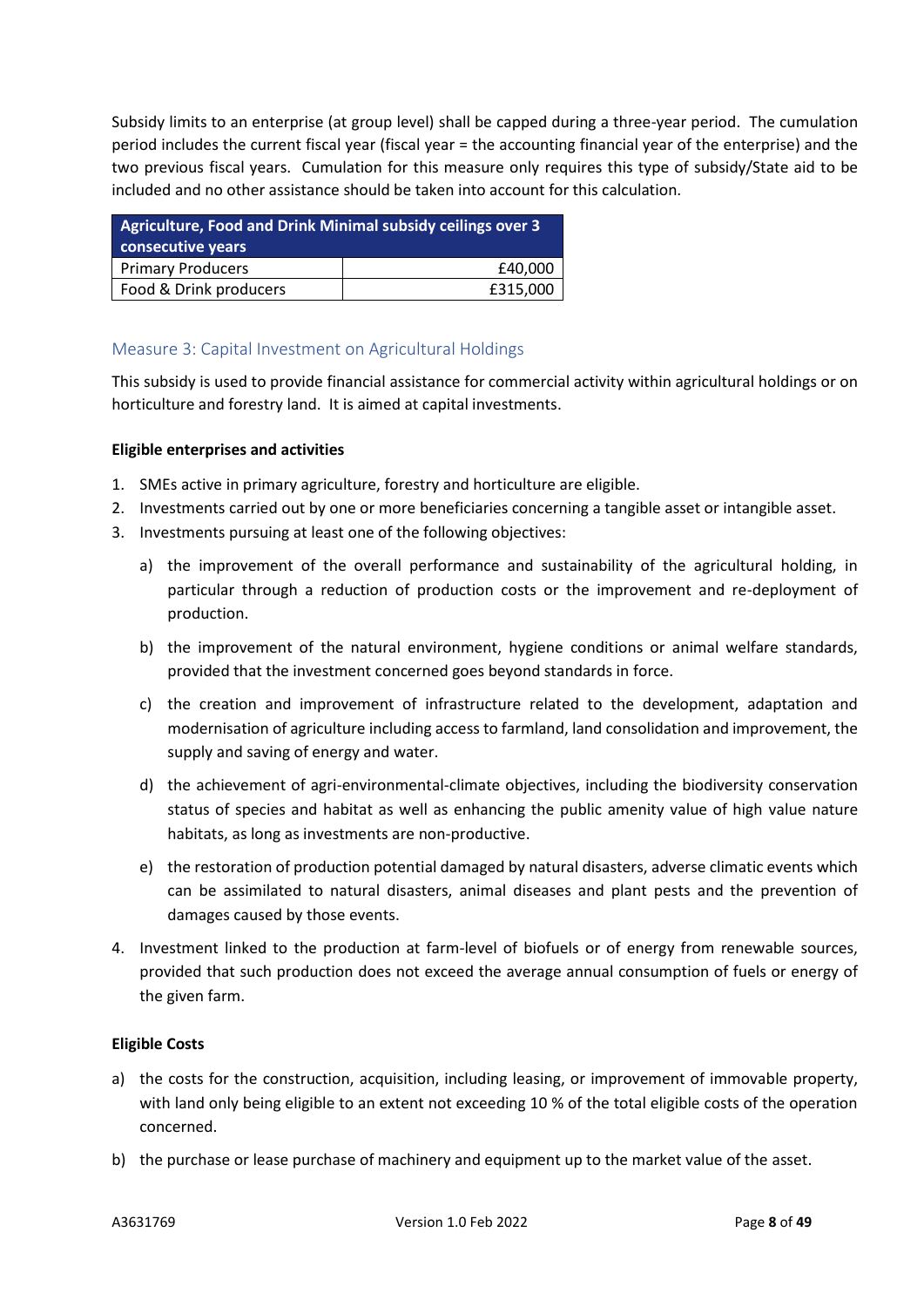Subsidy limits to an enterprise (at group level) shall be capped during a three-year period. The cumulation period includes the current fiscal year (fiscal year = the accounting financial year of the enterprise) and the two previous fiscal years. Cumulation for this measure only requires this type of subsidy/State aid to be included and no other assistance should be taken into account for this calculation.

| Agriculture, Food and Drink Minimal subsidy ceilings over 3 consecutive years | |
|---|---|
| Primary Producers | £40,000 |
| Food & Drink producers | £315,000 |

## Measure 3: Capital Investment on Agricultural Holdings

This subsidy is used to provide financial assistance for commercial activity within agricultural holdings or on horticulture and forestry land. It is aimed at capital investments.

**Eligible enterprises and activities**

1. SMEs active in primary agriculture, forestry and horticulture are eligible.
2. Investments carried out by one or more beneficiaries concerning a tangible asset or intangible asset.
3. Investments pursuing at least one of the following objectives:
   a) the improvement of the overall performance and sustainability of the agricultural holding, in particular through a reduction of production costs or the improvement and re-deployment of production.
   b) the improvement of the natural environment, hygiene conditions or animal welfare standards, provided that the investment concerned goes beyond standards in force.
   c) the creation and improvement of infrastructure related to the development, adaptation and modernisation of agriculture including access to farmland, land consolidation and improvement, the supply and saving of energy and water.
   d) the achievement of agri-environmental-climate objectives, including the biodiversity conservation status of species and habitat as well as enhancing the public amenity value of high value nature habitats, as long as investments are non-productive.
   e) the restoration of production potential damaged by natural disasters, adverse climatic events which can be assimilated to natural disasters, animal diseases and plant pests and the prevention of damages caused by those events.
4. Investment linked to the production at farm-level of biofuels or of energy from renewable sources, provided that such production does not exceed the average annual consumption of fuels or energy of the given farm.

**Eligible Costs**

a) the costs for the construction, acquisition, including leasing, or improvement of immovable property, with land only being eligible to an extent not exceeding 10 % of the total eligible costs of the operation concerned.

b) the purchase or lease purchase of machinery and equipment up to the market value of the asset.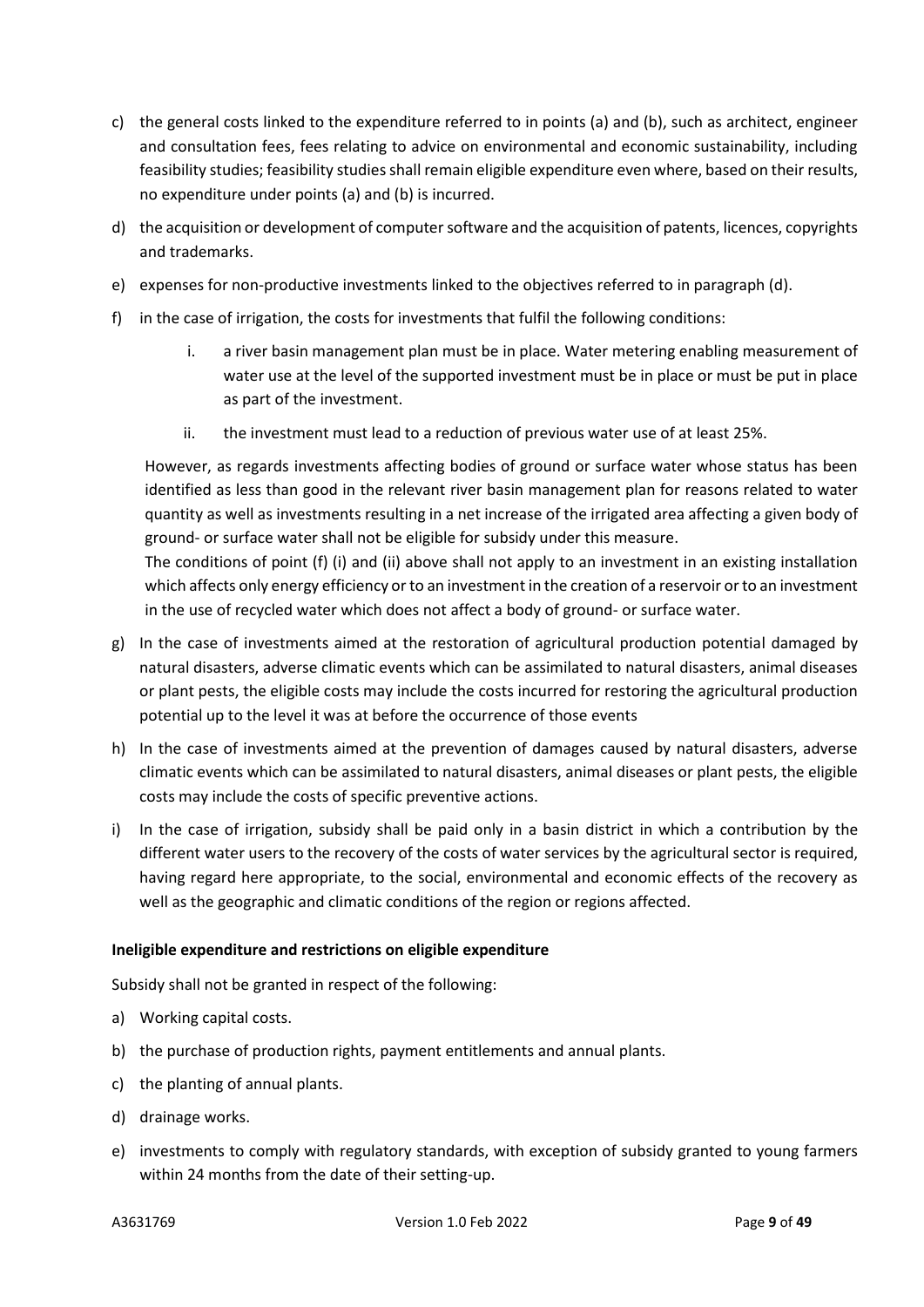c) the general costs linked to the expenditure referred to in points (a) and (b), such as architect, engineer and consultation fees, fees relating to advice on environmental and economic sustainability, including feasibility studies; feasibility studies shall remain eligible expenditure even where, based on their results, no expenditure under points (a) and (b) is incurred.

d) the acquisition or development of computer software and the acquisition of patents, licences, copyrights and trademarks.

e) expenses for non-productive investments linked to the objectives referred to in paragraph (d).

f) in the case of irrigation, the costs for investments that fulfil the following conditions:

    i. a river basin management plan must be in place. Water metering enabling measurement of water use at the level of the supported investment must be in place or must be put in place as part of the investment.

    ii. the investment must lead to a reduction of previous water use of at least 25%.

    However, as regards investments affecting bodies of ground or surface water whose status has been identified as less than good in the relevant river basin management plan for reasons related to water quantity as well as investments resulting in a net increase of the irrigated area affecting a given body of ground- or surface water shall not be eligible for subsidy under this measure.
    The conditions of point (f) (i) and (ii) above shall not apply to an investment in an existing installation which affects only energy efficiency or to an investment in the creation of a reservoir or to an investment in the use of recycled water which does not affect a body of ground- or surface water.

g) In the case of investments aimed at the restoration of agricultural production potential damaged by natural disasters, adverse climatic events which can be assimilated to natural disasters, animal diseases or plant pests, the eligible costs may include the costs incurred for restoring the agricultural production potential up to the level it was at before the occurrence of those events

h) In the case of investments aimed at the prevention of damages caused by natural disasters, adverse climatic events which can be assimilated to natural disasters, animal diseases or plant pests, the eligible costs may include the costs of specific preventive actions.

i) In the case of irrigation, subsidy shall be paid only in a basin district in which a contribution by the different water users to the recovery of the costs of water services by the agricultural sector is required, having regard here appropriate, to the social, environmental and economic effects of the recovery as well as the geographic and climatic conditions of the region or regions affected.

**Ineligible expenditure and restrictions on eligible expenditure**

Subsidy shall not be granted in respect of the following:

a) Working capital costs.

b) the purchase of production rights, payment entitlements and annual plants.

c) the planting of annual plants.

d) drainage works.

e) investments to comply with regulatory standards, with exception of subsidy granted to young farmers within 24 months from the date of their setting-up.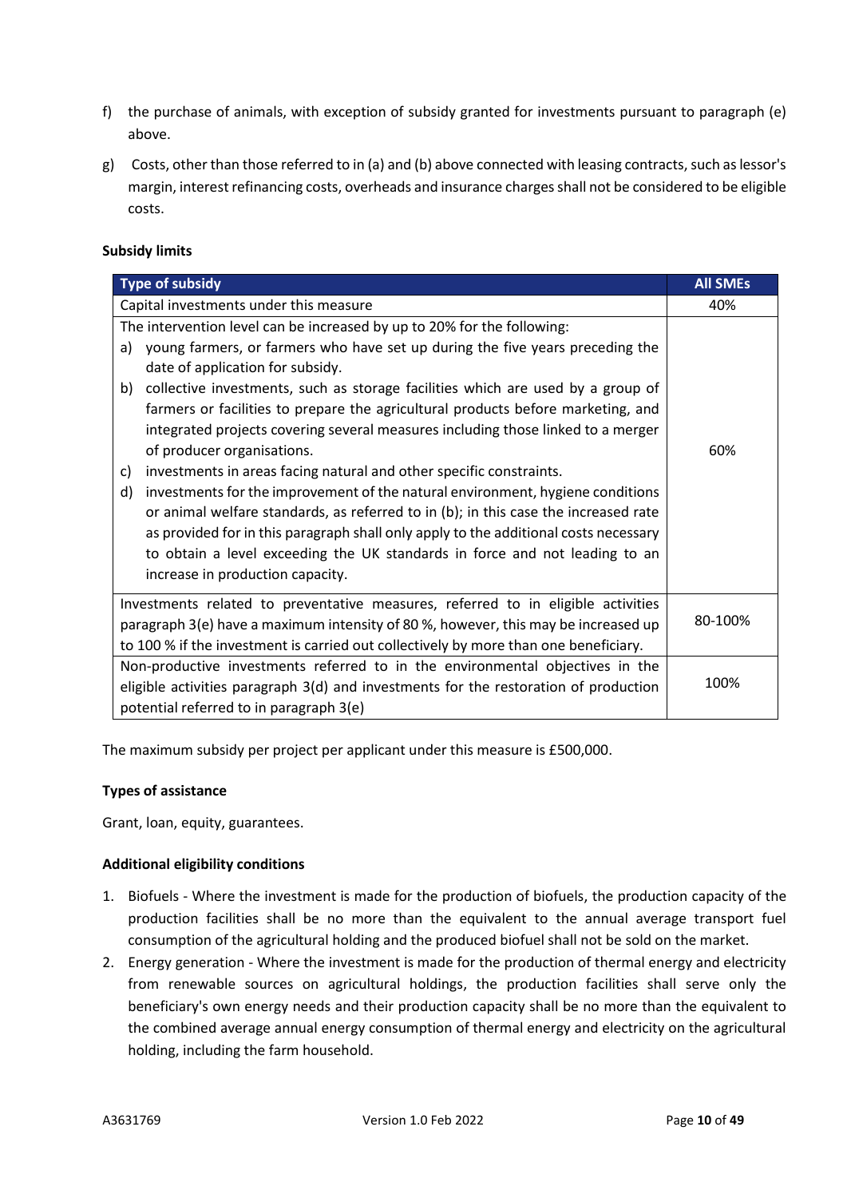f) the purchase of animals, with exception of subsidy granted for investments pursuant to paragraph (e) above.

g) Costs, other than those referred to in (a) and (b) above connected with leasing contracts, such as lessor's margin, interest refinancing costs, overheads and insurance charges shall not be considered to be eligible costs.

**Subsidy limits**

| Type of subsidy | All SMEs |
|---|---|
| Capital investments under this measure | 40% |
| The intervention level can be increased by up to 20% for the following:<br>a) young farmers, or farmers who have set up during the five years preceding the date of application for subsidy.<br>b) collective investments, such as storage facilities which are used by a group of farmers or facilities to prepare the agricultural products before marketing, and integrated projects covering several measures including those linked to a merger of producer organisations.<br>c) investments in areas facing natural and other specific constraints.<br>d) investments for the improvement of the natural environment, hygiene conditions or animal welfare standards, as referred to in (b); in this case the increased rate as provided for in this paragraph shall only apply to the additional costs necessary to obtain a level exceeding the UK standards in force and not leading to an increase in production capacity. | 60% |
| Investments related to preventative measures, referred to in eligible activities paragraph 3(e) have a maximum intensity of 80 %, however, this may be increased up to 100 % if the investment is carried out collectively by more than one beneficiary. | 80-100% |
| Non-productive investments referred to in the environmental objectives in the eligible activities paragraph 3(d) and investments for the restoration of production potential referred to in paragraph 3(e) | 100% |

The maximum subsidy per project per applicant under this measure is £500,000.

**Types of assistance**

Grant, loan, equity, guarantees.

**Additional eligibility conditions**

1. Biofuels - Where the investment is made for the production of biofuels, the production capacity of the production facilities shall be no more than the equivalent to the annual average transport fuel consumption of the agricultural holding and the produced biofuel shall not be sold on the market.
2. Energy generation - Where the investment is made for the production of thermal energy and electricity from renewable sources on agricultural holdings, the production facilities shall serve only the beneficiary's own energy needs and their production capacity shall be no more than the equivalent to the combined average annual energy consumption of thermal energy and electricity on the agricultural holding, including the farm household.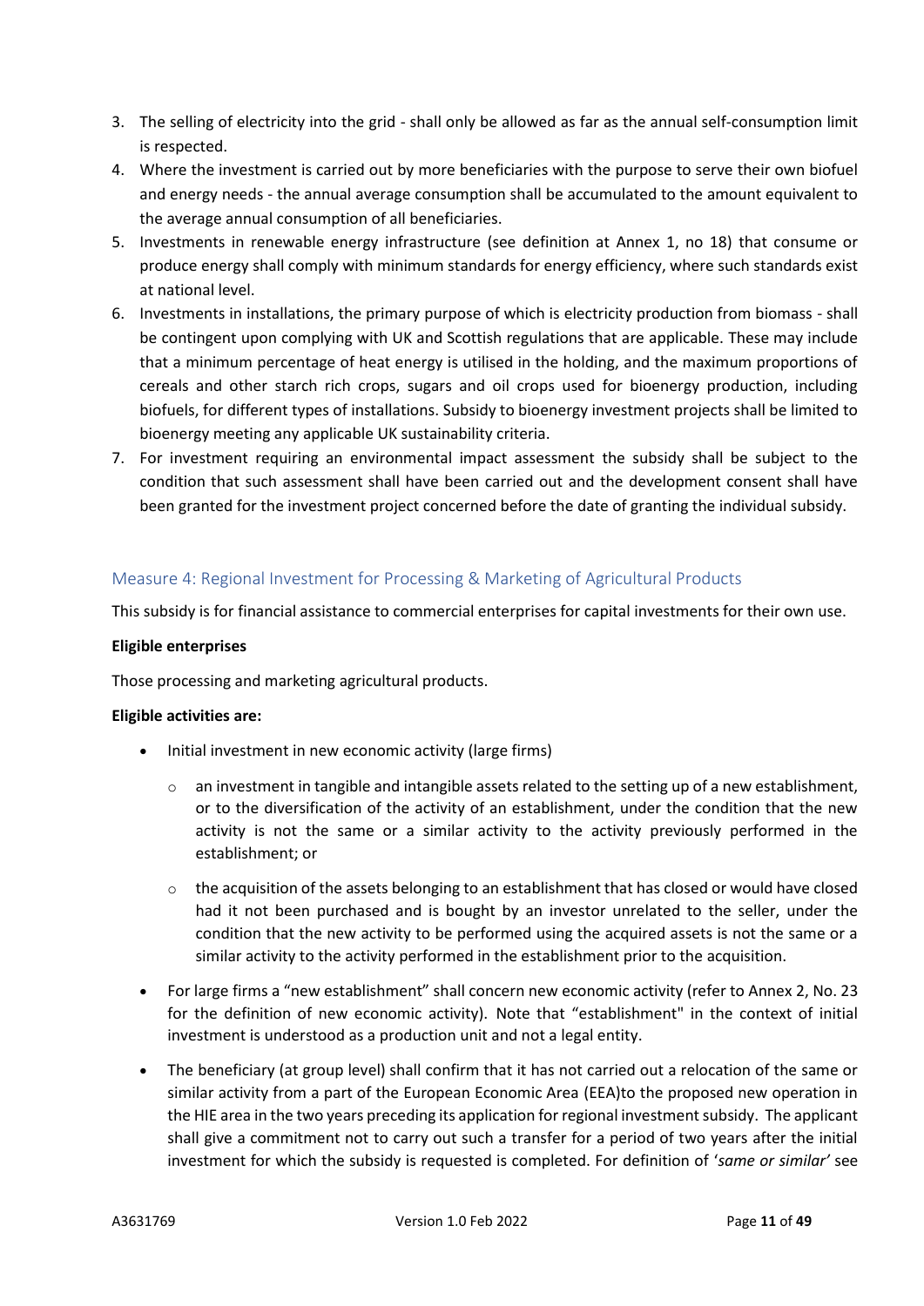3. The selling of electricity into the grid - shall only be allowed as far as the annual self-consumption limit is respected.
4. Where the investment is carried out by more beneficiaries with the purpose to serve their own biofuel and energy needs - the annual average consumption shall be accumulated to the amount equivalent to the average annual consumption of all beneficiaries.
5. Investments in renewable energy infrastructure (see definition at Annex 1, no 18) that consume or produce energy shall comply with minimum standards for energy efficiency, where such standards exist at national level.
6. Investments in installations, the primary purpose of which is electricity production from biomass - shall be contingent upon complying with UK and Scottish regulations that are applicable. These may include that a minimum percentage of heat energy is utilised in the holding, and the maximum proportions of cereals and other starch rich crops, sugars and oil crops used for bioenergy production, including biofuels, for different types of installations. Subsidy to bioenergy investment projects shall be limited to bioenergy meeting any applicable UK sustainability criteria.
7. For investment requiring an environmental impact assessment the subsidy shall be subject to the condition that such assessment shall have been carried out and the development consent shall have been granted for the investment project concerned before the date of granting the individual subsidy.

## Measure 4: Regional Investment for Processing & Marketing of Agricultural Products

This subsidy is for financial assistance to commercial enterprises for capital investments for their own use.

**Eligible enterprises**

Those processing and marketing agricultural products.

**Eligible activities are:**

- Initial investment in new economic activity (large firms)
  - an investment in tangible and intangible assets related to the setting up of a new establishment, or to the diversification of the activity of an establishment, under the condition that the new activity is not the same or a similar activity to the activity previously performed in the establishment; or
  - the acquisition of the assets belonging to an establishment that has closed or would have closed had it not been purchased and is bought by an investor unrelated to the seller, under the condition that the new activity to be performed using the acquired assets is not the same or a similar activity to the activity performed in the establishment prior to the acquisition.
- For large firms a "new establishment" shall concern new economic activity (refer to Annex 2, No. 23 for the definition of new economic activity). Note that "establishment" in the context of initial investment is understood as a production unit and not a legal entity.
- The beneficiary (at group level) shall confirm that it has not carried out a relocation of the same or similar activity from a part of the European Economic Area (EEA)to the proposed new operation in the HIE area in the two years preceding its application for regional investment subsidy. The applicant shall give a commitment not to carry out such a transfer for a period of two years after the initial investment for which the subsidy is requested is completed. For definition of '*same or similar'* see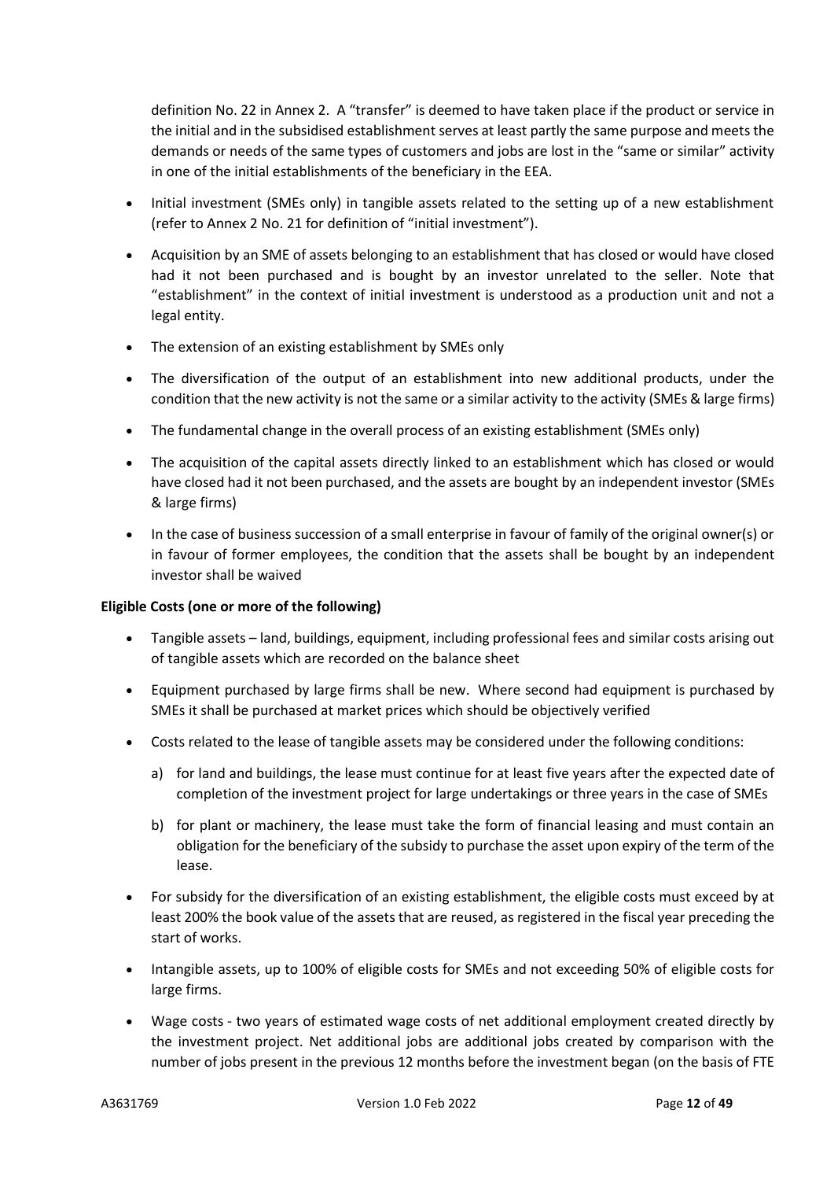definition No. 22 in Annex 2. A "transfer" is deemed to have taken place if the product or service in the initial and in the subsidised establishment serves at least partly the same purpose and meets the demands or needs of the same types of customers and jobs are lost in the "same or similar" activity in one of the initial establishments of the beneficiary in the EEA.

- Initial investment (SMEs only) in tangible assets related to the setting up of a new establishment (refer to Annex 2 No. 21 for definition of "initial investment").
- Acquisition by an SME of assets belonging to an establishment that has closed or would have closed had it not been purchased and is bought by an investor unrelated to the seller. Note that "establishment" in the context of initial investment is understood as a production unit and not a legal entity.
- The extension of an existing establishment by SMEs only
- The diversification of the output of an establishment into new additional products, under the condition that the new activity is not the same or a similar activity to the activity (SMEs & large firms)
- The fundamental change in the overall process of an existing establishment (SMEs only)
- The acquisition of the capital assets directly linked to an establishment which has closed or would have closed had it not been purchased, and the assets are bought by an independent investor (SMEs & large firms)
- In the case of business succession of a small enterprise in favour of family of the original owner(s) or in favour of former employees, the condition that the assets shall be bought by an independent investor shall be waived

**Eligible Costs (one or more of the following)**

- Tangible assets – land, buildings, equipment, including professional fees and similar costs arising out of tangible assets which are recorded on the balance sheet
- Equipment purchased by large firms shall be new. Where second had equipment is purchased by SMEs it shall be purchased at market prices which should be objectively verified
- Costs related to the lease of tangible assets may be considered under the following conditions:
  a) for land and buildings, the lease must continue for at least five years after the expected date of completion of the investment project for large undertakings or three years in the case of SMEs
  b) for plant or machinery, the lease must take the form of financial leasing and must contain an obligation for the beneficiary of the subsidy to purchase the asset upon expiry of the term of the lease.
- For subsidy for the diversification of an existing establishment, the eligible costs must exceed by at least 200% the book value of the assets that are reused, as registered in the fiscal year preceding the start of works.
- Intangible assets, up to 100% of eligible costs for SMEs and not exceeding 50% of eligible costs for large firms.
- Wage costs - two years of estimated wage costs of net additional employment created directly by the investment project. Net additional jobs are additional jobs created by comparison with the number of jobs present in the previous 12 months before the investment began (on the basis of FTE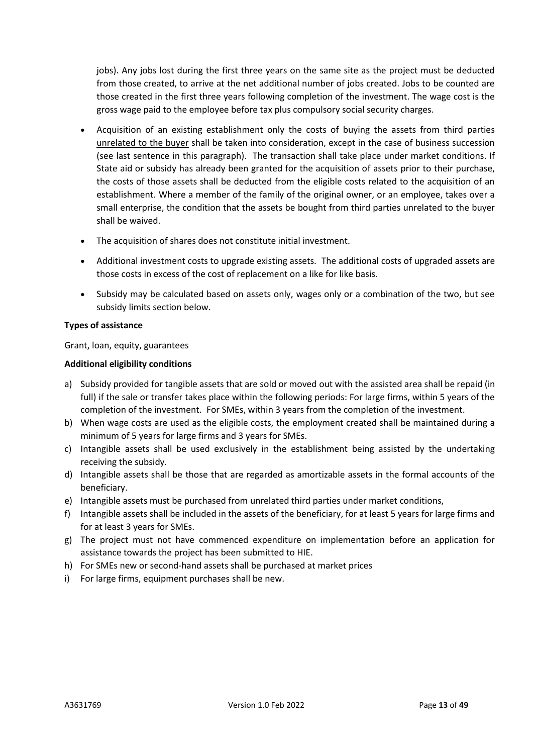jobs). Any jobs lost during the first three years on the same site as the project must be deducted from those created, to arrive at the net additional number of jobs created. Jobs to be counted are those created in the first three years following completion of the investment. The wage cost is the gross wage paid to the employee before tax plus compulsory social security charges.

- Acquisition of an existing establishment only the costs of buying the assets from third parties unrelated to the buyer shall be taken into consideration, except in the case of business succession (see last sentence in this paragraph). The transaction shall take place under market conditions. If State aid or subsidy has already been granted for the acquisition of assets prior to their purchase, the costs of those assets shall be deducted from the eligible costs related to the acquisition of an establishment. Where a member of the family of the original owner, or an employee, takes over a small enterprise, the condition that the assets be bought from third parties unrelated to the buyer shall be waived.
- The acquisition of shares does not constitute initial investment.
- Additional investment costs to upgrade existing assets. The additional costs of upgraded assets are those costs in excess of the cost of replacement on a like for like basis.
- Subsidy may be calculated based on assets only, wages only or a combination of the two, but see subsidy limits section below.

**Types of assistance**

Grant, loan, equity, guarantees

**Additional eligibility conditions**

a) Subsidy provided for tangible assets that are sold or moved out with the assisted area shall be repaid (in full) if the sale or transfer takes place within the following periods: For large firms, within 5 years of the completion of the investment. For SMEs, within 3 years from the completion of the investment.
b) When wage costs are used as the eligible costs, the employment created shall be maintained during a minimum of 5 years for large firms and 3 years for SMEs.
c) Intangible assets shall be used exclusively in the establishment being assisted by the undertaking receiving the subsidy.
d) Intangible assets shall be those that are regarded as amortizable assets in the formal accounts of the beneficiary.
e) Intangible assets must be purchased from unrelated third parties under market conditions,
f) Intangible assets shall be included in the assets of the beneficiary, for at least 5 years for large firms and for at least 3 years for SMEs.
g) The project must not have commenced expenditure on implementation before an application for assistance towards the project has been submitted to HIE.
h) For SMEs new or second-hand assets shall be purchased at market prices
i) For large firms, equipment purchases shall be new.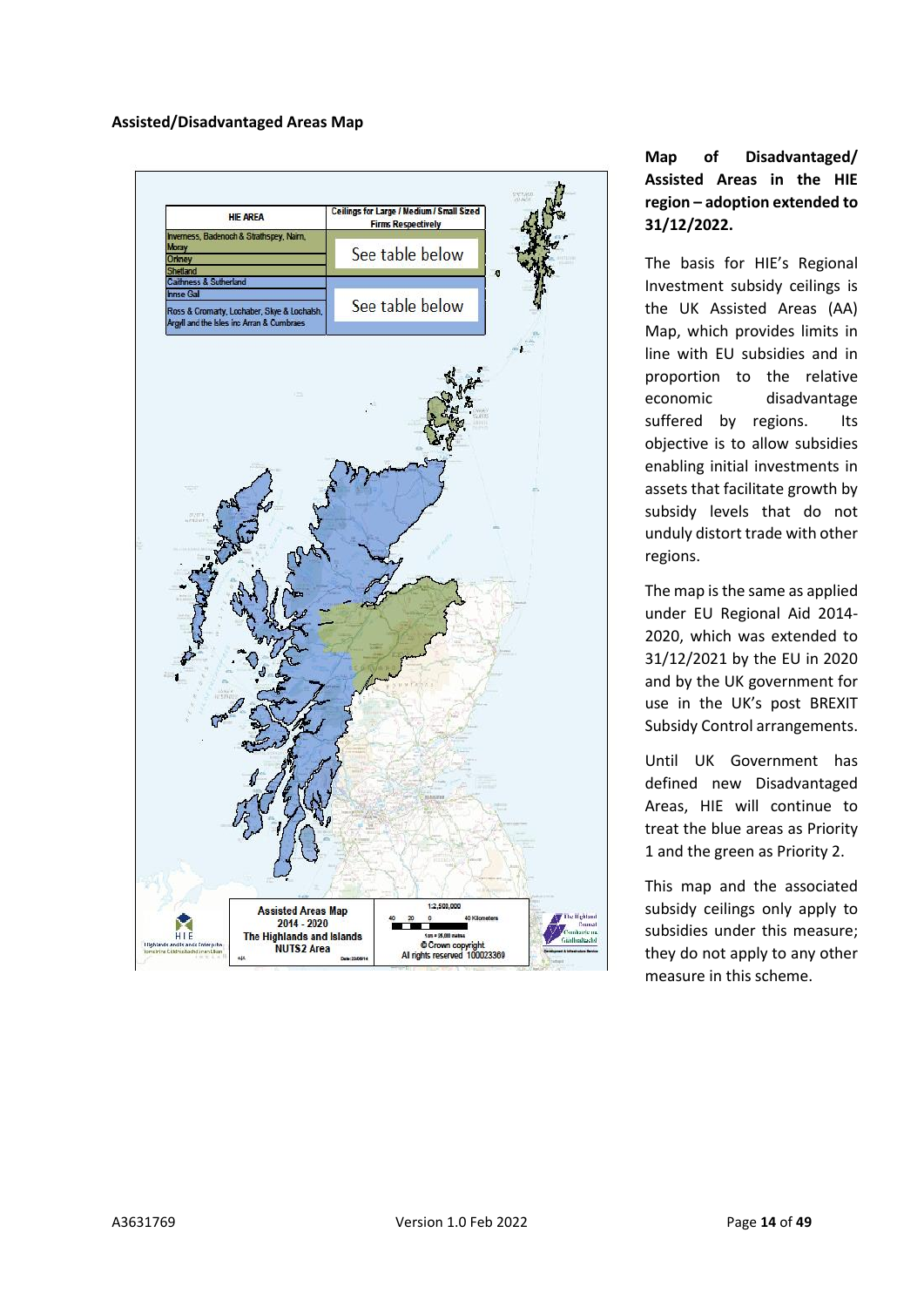**Assisted/Disadvantaged Areas Map**

| HIE AREA | Ceilings for Large / Medium / Small Sized Firms Respectively |
|---|---|
| Inverness, Badenoch & Strathspey, Nairn, Moray | See table below |
| Orkney | |
| Shetland | |
| Caithness & Sutherland | See table below |
| Innse Gall | |
| Ross & Cromarty, Lochaber, Skye & Lochalsh, Argyll and the Isles inc Arran & Cumbraes | |

Assisted Areas Map 2014 - 2020
The Highlands and Islands NUTS2 Area

1:2,500,000

© Crown copyright. All rights reserved 100023369

**Map of Disadvantaged/ Assisted Areas in the HIE region – adoption extended to 31/12/2022.**

The basis for HIE's Regional Investment subsidy ceilings is the UK Assisted Areas (AA) Map, which provides limits in line with EU subsidies and in proportion to the relative economic disadvantage suffered by regions. Its objective is to allow subsidies enabling initial investments in assets that facilitate growth by subsidy levels that do not unduly distort trade with other regions.

The map is the same as applied under EU Regional Aid 2014-2020, which was extended to 31/12/2021 by the EU in 2020 and by the UK government for use in the UK's post BREXIT Subsidy Control arrangements.

Until UK Government has defined new Disadvantaged Areas, HIE will continue to treat the blue areas as Priority 1 and the green as Priority 2.

This map and the associated subsidy ceilings only apply to subsidies under this measure; they do not apply to any other measure in this scheme.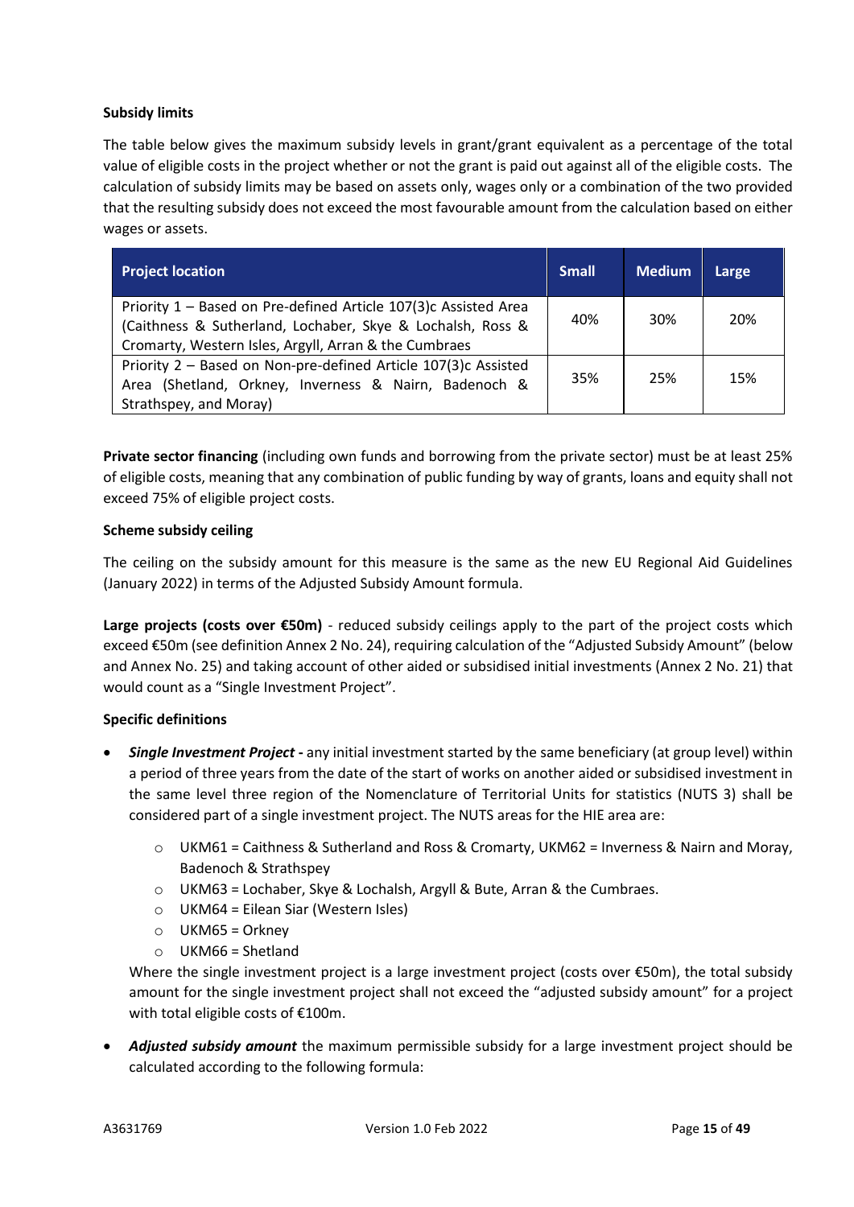**Subsidy limits**

The table below gives the maximum subsidy levels in grant/grant equivalent as a percentage of the total value of eligible costs in the project whether or not the grant is paid out against all of the eligible costs. The calculation of subsidy limits may be based on assets only, wages only or a combination of the two provided that the resulting subsidy does not exceed the most favourable amount from the calculation based on either wages or assets.

| Project location | Small | Medium | Large |
|---|---|---|---|
| Priority 1 – Based on Pre-defined Article 107(3)c Assisted Area (Caithness & Sutherland, Lochaber, Skye & Lochalsh, Ross & Cromarty, Western Isles, Argyll, Arran & the Cumbraes | 40% | 30% | 20% |
| Priority 2 – Based on Non-pre-defined Article 107(3)c Assisted Area (Shetland, Orkney, Inverness & Nairn, Badenoch & Strathspey, and Moray) | 35% | 25% | 15% |

**Private sector financing** (including own funds and borrowing from the private sector) must be at least 25% of eligible costs, meaning that any combination of public funding by way of grants, loans and equity shall not exceed 75% of eligible project costs.

**Scheme subsidy ceiling**

The ceiling on the subsidy amount for this measure is the same as the new EU Regional Aid Guidelines (January 2022) in terms of the Adjusted Subsidy Amount formula.

**Large projects (costs over €50m)** - reduced subsidy ceilings apply to the part of the project costs which exceed €50m (see definition Annex 2 No. 24), requiring calculation of the "Adjusted Subsidy Amount" (below and Annex No. 25) and taking account of other aided or subsidised initial investments (Annex 2 No. 21) that would count as a "Single Investment Project".

**Specific definitions**

- ***Single Investment Project -*** any initial investment started by the same beneficiary (at group level) within a period of three years from the date of the start of works on another aided or subsidised investment in the same level three region of the Nomenclature of Territorial Units for statistics (NUTS 3) shall be considered part of a single investment project. The NUTS areas for the HIE area are:
  - UKM61 = Caithness & Sutherland and Ross & Cromarty, UKM62 = Inverness & Nairn and Moray, Badenoch & Strathspey
  - UKM63 = Lochaber, Skye & Lochalsh, Argyll & Bute, Arran & the Cumbraes.
  - UKM64 = Eilean Siar (Western Isles)
  - UKM65 = Orkney
  - UKM66 = Shetland

  Where the single investment project is a large investment project (costs over €50m), the total subsidy amount for the single investment project shall not exceed the "adjusted subsidy amount" for a project with total eligible costs of €100m.

- ***Adjusted subsidy amount*** the maximum permissible subsidy for a large investment project should be calculated according to the following formula: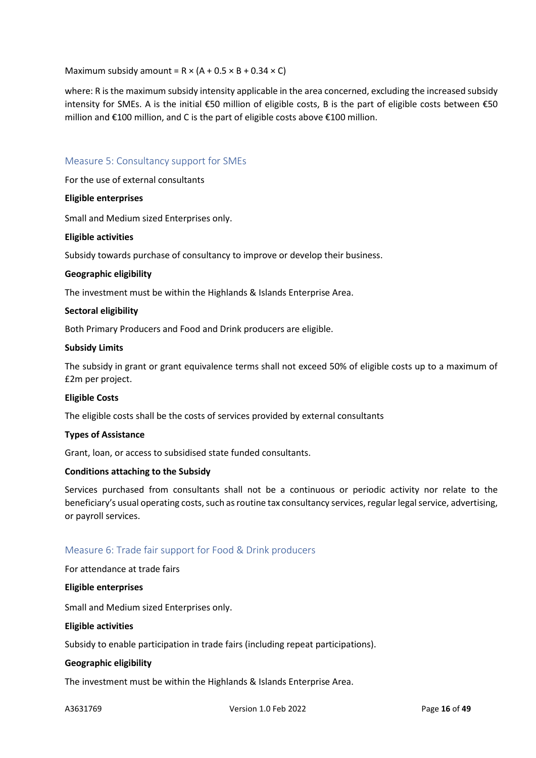Maximum subsidy amount = $R \times (A + 0.5 \times B + 0.34 \times C)$

where: R is the maximum subsidy intensity applicable in the area concerned, excluding the increased subsidy intensity for SMEs. A is the initial €50 million of eligible costs, B is the part of eligible costs between €50 million and €100 million, and C is the part of eligible costs above €100 million.

## Measure 5: Consultancy support for SMEs

For the use of external consultants

**Eligible enterprises**

Small and Medium sized Enterprises only.

**Eligible activities**

Subsidy towards purchase of consultancy to improve or develop their business.

**Geographic eligibility**

The investment must be within the Highlands & Islands Enterprise Area.

**Sectoral eligibility**

Both Primary Producers and Food and Drink producers are eligible.

**Subsidy Limits**

The subsidy in grant or grant equivalence terms shall not exceed 50% of eligible costs up to a maximum of £2m per project.

**Eligible Costs**

The eligible costs shall be the costs of services provided by external consultants

**Types of Assistance**

Grant, loan, or access to subsidised state funded consultants.

**Conditions attaching to the Subsidy**

Services purchased from consultants shall not be a continuous or periodic activity nor relate to the beneficiary's usual operating costs, such as routine tax consultancy services, regular legal service, advertising, or payroll services.

## Measure 6: Trade fair support for Food & Drink producers

For attendance at trade fairs

**Eligible enterprises**

Small and Medium sized Enterprises only.

**Eligible activities**

Subsidy to enable participation in trade fairs (including repeat participations).

**Geographic eligibility**

The investment must be within the Highlands & Islands Enterprise Area.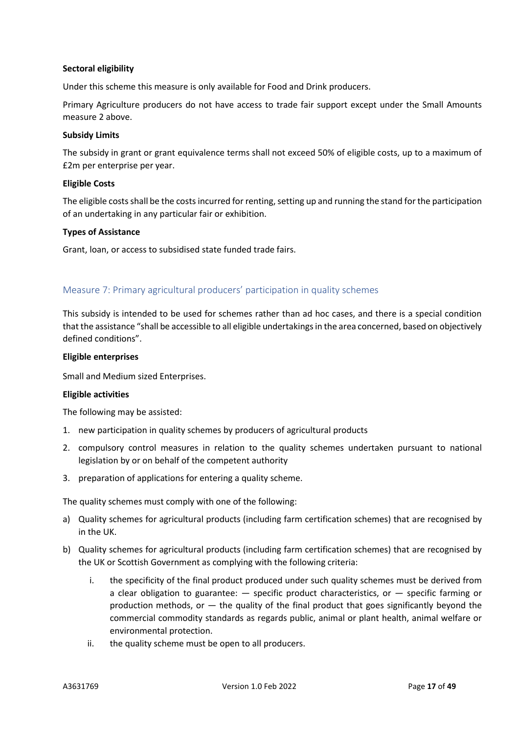**Sectoral eligibility**

Under this scheme this measure is only available for Food and Drink producers.

Primary Agriculture producers do not have access to trade fair support except under the Small Amounts measure 2 above.

**Subsidy Limits**

The subsidy in grant or grant equivalence terms shall not exceed 50% of eligible costs, up to a maximum of £2m per enterprise per year.

**Eligible Costs**

The eligible costs shall be the costs incurred for renting, setting up and running the stand for the participation of an undertaking in any particular fair or exhibition.

**Types of Assistance**

Grant, loan, or access to subsidised state funded trade fairs.

## Measure 7: Primary agricultural producers' participation in quality schemes

This subsidy is intended to be used for schemes rather than ad hoc cases, and there is a special condition that the assistance "shall be accessible to all eligible undertakings in the area concerned, based on objectively defined conditions".

**Eligible enterprises**

Small and Medium sized Enterprises.

**Eligible activities**

The following may be assisted:

1. new participation in quality schemes by producers of agricultural products
2. compulsory control measures in relation to the quality schemes undertaken pursuant to national legislation by or on behalf of the competent authority
3. preparation of applications for entering a quality scheme.

The quality schemes must comply with one of the following:

a) Quality schemes for agricultural products (including farm certification schemes) that are recognised by in the UK.

b) Quality schemes for agricultural products (including farm certification schemes) that are recognised by the UK or Scottish Government as complying with the following criteria:

   i. the specificity of the final product produced under such quality schemes must be derived from a clear obligation to guarantee: — specific product characteristics, or — specific farming or production methods, or — the quality of the final product that goes significantly beyond the commercial commodity standards as regards public, animal or plant health, animal welfare or environmental protection.

   ii. the quality scheme must be open to all producers.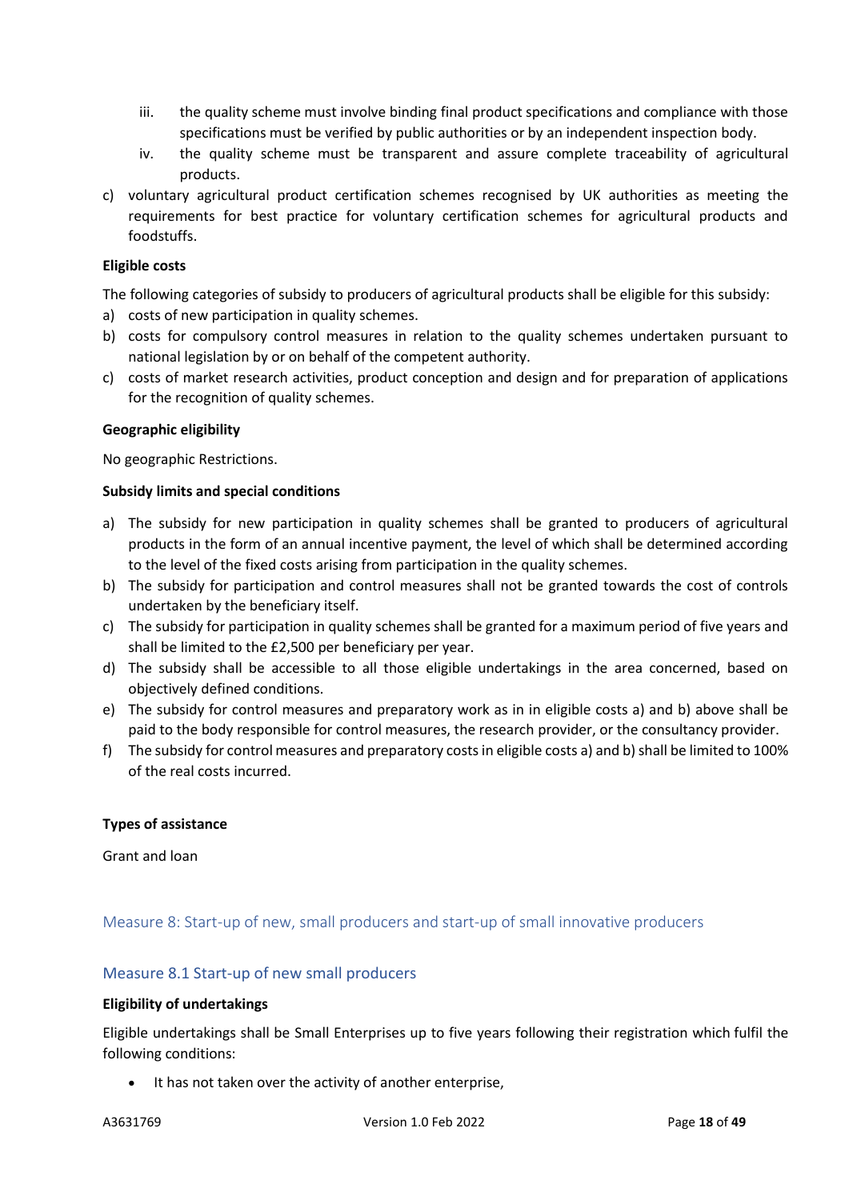iii. the quality scheme must involve binding final product specifications and compliance with those specifications must be verified by public authorities or by an independent inspection body.

iv. the quality scheme must be transparent and assure complete traceability of agricultural products.

c) voluntary agricultural product certification schemes recognised by UK authorities as meeting the requirements for best practice for voluntary certification schemes for agricultural products and foodstuffs.

**Eligible costs**

The following categories of subsidy to producers of agricultural products shall be eligible for this subsidy:

a) costs of new participation in quality schemes.
b) costs for compulsory control measures in relation to the quality schemes undertaken pursuant to national legislation by or on behalf of the competent authority.
c) costs of market research activities, product conception and design and for preparation of applications for the recognition of quality schemes.

**Geographic eligibility**

No geographic Restrictions.

**Subsidy limits and special conditions**

a) The subsidy for new participation in quality schemes shall be granted to producers of agricultural products in the form of an annual incentive payment, the level of which shall be determined according to the level of the fixed costs arising from participation in the quality schemes.
b) The subsidy for participation and control measures shall not be granted towards the cost of controls undertaken by the beneficiary itself.
c) The subsidy for participation in quality schemes shall be granted for a maximum period of five years and shall be limited to the £2,500 per beneficiary per year.
d) The subsidy shall be accessible to all those eligible undertakings in the area concerned, based on objectively defined conditions.
e) The subsidy for control measures and preparatory work as in in eligible costs a) and b) above shall be paid to the body responsible for control measures, the research provider, or the consultancy provider.
f) The subsidy for control measures and preparatory costs in eligible costs a) and b) shall be limited to 100% of the real costs incurred.

**Types of assistance**

Grant and loan

## Measure 8: Start-up of new, small producers and start-up of small innovative producers

### Measure 8.1 Start-up of new small producers

**Eligibility of undertakings**

Eligible undertakings shall be Small Enterprises up to five years following their registration which fulfil the following conditions:

- It has not taken over the activity of another enterprise,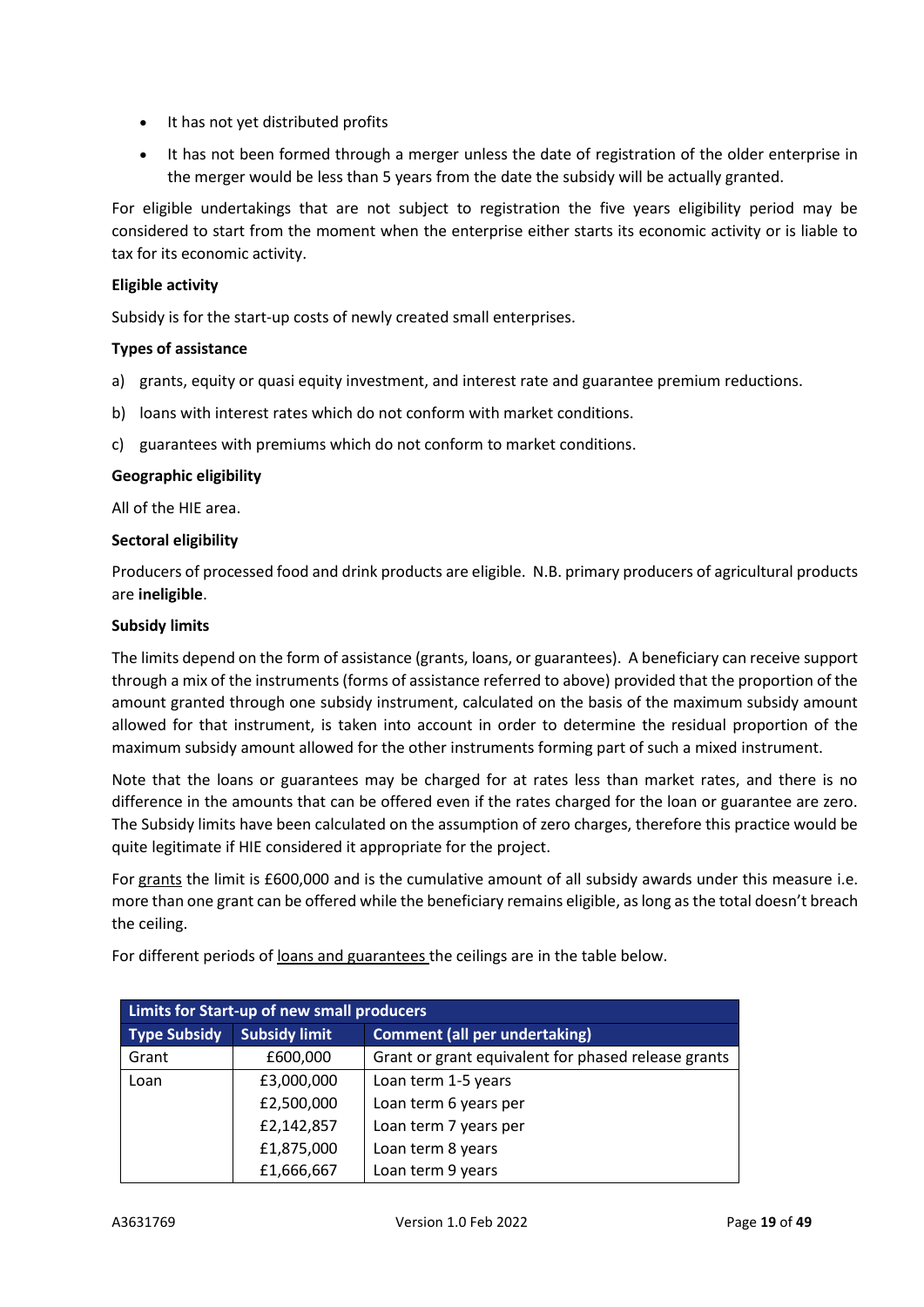- It has not yet distributed profits
- It has not been formed through a merger unless the date of registration of the older enterprise in the merger would be less than 5 years from the date the subsidy will be actually granted.

For eligible undertakings that are not subject to registration the five years eligibility period may be considered to start from the moment when the enterprise either starts its economic activity or is liable to tax for its economic activity.

**Eligible activity**

Subsidy is for the start-up costs of newly created small enterprises.

**Types of assistance**

a) grants, equity or quasi equity investment, and interest rate and guarantee premium reductions.

b) loans with interest rates which do not conform with market conditions.

c) guarantees with premiums which do not conform to market conditions.

**Geographic eligibility**

All of the HIE area.

**Sectoral eligibility**

Producers of processed food and drink products are eligible. N.B. primary producers of agricultural products are **ineligible**.

**Subsidy limits**

The limits depend on the form of assistance (grants, loans, or guarantees). A beneficiary can receive support through a mix of the instruments (forms of assistance referred to above) provided that the proportion of the amount granted through one subsidy instrument, calculated on the basis of the maximum subsidy amount allowed for that instrument, is taken into account in order to determine the residual proportion of the maximum subsidy amount allowed for the other instruments forming part of such a mixed instrument.

Note that the loans or guarantees may be charged for at rates less than market rates, and there is no difference in the amounts that can be offered even if the rates charged for the loan or guarantee are zero. The Subsidy limits have been calculated on the assumption of zero charges, therefore this practice would be quite legitimate if HIE considered it appropriate for the project.

For grants the limit is £600,000 and is the cumulative amount of all subsidy awards under this measure i.e. more than one grant can be offered while the beneficiary remains eligible, as long as the total doesn't breach the ceiling.

For different periods of loans and guarantees the ceilings are in the table below.

| Limits for Start-up of new small producers | | |
|---|---|---|
| **Type Subsidy** | **Subsidy limit** | **Comment (all per undertaking)** |
| Grant | £600,000 | Grant or grant equivalent for phased release grants |
| Loan | £3,000,000 | Loan term 1-5 years |
| | £2,500,000 | Loan term 6 years per |
| | £2,142,857 | Loan term 7 years per |
| | £1,875,000 | Loan term 8 years |
| | £1,666,667 | Loan term 9 years |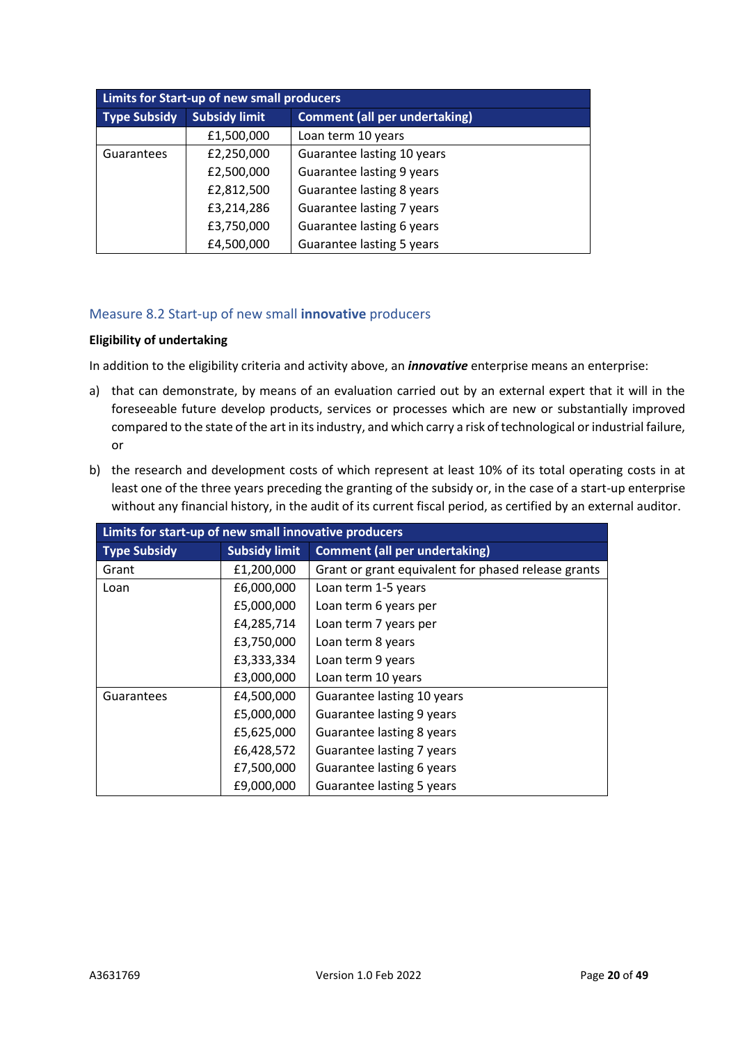| Limits for Start-up of new small producers | | |
|---|---|---|
| **Type Subsidy** | **Subsidy limit** | **Comment (all per undertaking)** |
| | £1,500,000 | Loan term 10 years |
| Guarantees | £2,250,000 | Guarantee lasting 10 years |
| | £2,500,000 | Guarantee lasting 9 years |
| | £2,812,500 | Guarantee lasting 8 years |
| | £3,214,286 | Guarantee lasting 7 years |
| | £3,750,000 | Guarantee lasting 6 years |
| | £4,500,000 | Guarantee lasting 5 years |

## Measure 8.2 Start-up of new small **innovative** producers

**Eligibility of undertaking**

In addition to the eligibility criteria and activity above, an ***innovative*** enterprise means an enterprise:

a) that can demonstrate, by means of an evaluation carried out by an external expert that it will in the foreseeable future develop products, services or processes which are new or substantially improved compared to the state of the art in its industry, and which carry a risk of technological or industrial failure, or

b) the research and development costs of which represent at least 10% of its total operating costs in at least one of the three years preceding the granting of the subsidy or, in the case of a start-up enterprise without any financial history, in the audit of its current fiscal period, as certified by an external auditor.

| Limits for start-up of new small innovative producers | | |
|---|---|---|
| **Type Subsidy** | **Subsidy limit** | **Comment (all per undertaking)** |
| Grant | £1,200,000 | Grant or grant equivalent for phased release grants |
| Loan | £6,000,000 | Loan term 1-5 years |
| | £5,000,000 | Loan term 6 years per |
| | £4,285,714 | Loan term 7 years per |
| | £3,750,000 | Loan term 8 years |
| | £3,333,334 | Loan term 9 years |
| | £3,000,000 | Loan term 10 years |
| Guarantees | £4,500,000 | Guarantee lasting 10 years |
| | £5,000,000 | Guarantee lasting 9 years |
| | £5,625,000 | Guarantee lasting 8 years |
| | £6,428,572 | Guarantee lasting 7 years |
| | £7,500,000 | Guarantee lasting 6 years |
| | £9,000,000 | Guarantee lasting 5 years |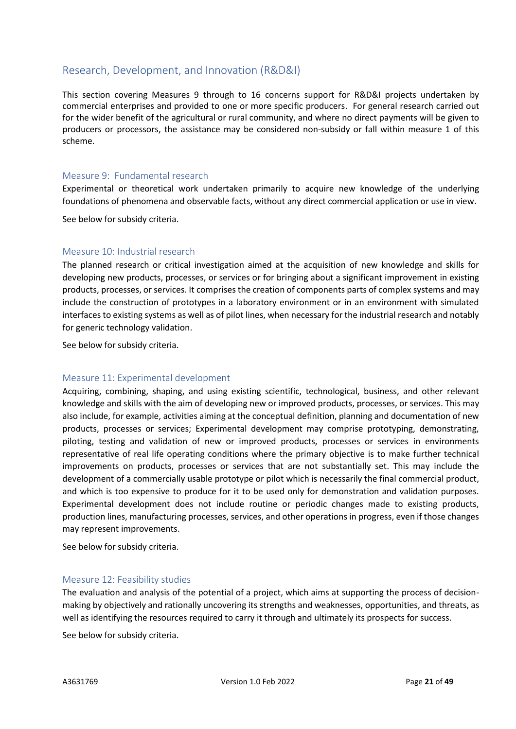## Research, Development, and Innovation (R&D&I)

This section covering Measures 9 through to 16 concerns support for R&D&I projects undertaken by commercial enterprises and provided to one or more specific producers. For general research carried out for the wider benefit of the agricultural or rural community, and where no direct payments will be given to producers or processors, the assistance may be considered non-subsidy or fall within measure 1 of this scheme.

### Measure 9: Fundamental research

Experimental or theoretical work undertaken primarily to acquire new knowledge of the underlying foundations of phenomena and observable facts, without any direct commercial application or use in view.

See below for subsidy criteria.

### Measure 10: Industrial research

The planned research or critical investigation aimed at the acquisition of new knowledge and skills for developing new products, processes, or services or for bringing about a significant improvement in existing products, processes, or services. It comprises the creation of components parts of complex systems and may include the construction of prototypes in a laboratory environment or in an environment with simulated interfaces to existing systems as well as of pilot lines, when necessary for the industrial research and notably for generic technology validation.

See below for subsidy criteria.

### Measure 11: Experimental development

Acquiring, combining, shaping, and using existing scientific, technological, business, and other relevant knowledge and skills with the aim of developing new or improved products, processes, or services. This may also include, for example, activities aiming at the conceptual definition, planning and documentation of new products, processes or services; Experimental development may comprise prototyping, demonstrating, piloting, testing and validation of new or improved products, processes or services in environments representative of real life operating conditions where the primary objective is to make further technical improvements on products, processes or services that are not substantially set. This may include the development of a commercially usable prototype or pilot which is necessarily the final commercial product, and which is too expensive to produce for it to be used only for demonstration and validation purposes. Experimental development does not include routine or periodic changes made to existing products, production lines, manufacturing processes, services, and other operations in progress, even if those changes may represent improvements.

See below for subsidy criteria.

### Measure 12: Feasibility studies

The evaluation and analysis of the potential of a project, which aims at supporting the process of decision-making by objectively and rationally uncovering its strengths and weaknesses, opportunities, and threats, as well as identifying the resources required to carry it through and ultimately its prospects for success.

See below for subsidy criteria.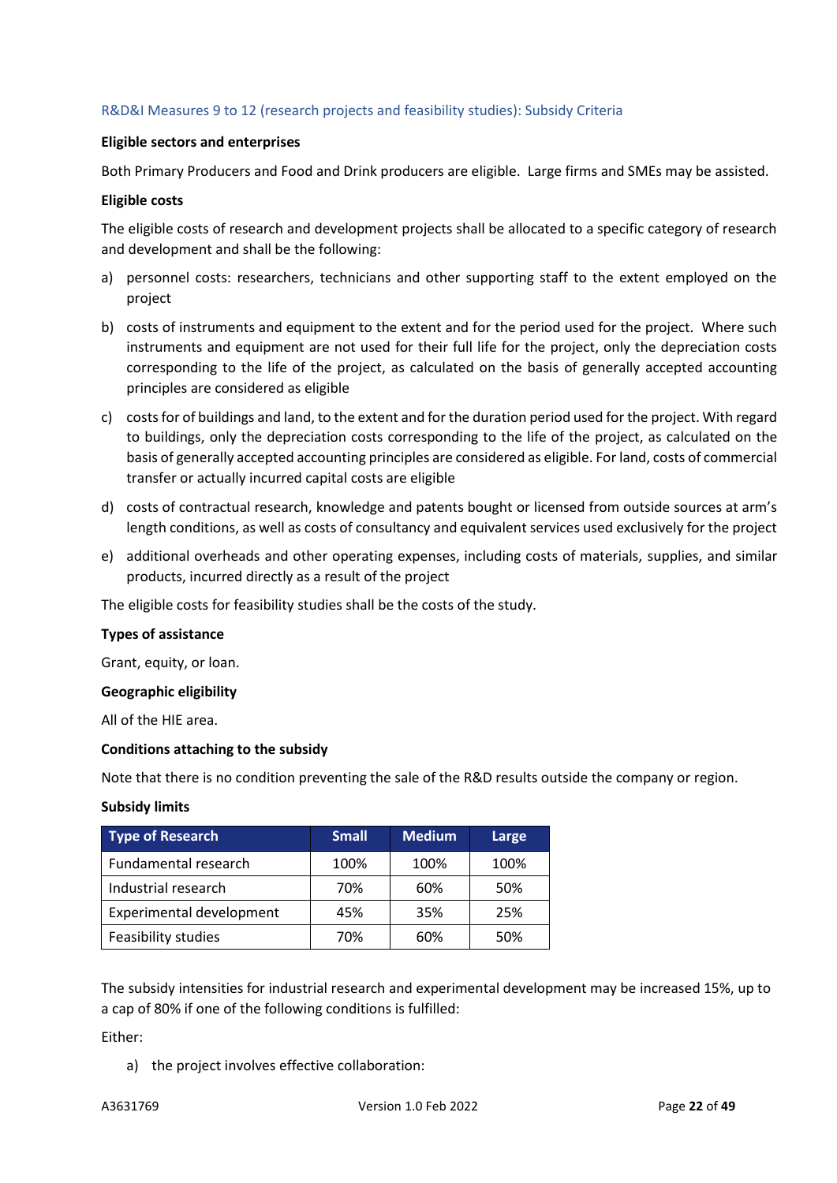## R&D&I Measures 9 to 12 (research projects and feasibility studies): Subsidy Criteria

**Eligible sectors and enterprises**

Both Primary Producers and Food and Drink producers are eligible. Large firms and SMEs may be assisted.

**Eligible costs**

The eligible costs of research and development projects shall be allocated to a specific category of research and development and shall be the following:

a) personnel costs: researchers, technicians and other supporting staff to the extent employed on the project

b) costs of instruments and equipment to the extent and for the period used for the project. Where such instruments and equipment are not used for their full life for the project, only the depreciation costs corresponding to the life of the project, as calculated on the basis of generally accepted accounting principles are considered as eligible

c) costs for of buildings and land, to the extent and for the duration period used for the project. With regard to buildings, only the depreciation costs corresponding to the life of the project, as calculated on the basis of generally accepted accounting principles are considered as eligible. For land, costs of commercial transfer or actually incurred capital costs are eligible

d) costs of contractual research, knowledge and patents bought or licensed from outside sources at arm's length conditions, as well as costs of consultancy and equivalent services used exclusively for the project

e) additional overheads and other operating expenses, including costs of materials, supplies, and similar products, incurred directly as a result of the project

The eligible costs for feasibility studies shall be the costs of the study.

**Types of assistance**

Grant, equity, or loan.

**Geographic eligibility**

All of the HIE area.

**Conditions attaching to the subsidy**

Note that there is no condition preventing the sale of the R&D results outside the company or region.

**Subsidy limits**

| Type of Research | Small | Medium | Large |
|---|---|---|---|
| Fundamental research | 100% | 100% | 100% |
| Industrial research | 70% | 60% | 50% |
| Experimental development | 45% | 35% | 25% |
| Feasibility studies | 70% | 60% | 50% |

The subsidy intensities for industrial research and experimental development may be increased 15%, up to a cap of 80% if one of the following conditions is fulfilled:

Either:

a) the project involves effective collaboration: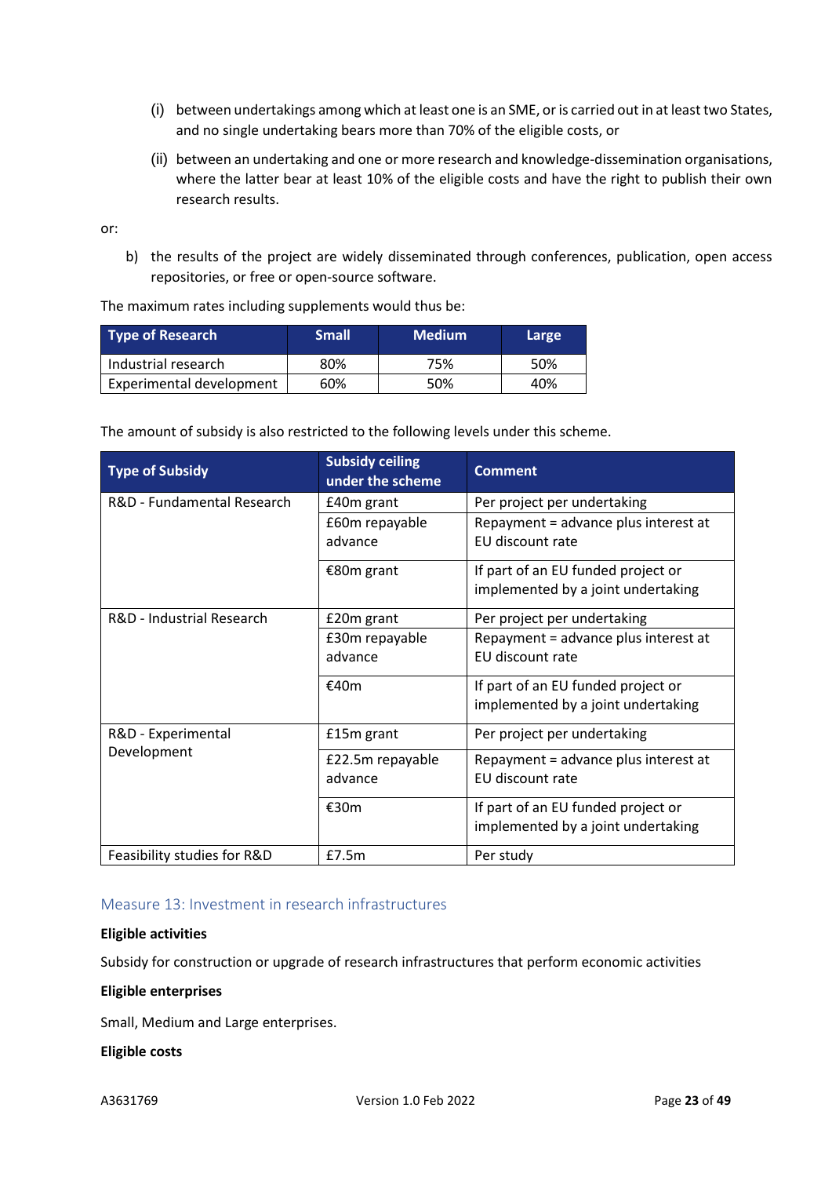(i) between undertakings among which at least one is an SME, or is carried out in at least two States, and no single undertaking bears more than 70% of the eligible costs, or

(ii) between an undertaking and one or more research and knowledge-dissemination organisations, where the latter bear at least 10% of the eligible costs and have the right to publish their own research results.

or:

b) the results of the project are widely disseminated through conferences, publication, open access repositories, or free or open-source software.

The maximum rates including supplements would thus be:

| Type of Research | Small | Medium | Large |
|---|---|---|---|
| Industrial research | 80% | 75% | 50% |
| Experimental development | 60% | 50% | 40% |

The amount of subsidy is also restricted to the following levels under this scheme.

| Type of Subsidy | Subsidy ceiling under the scheme | Comment |
|---|---|---|
| R&D - Fundamental Research | £40m grant | Per project per undertaking |
| | £60m repayable advance | Repayment = advance plus interest at EU discount rate |
| | €80m grant | If part of an EU funded project or implemented by a joint undertaking |
| R&D - Industrial Research | £20m grant | Per project per undertaking |
| | £30m repayable advance | Repayment = advance plus interest at EU discount rate |
| | €40m | If part of an EU funded project or implemented by a joint undertaking |
| R&D - Experimental Development | £15m grant | Per project per undertaking |
| | £22.5m repayable advance | Repayment = advance plus interest at EU discount rate |
| | €30m | If part of an EU funded project or implemented by a joint undertaking |
| Feasibility studies for R&D | £7.5m | Per study |

### Measure 13: Investment in research infrastructures

**Eligible activities**

Subsidy for construction or upgrade of research infrastructures that perform economic activities

**Eligible enterprises**

Small, Medium and Large enterprises.

**Eligible costs**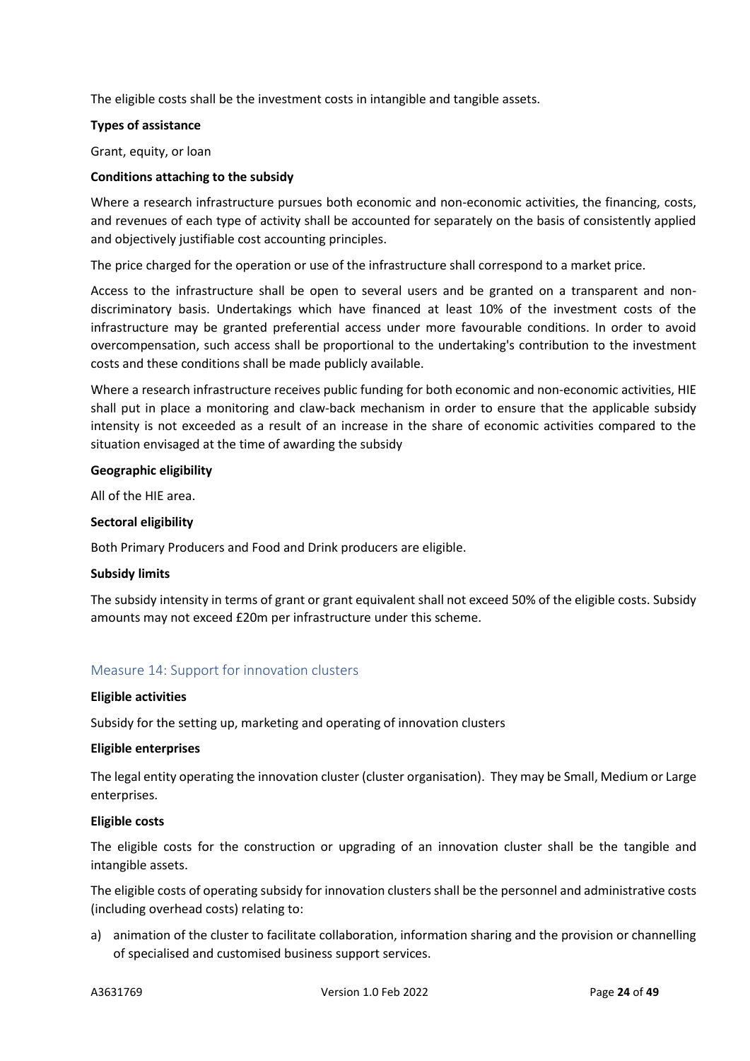The eligible costs shall be the investment costs in intangible and tangible assets.

**Types of assistance**

Grant, equity, or loan

**Conditions attaching to the subsidy**

Where a research infrastructure pursues both economic and non-economic activities, the financing, costs, and revenues of each type of activity shall be accounted for separately on the basis of consistently applied and objectively justifiable cost accounting principles.

The price charged for the operation or use of the infrastructure shall correspond to a market price.

Access to the infrastructure shall be open to several users and be granted on a transparent and non-discriminatory basis. Undertakings which have financed at least 10% of the investment costs of the infrastructure may be granted preferential access under more favourable conditions. In order to avoid overcompensation, such access shall be proportional to the undertaking's contribution to the investment costs and these conditions shall be made publicly available.

Where a research infrastructure receives public funding for both economic and non-economic activities, HIE shall put in place a monitoring and claw-back mechanism in order to ensure that the applicable subsidy intensity is not exceeded as a result of an increase in the share of economic activities compared to the situation envisaged at the time of awarding the subsidy

**Geographic eligibility**

All of the HIE area.

**Sectoral eligibility**

Both Primary Producers and Food and Drink producers are eligible.

**Subsidy limits**

The subsidy intensity in terms of grant or grant equivalent shall not exceed 50% of the eligible costs. Subsidy amounts may not exceed £20m per infrastructure under this scheme.

## Measure 14: Support for innovation clusters

**Eligible activities**

Subsidy for the setting up, marketing and operating of innovation clusters

**Eligible enterprises**

The legal entity operating the innovation cluster (cluster organisation). They may be Small, Medium or Large enterprises.

**Eligible costs**

The eligible costs for the construction or upgrading of an innovation cluster shall be the tangible and intangible assets.

The eligible costs of operating subsidy for innovation clusters shall be the personnel and administrative costs (including overhead costs) relating to:

a) animation of the cluster to facilitate collaboration, information sharing and the provision or channelling of specialised and customised business support services.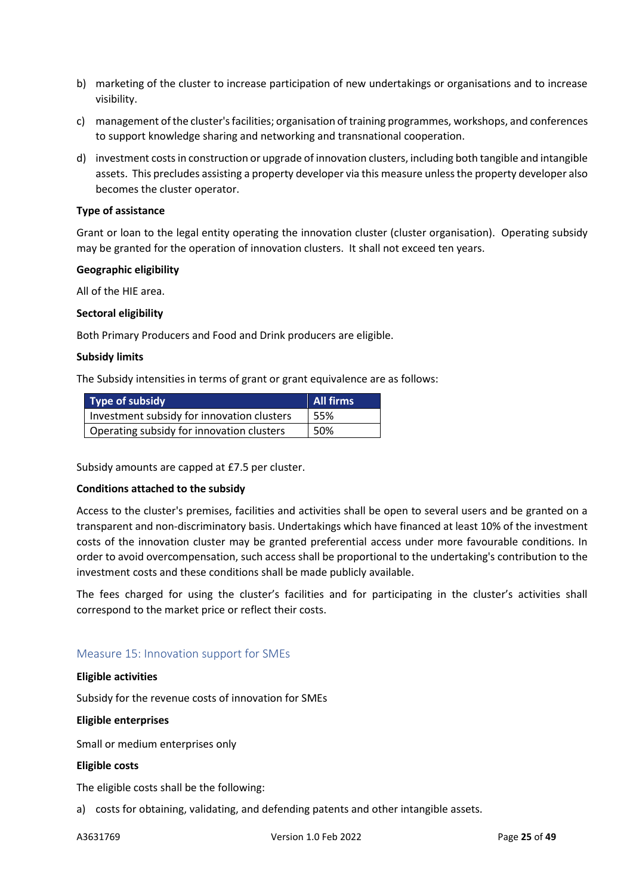b) marketing of the cluster to increase participation of new undertakings or organisations and to increase visibility.

c) management of the cluster's facilities; organisation of training programmes, workshops, and conferences to support knowledge sharing and networking and transnational cooperation.

d) investment costs in construction or upgrade of innovation clusters, including both tangible and intangible assets. This precludes assisting a property developer via this measure unless the property developer also becomes the cluster operator.

**Type of assistance**

Grant or loan to the legal entity operating the innovation cluster (cluster organisation). Operating subsidy may be granted for the operation of innovation clusters. It shall not exceed ten years.

**Geographic eligibility**

All of the HIE area.

**Sectoral eligibility**

Both Primary Producers and Food and Drink producers are eligible.

**Subsidy limits**

The Subsidy intensities in terms of grant or grant equivalence are as follows:

| Type of subsidy | All firms |
|---|---|
| Investment subsidy for innovation clusters | 55% |
| Operating subsidy for innovation clusters | 50% |

Subsidy amounts are capped at £7.5 per cluster.

**Conditions attached to the subsidy**

Access to the cluster's premises, facilities and activities shall be open to several users and be granted on a transparent and non-discriminatory basis. Undertakings which have financed at least 10% of the investment costs of the innovation cluster may be granted preferential access under more favourable conditions. In order to avoid overcompensation, such access shall be proportional to the undertaking's contribution to the investment costs and these conditions shall be made publicly available.

The fees charged for using the cluster's facilities and for participating in the cluster's activities shall correspond to the market price or reflect their costs.

## Measure 15: Innovation support for SMEs

**Eligible activities**

Subsidy for the revenue costs of innovation for SMEs

**Eligible enterprises**

Small or medium enterprises only

**Eligible costs**

The eligible costs shall be the following:

a) costs for obtaining, validating, and defending patents and other intangible assets.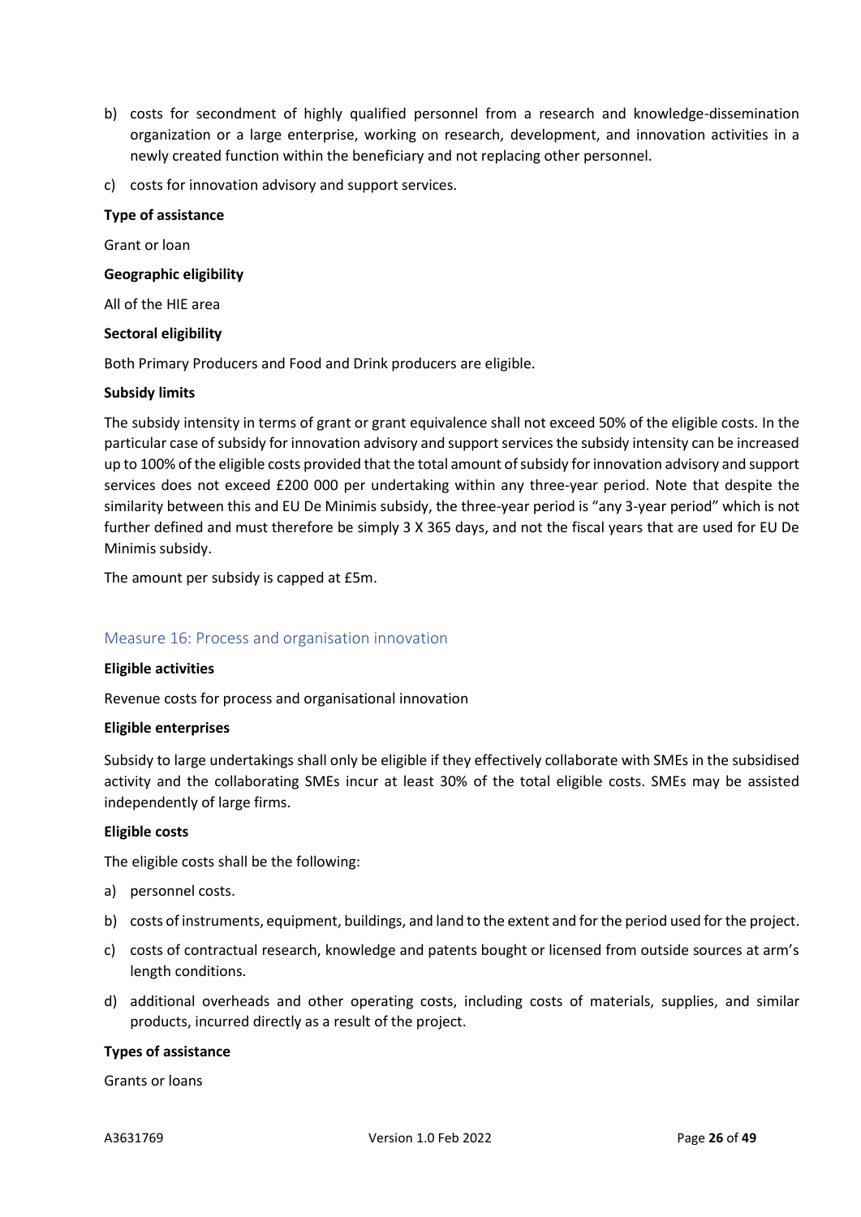b) costs for secondment of highly qualified personnel from a research and knowledge-dissemination organization or a large enterprise, working on research, development, and innovation activities in a newly created function within the beneficiary and not replacing other personnel.

c) costs for innovation advisory and support services.

**Type of assistance**

Grant or loan

**Geographic eligibility**

All of the HIE area

**Sectoral eligibility**

Both Primary Producers and Food and Drink producers are eligible.

**Subsidy limits**

The subsidy intensity in terms of grant or grant equivalence shall not exceed 50% of the eligible costs. In the particular case of subsidy for innovation advisory and support services the subsidy intensity can be increased up to 100% of the eligible costs provided that the total amount of subsidy for innovation advisory and support services does not exceed £200 000 per undertaking within any three-year period. Note that despite the similarity between this and EU De Minimis subsidy, the three-year period is "any 3-year period" which is not further defined and must therefore be simply 3 X 365 days, and not the fiscal years that are used for EU De Minimis subsidy.

The amount per subsidy is capped at £5m.

### Measure 16: Process and organisation innovation

**Eligible activities**

Revenue costs for process and organisational innovation

**Eligible enterprises**

Subsidy to large undertakings shall only be eligible if they effectively collaborate with SMEs in the subsidised activity and the collaborating SMEs incur at least 30% of the total eligible costs. SMEs may be assisted independently of large firms.

**Eligible costs**

The eligible costs shall be the following:

a) personnel costs.

b) costs of instruments, equipment, buildings, and land to the extent and for the period used for the project.

c) costs of contractual research, knowledge and patents bought or licensed from outside sources at arm's length conditions.

d) additional overheads and other operating costs, including costs of materials, supplies, and similar products, incurred directly as a result of the project.

**Types of assistance**

Grants or loans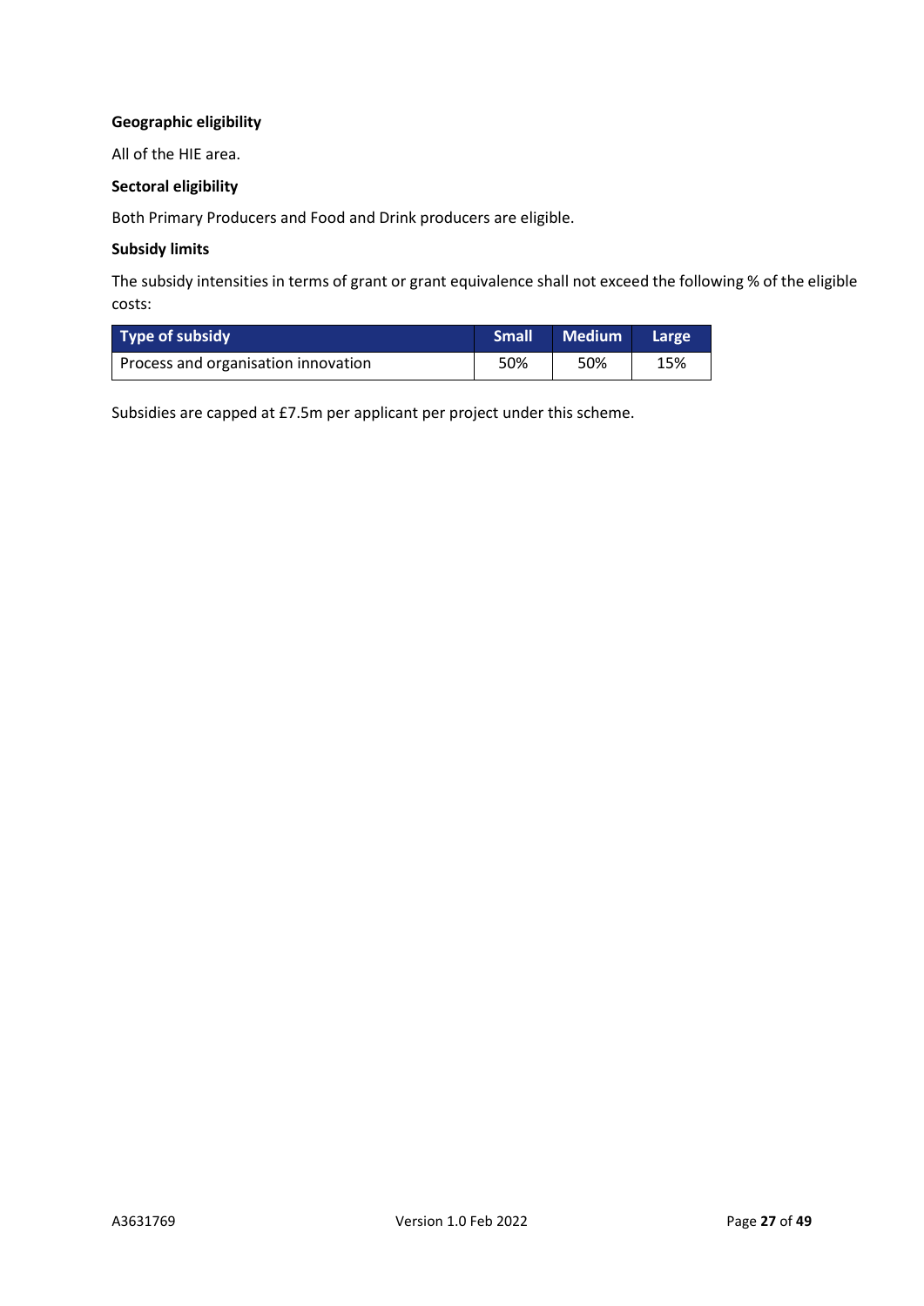**Geographic eligibility**

All of the HIE area.

**Sectoral eligibility**

Both Primary Producers and Food and Drink producers are eligible.

**Subsidy limits**

The subsidy intensities in terms of grant or grant equivalence shall not exceed the following % of the eligible costs:

| Type of subsidy | Small | Medium | Large |
|---|---|---|---|
| Process and organisation innovation | 50% | 50% | 15% |

Subsidies are capped at £7.5m per applicant per project under this scheme.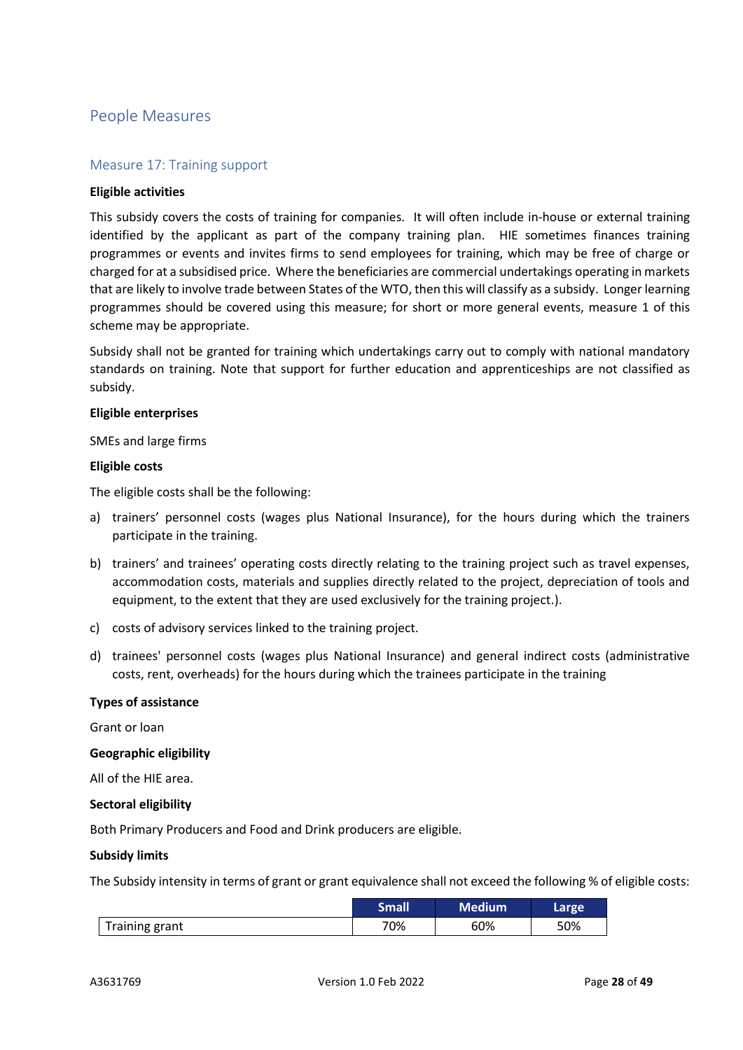## People Measures

### Measure 17: Training support

**Eligible activities**

This subsidy covers the costs of training for companies. It will often include in-house or external training identified by the applicant as part of the company training plan. HIE sometimes finances training programmes or events and invites firms to send employees for training, which may be free of charge or charged for at a subsidised price. Where the beneficiaries are commercial undertakings operating in markets that are likely to involve trade between States of the WTO, then this will classify as a subsidy. Longer learning programmes should be covered using this measure; for short or more general events, measure 1 of this scheme may be appropriate.

Subsidy shall not be granted for training which undertakings carry out to comply with national mandatory standards on training. Note that support for further education and apprenticeships are not classified as subsidy.

**Eligible enterprises**

SMEs and large firms

**Eligible costs**

The eligible costs shall be the following:

a) trainers' personnel costs (wages plus National Insurance), for the hours during which the trainers participate in the training.

b) trainers' and trainees' operating costs directly relating to the training project such as travel expenses, accommodation costs, materials and supplies directly related to the project, depreciation of tools and equipment, to the extent that they are used exclusively for the training project.).

c) costs of advisory services linked to the training project.

d) trainees' personnel costs (wages plus National Insurance) and general indirect costs (administrative costs, rent, overheads) for the hours during which the trainees participate in the training

**Types of assistance**

Grant or loan

**Geographic eligibility**

All of the HIE area.

**Sectoral eligibility**

Both Primary Producers and Food and Drink producers are eligible.

**Subsidy limits**

The Subsidy intensity in terms of grant or grant equivalence shall not exceed the following % of eligible costs:

| | Small | Medium | Large |
|---|---|---|---|
| Training grant | 70% | 60% | 50% |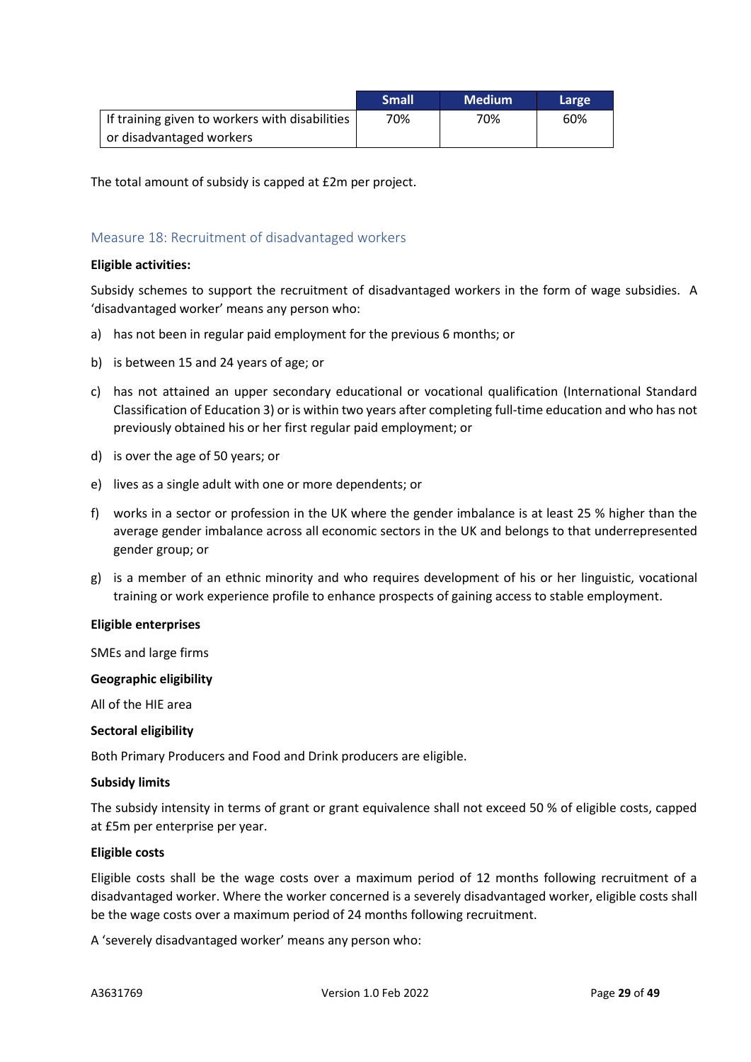| | Small | Medium | Large |
|---|---|---|---|
| If training given to workers with disabilities or disadvantaged workers | 70% | 70% | 60% |

The total amount of subsidy is capped at £2m per project.

### Measure 18: Recruitment of disadvantaged workers

**Eligible activities:**

Subsidy schemes to support the recruitment of disadvantaged workers in the form of wage subsidies. A 'disadvantaged worker' means any person who:

a) has not been in regular paid employment for the previous 6 months; or

b) is between 15 and 24 years of age; or

c) has not attained an upper secondary educational or vocational qualification (International Standard Classification of Education 3) or is within two years after completing full-time education and who has not previously obtained his or her first regular paid employment; or

d) is over the age of 50 years; or

e) lives as a single adult with one or more dependents; or

f) works in a sector or profession in the UK where the gender imbalance is at least 25 % higher than the average gender imbalance across all economic sectors in the UK and belongs to that underrepresented gender group; or

g) is a member of an ethnic minority and who requires development of his or her linguistic, vocational training or work experience profile to enhance prospects of gaining access to stable employment.

**Eligible enterprises**

SMEs and large firms

**Geographic eligibility**

All of the HIE area

**Sectoral eligibility**

Both Primary Producers and Food and Drink producers are eligible.

**Subsidy limits**

The subsidy intensity in terms of grant or grant equivalence shall not exceed 50 % of eligible costs, capped at £5m per enterprise per year.

**Eligible costs**

Eligible costs shall be the wage costs over a maximum period of 12 months following recruitment of a disadvantaged worker. Where the worker concerned is a severely disadvantaged worker, eligible costs shall be the wage costs over a maximum period of 24 months following recruitment.

A 'severely disadvantaged worker' means any person who: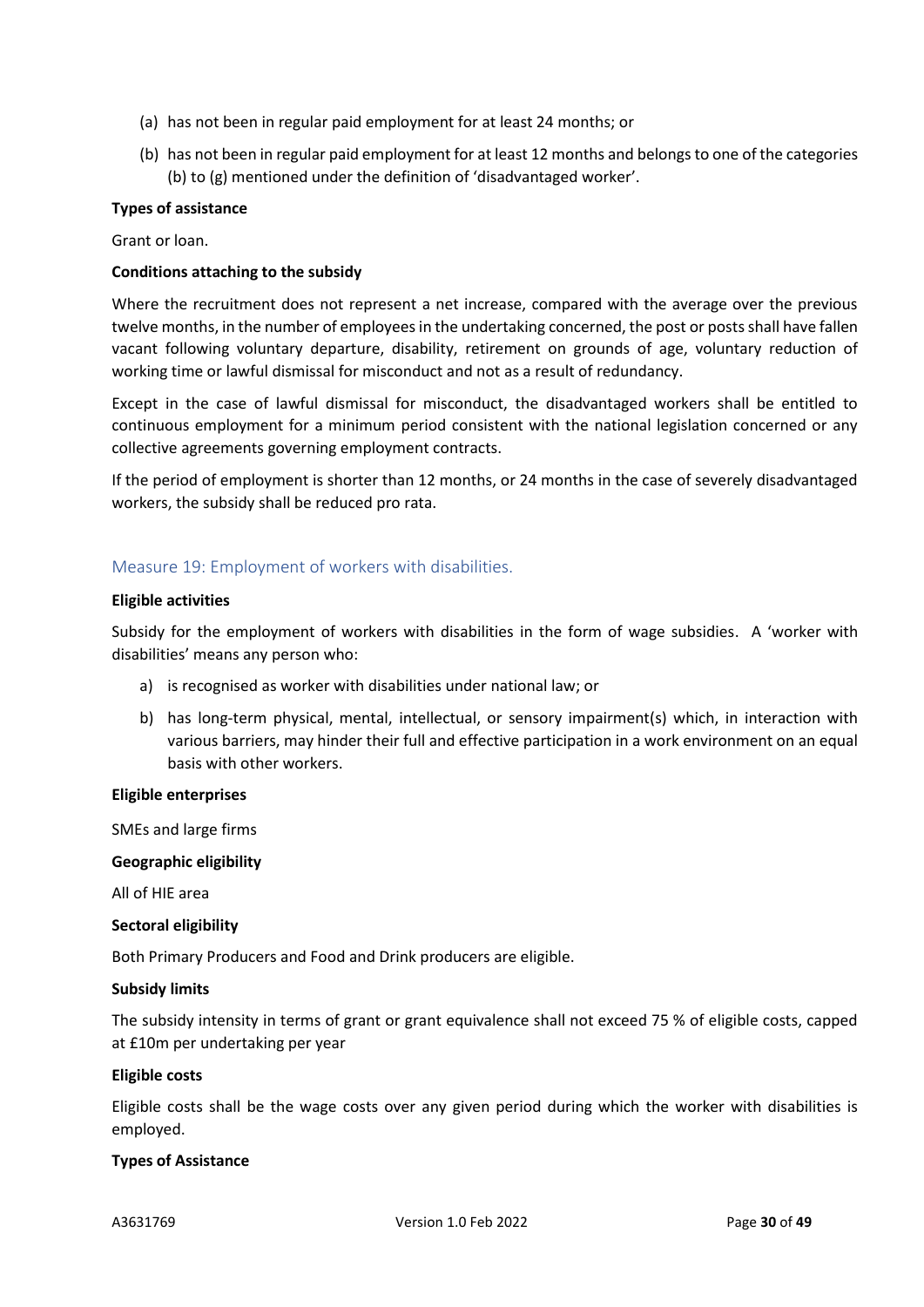(a) has not been in regular paid employment for at least 24 months; or

(b) has not been in regular paid employment for at least 12 months and belongs to one of the categories (b) to (g) mentioned under the definition of 'disadvantaged worker'.

**Types of assistance**

Grant or loan.

**Conditions attaching to the subsidy**

Where the recruitment does not represent a net increase, compared with the average over the previous twelve months, in the number of employees in the undertaking concerned, the post or posts shall have fallen vacant following voluntary departure, disability, retirement on grounds of age, voluntary reduction of working time or lawful dismissal for misconduct and not as a result of redundancy.

Except in the case of lawful dismissal for misconduct, the disadvantaged workers shall be entitled to continuous employment for a minimum period consistent with the national legislation concerned or any collective agreements governing employment contracts.

If the period of employment is shorter than 12 months, or 24 months in the case of severely disadvantaged workers, the subsidy shall be reduced pro rata.

### Measure 19: Employment of workers with disabilities.

**Eligible activities**

Subsidy for the employment of workers with disabilities in the form of wage subsidies. A 'worker with disabilities' means any person who:

a) is recognised as worker with disabilities under national law; or

b) has long-term physical, mental, intellectual, or sensory impairment(s) which, in interaction with various barriers, may hinder their full and effective participation in a work environment on an equal basis with other workers.

**Eligible enterprises**

SMEs and large firms

**Geographic eligibility**

All of HIE area

**Sectoral eligibility**

Both Primary Producers and Food and Drink producers are eligible.

**Subsidy limits**

The subsidy intensity in terms of grant or grant equivalence shall not exceed 75 % of eligible costs, capped at £10m per undertaking per year

**Eligible costs**

Eligible costs shall be the wage costs over any given period during which the worker with disabilities is employed.

**Types of Assistance**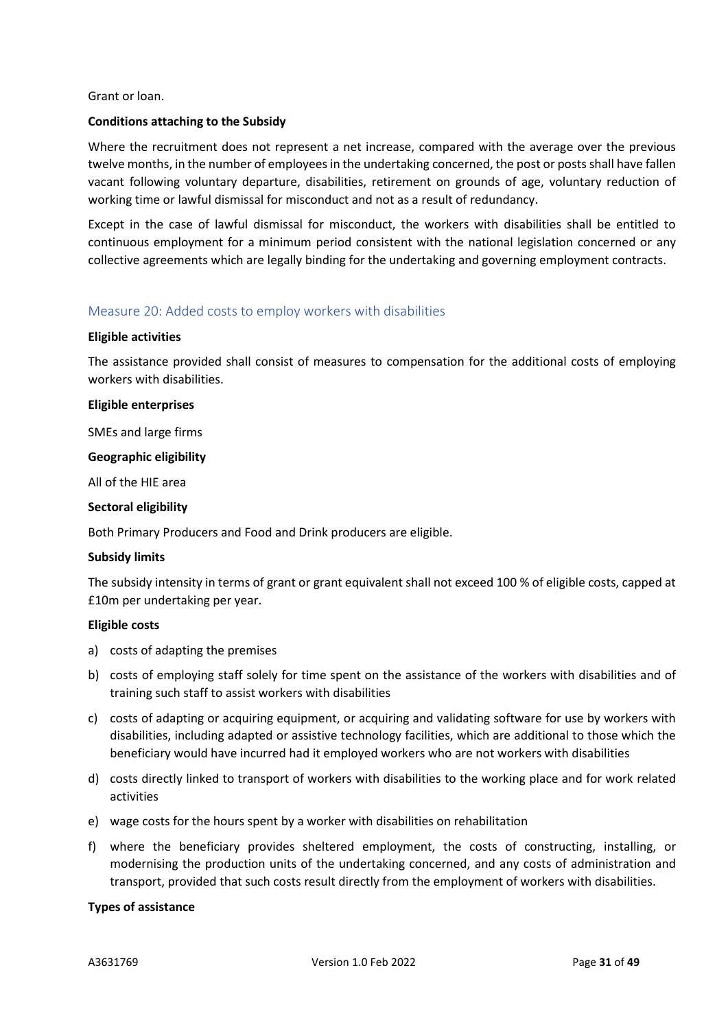Grant or loan.

**Conditions attaching to the Subsidy**

Where the recruitment does not represent a net increase, compared with the average over the previous twelve months, in the number of employees in the undertaking concerned, the post or posts shall have fallen vacant following voluntary departure, disabilities, retirement on grounds of age, voluntary reduction of working time or lawful dismissal for misconduct and not as a result of redundancy.

Except in the case of lawful dismissal for misconduct, the workers with disabilities shall be entitled to continuous employment for a minimum period consistent with the national legislation concerned or any collective agreements which are legally binding for the undertaking and governing employment contracts.

### Measure 20: Added costs to employ workers with disabilities

**Eligible activities**

The assistance provided shall consist of measures to compensation for the additional costs of employing workers with disabilities.

**Eligible enterprises**

SMEs and large firms

**Geographic eligibility**

All of the HIE area

**Sectoral eligibility**

Both Primary Producers and Food and Drink producers are eligible.

**Subsidy limits**

The subsidy intensity in terms of grant or grant equivalent shall not exceed 100 % of eligible costs, capped at £10m per undertaking per year.

**Eligible costs**

a) costs of adapting the premises
b) costs of employing staff solely for time spent on the assistance of the workers with disabilities and of training such staff to assist workers with disabilities
c) costs of adapting or acquiring equipment, or acquiring and validating software for use by workers with disabilities, including adapted or assistive technology facilities, which are additional to those which the beneficiary would have incurred had it employed workers who are not workers with disabilities
d) costs directly linked to transport of workers with disabilities to the working place and for work related activities
e) wage costs for the hours spent by a worker with disabilities on rehabilitation
f) where the beneficiary provides sheltered employment, the costs of constructing, installing, or modernising the production units of the undertaking concerned, and any costs of administration and transport, provided that such costs result directly from the employment of workers with disabilities.

**Types of assistance**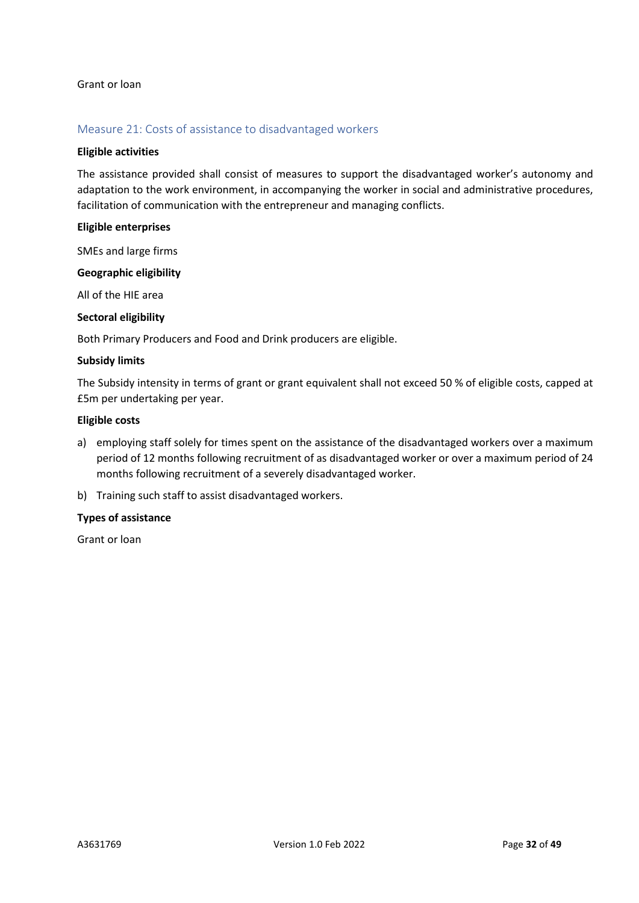Grant or loan

## Measure 21: Costs of assistance to disadvantaged workers

**Eligible activities**

The assistance provided shall consist of measures to support the disadvantaged worker's autonomy and adaptation to the work environment, in accompanying the worker in social and administrative procedures, facilitation of communication with the entrepreneur and managing conflicts.

**Eligible enterprises**

SMEs and large firms

**Geographic eligibility**

All of the HIE area

**Sectoral eligibility**

Both Primary Producers and Food and Drink producers are eligible.

**Subsidy limits**

The Subsidy intensity in terms of grant or grant equivalent shall not exceed 50 % of eligible costs, capped at £5m per undertaking per year.

**Eligible costs**

a) employing staff solely for times spent on the assistance of the disadvantaged workers over a maximum period of 12 months following recruitment of as disadvantaged worker or over a maximum period of 24 months following recruitment of a severely disadvantaged worker.

b) Training such staff to assist disadvantaged workers.

**Types of assistance**

Grant or loan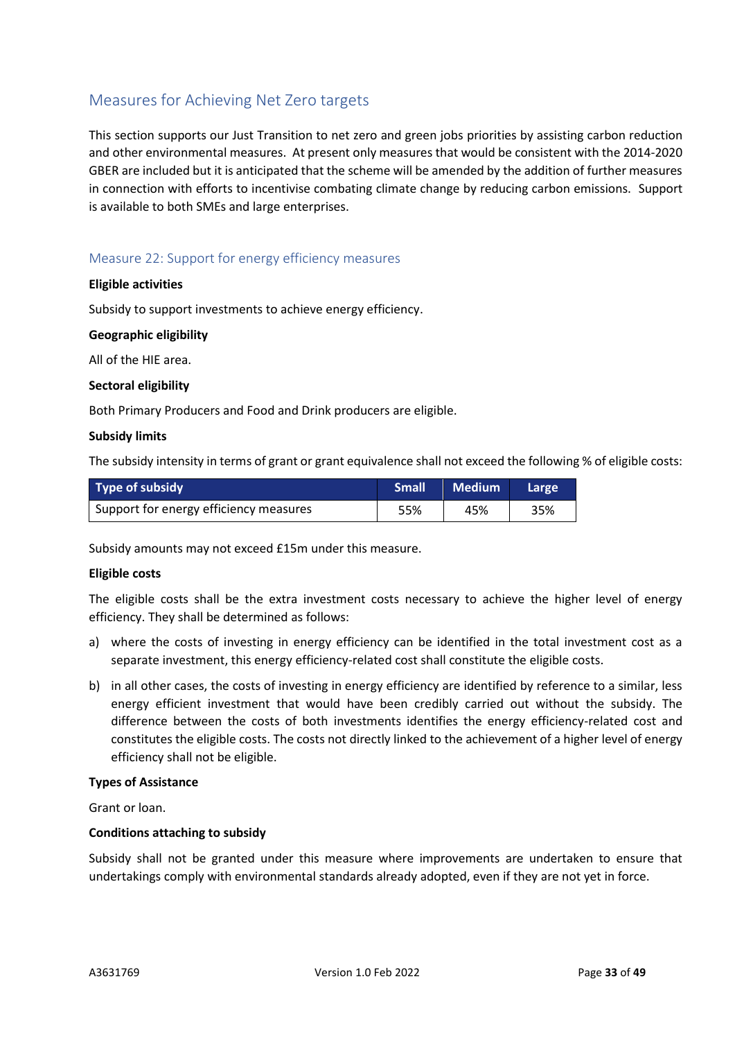## Measures for Achieving Net Zero targets

This section supports our Just Transition to net zero and green jobs priorities by assisting carbon reduction and other environmental measures. At present only measures that would be consistent with the 2014-2020 GBER are included but it is anticipated that the scheme will be amended by the addition of further measures in connection with efforts to incentivise combating climate change by reducing carbon emissions. Support is available to both SMEs and large enterprises.

### Measure 22: Support for energy efficiency measures

**Eligible activities**

Subsidy to support investments to achieve energy efficiency.

**Geographic eligibility**

All of the HIE area.

**Sectoral eligibility**

Both Primary Producers and Food and Drink producers are eligible.

**Subsidy limits**

The subsidy intensity in terms of grant or grant equivalence shall not exceed the following % of eligible costs:

| Type of subsidy | Small | Medium | Large |
|---|---|---|---|
| Support for energy efficiency measures | 55% | 45% | 35% |

Subsidy amounts may not exceed £15m under this measure.

**Eligible costs**

The eligible costs shall be the extra investment costs necessary to achieve the higher level of energy efficiency. They shall be determined as follows:

a) where the costs of investing in energy efficiency can be identified in the total investment cost as a separate investment, this energy efficiency-related cost shall constitute the eligible costs.

b) in all other cases, the costs of investing in energy efficiency are identified by reference to a similar, less energy efficient investment that would have been credibly carried out without the subsidy. The difference between the costs of both investments identifies the energy efficiency-related cost and constitutes the eligible costs. The costs not directly linked to the achievement of a higher level of energy efficiency shall not be eligible.

**Types of Assistance**

Grant or loan.

**Conditions attaching to subsidy**

Subsidy shall not be granted under this measure where improvements are undertaken to ensure that undertakings comply with environmental standards already adopted, even if they are not yet in force.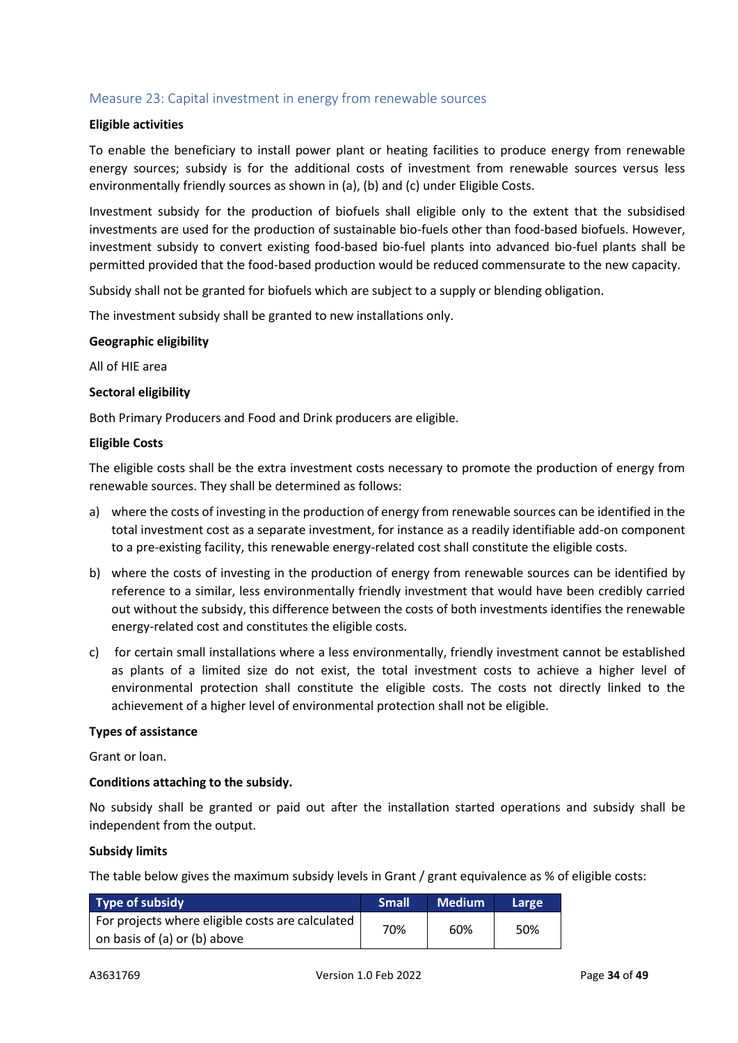### Measure 23: Capital investment in energy from renewable sources

**Eligible activities**

To enable the beneficiary to install power plant or heating facilities to produce energy from renewable energy sources; subsidy is for the additional costs of investment from renewable sources versus less environmentally friendly sources as shown in (a), (b) and (c) under Eligible Costs.

Investment subsidy for the production of biofuels shall eligible only to the extent that the subsidised investments are used for the production of sustainable bio-fuels other than food-based biofuels. However, investment subsidy to convert existing food-based bio-fuel plants into advanced bio-fuel plants shall be permitted provided that the food-based production would be reduced commensurate to the new capacity.

Subsidy shall not be granted for biofuels which are subject to a supply or blending obligation.

The investment subsidy shall be granted to new installations only.

**Geographic eligibility**

All of HIE area

**Sectoral eligibility**

Both Primary Producers and Food and Drink producers are eligible.

**Eligible Costs**

The eligible costs shall be the extra investment costs necessary to promote the production of energy from renewable sources. They shall be determined as follows:

a) where the costs of investing in the production of energy from renewable sources can be identified in the total investment cost as a separate investment, for instance as a readily identifiable add-on component to a pre-existing facility, this renewable energy-related cost shall constitute the eligible costs.

b) where the costs of investing in the production of energy from renewable sources can be identified by reference to a similar, less environmentally friendly investment that would have been credibly carried out without the subsidy, this difference between the costs of both investments identifies the renewable energy-related cost and constitutes the eligible costs.

c) for certain small installations where a less environmentally, friendly investment cannot be established as plants of a limited size do not exist, the total investment costs to achieve a higher level of environmental protection shall constitute the eligible costs. The costs not directly linked to the achievement of a higher level of environmental protection shall not be eligible.

**Types of assistance**

Grant or loan.

**Conditions attaching to the subsidy.**

No subsidy shall be granted or paid out after the installation started operations and subsidy shall be independent from the output.

**Subsidy limits**

The table below gives the maximum subsidy levels in Grant / grant equivalence as % of eligible costs:

| Type of subsidy | Small | Medium | Large |
|---|---|---|---|
| For projects where eligible costs are calculated on basis of (a) or (b) above | 70% | 60% | 50% |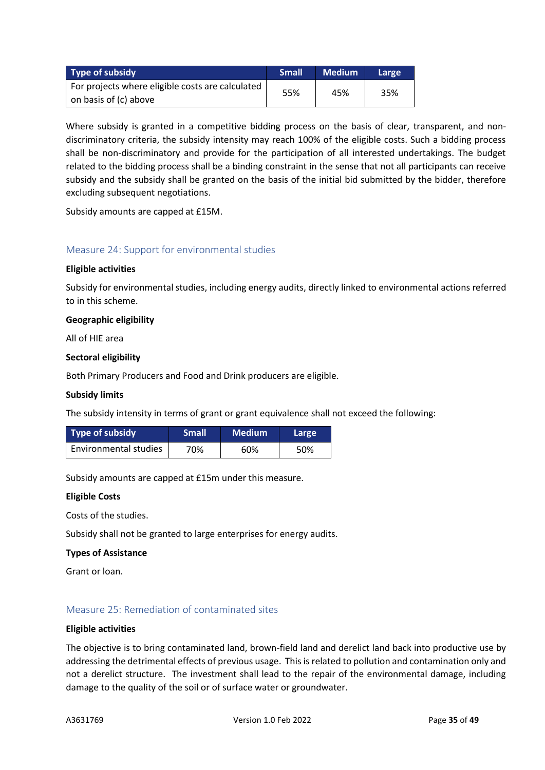| Type of subsidy | Small | Medium | Large |
| --- | --- | --- | --- |
| For projects where eligible costs are calculated on basis of (c) above | 55% | 45% | 35% |

Where subsidy is granted in a competitive bidding process on the basis of clear, transparent, and non-discriminatory criteria, the subsidy intensity may reach 100% of the eligible costs. Such a bidding process shall be non-discriminatory and provide for the participation of all interested undertakings. The budget related to the bidding process shall be a binding constraint in the sense that not all participants can receive subsidy and the subsidy shall be granted on the basis of the initial bid submitted by the bidder, therefore excluding subsequent negotiations.

Subsidy amounts are capped at £15M.

## Measure 24: Support for environmental studies

**Eligible activities**

Subsidy for environmental studies, including energy audits, directly linked to environmental actions referred to in this scheme.

**Geographic eligibility**

All of HIE area

**Sectoral eligibility**

Both Primary Producers and Food and Drink producers are eligible.

**Subsidy limits**

The subsidy intensity in terms of grant or grant equivalence shall not exceed the following:

| Type of subsidy | Small | Medium | Large |
| --- | --- | --- | --- |
| Environmental studies | 70% | 60% | 50% |

Subsidy amounts are capped at £15m under this measure.

**Eligible Costs**

Costs of the studies.

Subsidy shall not be granted to large enterprises for energy audits.

**Types of Assistance**

Grant or loan.

## Measure 25: Remediation of contaminated sites

**Eligible activities**

The objective is to bring contaminated land, brown-field land and derelict land back into productive use by addressing the detrimental effects of previous usage. This is related to pollution and contamination only and not a derelict structure. The investment shall lead to the repair of the environmental damage, including damage to the quality of the soil or of surface water or groundwater.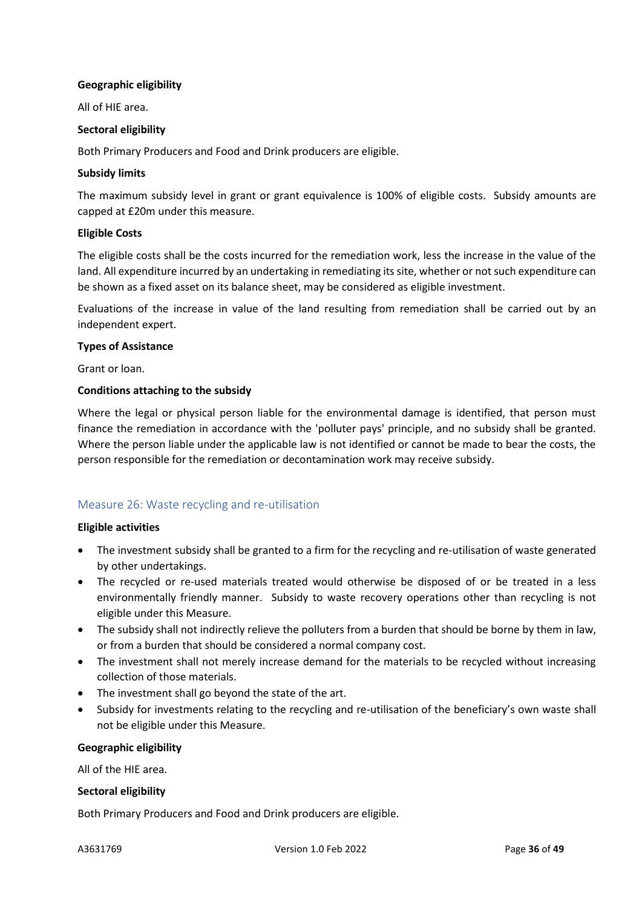**Geographic eligibility**

All of HIE area.

**Sectoral eligibility**

Both Primary Producers and Food and Drink producers are eligible.

**Subsidy limits**

The maximum subsidy level in grant or grant equivalence is 100% of eligible costs. Subsidy amounts are capped at £20m under this measure.

**Eligible Costs**

The eligible costs shall be the costs incurred for the remediation work, less the increase in the value of the land. All expenditure incurred by an undertaking in remediating its site, whether or not such expenditure can be shown as a fixed asset on its balance sheet, may be considered as eligible investment.

Evaluations of the increase in value of the land resulting from remediation shall be carried out by an independent expert.

**Types of Assistance**

Grant or loan.

**Conditions attaching to the subsidy**

Where the legal or physical person liable for the environmental damage is identified, that person must finance the remediation in accordance with the 'polluter pays' principle, and no subsidy shall be granted. Where the person liable under the applicable law is not identified or cannot be made to bear the costs, the person responsible for the remediation or decontamination work may receive subsidy.

## Measure 26: Waste recycling and re-utilisation

**Eligible activities**

- The investment subsidy shall be granted to a firm for the recycling and re-utilisation of waste generated by other undertakings.
- The recycled or re-used materials treated would otherwise be disposed of or be treated in a less environmentally friendly manner. Subsidy to waste recovery operations other than recycling is not eligible under this Measure.
- The subsidy shall not indirectly relieve the polluters from a burden that should be borne by them in law, or from a burden that should be considered a normal company cost.
- The investment shall not merely increase demand for the materials to be recycled without increasing collection of those materials.
- The investment shall go beyond the state of the art.
- Subsidy for investments relating to the recycling and re-utilisation of the beneficiary's own waste shall not be eligible under this Measure.

**Geographic eligibility**

All of the HIE area.

**Sectoral eligibility**

Both Primary Producers and Food and Drink producers are eligible.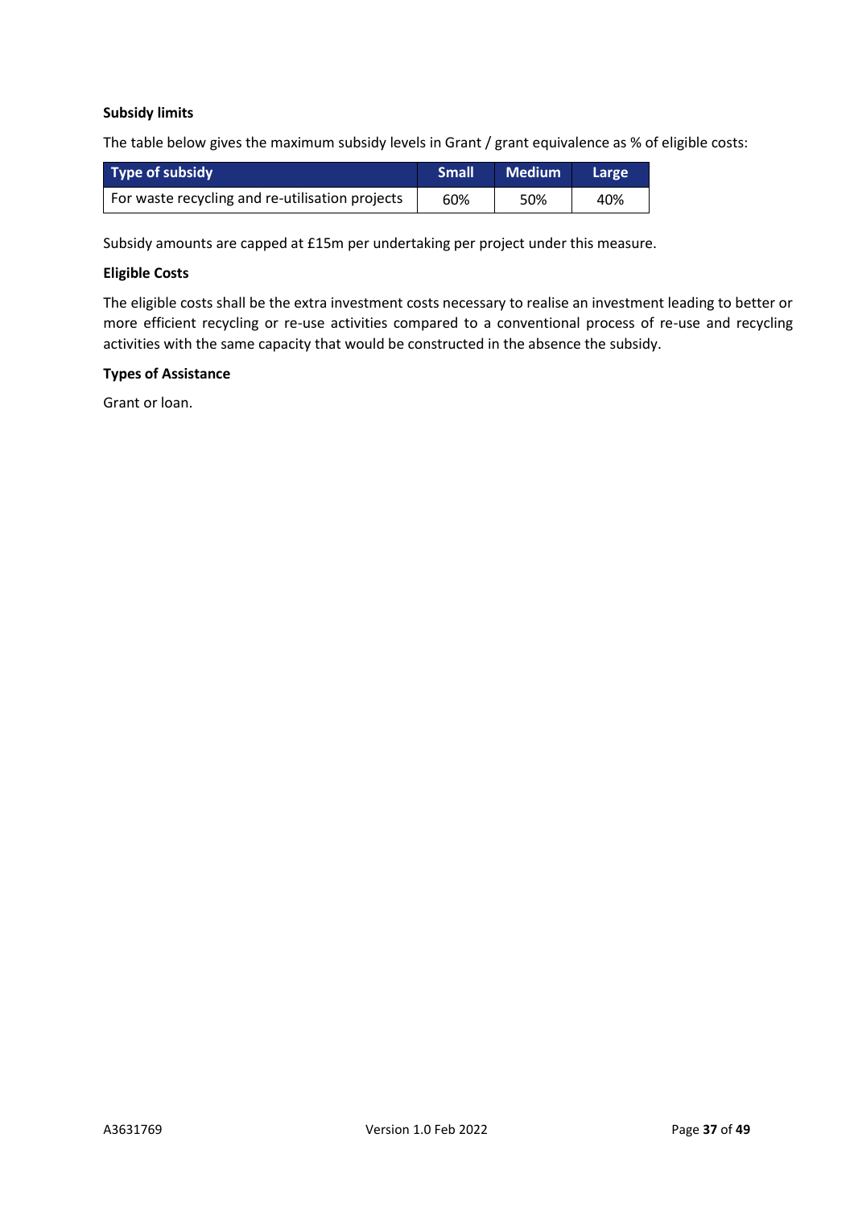**Subsidy limits**

The table below gives the maximum subsidy levels in Grant / grant equivalence as % of eligible costs:

| Type of subsidy | Small | Medium | Large |
|---|---|---|---|
| For waste recycling and re-utilisation projects | 60% | 50% | 40% |

Subsidy amounts are capped at £15m per undertaking per project under this measure.

**Eligible Costs**

The eligible costs shall be the extra investment costs necessary to realise an investment leading to better or more efficient recycling or re-use activities compared to a conventional process of re-use and recycling activities with the same capacity that would be constructed in the absence the subsidy.

**Types of Assistance**

Grant or loan.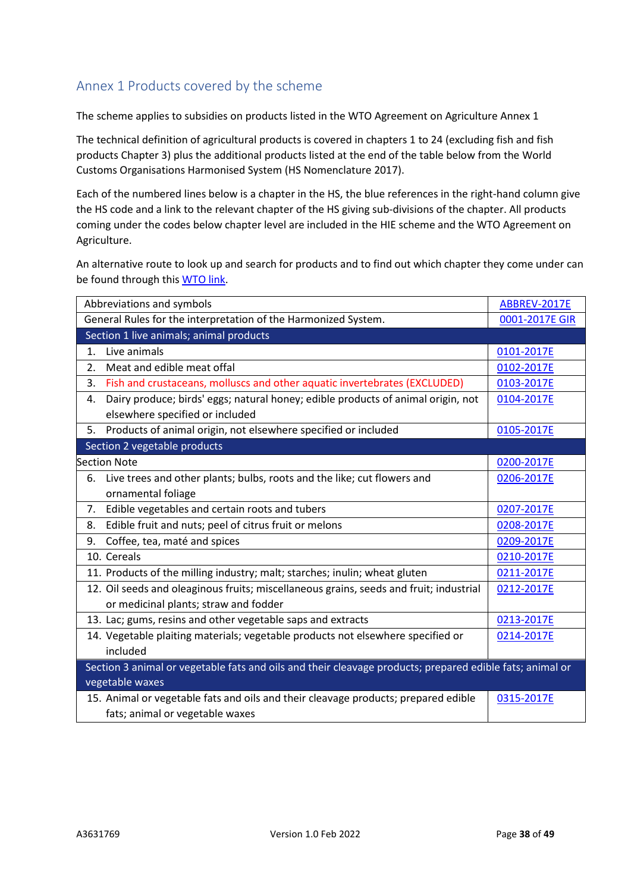## Annex 1 Products covered by the scheme

The scheme applies to subsidies on products listed in the WTO Agreement on Agriculture Annex 1

The technical definition of agricultural products is covered in chapters 1 to 24 (excluding fish and fish products Chapter 3) plus the additional products listed at the end of the table below from the World Customs Organisations Harmonised System (HS Nomenclature 2017).

Each of the numbered lines below is a chapter in the HS, the blue references in the right-hand column give the HS code and a link to the relevant chapter of the HS giving sub-divisions of the chapter. All products coming under the codes below chapter level are included in the HIE scheme and the WTO Agreement on Agriculture.

An alternative route to look up and search for products and to find out which chapter they come under can be found through this WTO link.

| | |
|---|---|
| Abbreviations and symbols | ABBREV-2017E |
| General Rules for the interpretation of the Harmonized System. | 0001-2017E GIR |
| **Section 1 live animals; animal products** | |
| 1. Live animals | 0101-2017E |
| 2. Meat and edible meat offal | 0102-2017E |
| 3. Fish and crustaceans, molluscs and other aquatic invertebrates (EXCLUDED) | 0103-2017E |
| 4. Dairy produce; birds' eggs; natural honey; edible products of animal origin, not elsewhere specified or included | 0104-2017E |
| 5. Products of animal origin, not elsewhere specified or included | 0105-2017E |
| **Section 2 vegetable products** | |
| Section Note | 0200-2017E |
| 6. Live trees and other plants; bulbs, roots and the like; cut flowers and ornamental foliage | 0206-2017E |
| 7. Edible vegetables and certain roots and tubers | 0207-2017E |
| 8. Edible fruit and nuts; peel of citrus fruit or melons | 0208-2017E |
| 9. Coffee, tea, maté and spices | 0209-2017E |
| 10. Cereals | 0210-2017E |
| 11. Products of the milling industry; malt; starches; inulin; wheat gluten | 0211-2017E |
| 12. Oil seeds and oleaginous fruits; miscellaneous grains, seeds and fruit; industrial or medicinal plants; straw and fodder | 0212-2017E |
| 13. Lac; gums, resins and other vegetable saps and extracts | 0213-2017E |
| 14. Vegetable plaiting materials; vegetable products not elsewhere specified or included | 0214-2017E |
| **Section 3 animal or vegetable fats and oils and their cleavage products; prepared edible fats; animal or vegetable waxes** | |
| 15. Animal or vegetable fats and oils and their cleavage products; prepared edible fats; animal or vegetable waxes | 0315-2017E |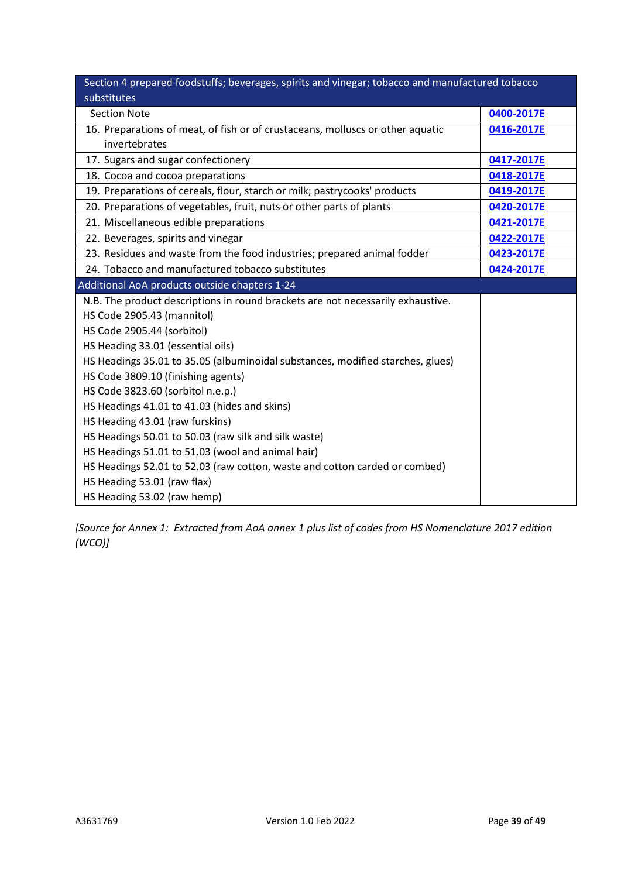| Section 4 prepared foodstuffs; beverages, spirits and vinegar; tobacco and manufactured tobacco substitutes | |
|---|---|
| Section Note | **0400-2017E** |
| 16. Preparations of meat, of fish or of crustaceans, molluscs or other aquatic invertebrates | **0416-2017E** |
| 17. Sugars and sugar confectionery | **0417-2017E** |
| 18. Cocoa and cocoa preparations | **0418-2017E** |
| 19. Preparations of cereals, flour, starch or milk; pastrycooks' products | **0419-2017E** |
| 20. Preparations of vegetables, fruit, nuts or other parts of plants | **0420-2017E** |
| 21. Miscellaneous edible preparations | **0421-2017E** |
| 22. Beverages, spirits and vinegar | **0422-2017E** |
| 23. Residues and waste from the food industries; prepared animal fodder | **0423-2017E** |
| 24. Tobacco and manufactured tobacco substitutes | **0424-2017E** |
| Additional AoA products outside chapters 1-24 | |
| N.B. The product descriptions in round brackets are not necessarily exhaustive.<br>HS Code 2905.43 (mannitol)<br>HS Code 2905.44 (sorbitol)<br>HS Heading 33.01 (essential oils)<br>HS Headings 35.01 to 35.05 (albuminoidal substances, modified starches, glues)<br>HS Code 3809.10 (finishing agents)<br>HS Code 3823.60 (sorbitol n.e.p.)<br>HS Headings 41.01 to 41.03 (hides and skins)<br>HS Heading 43.01 (raw furskins)<br>HS Headings 50.01 to 50.03 (raw silk and silk waste)<br>HS Headings 51.01 to 51.03 (wool and animal hair)<br>HS Headings 52.01 to 52.03 (raw cotton, waste and cotton carded or combed)<br>HS Heading 53.01 (raw flax)<br>HS Heading 53.02 (raw hemp) | |

*[Source for Annex 1: Extracted from AoA annex 1 plus list of codes from HS Nomenclature 2017 edition (WCO)]*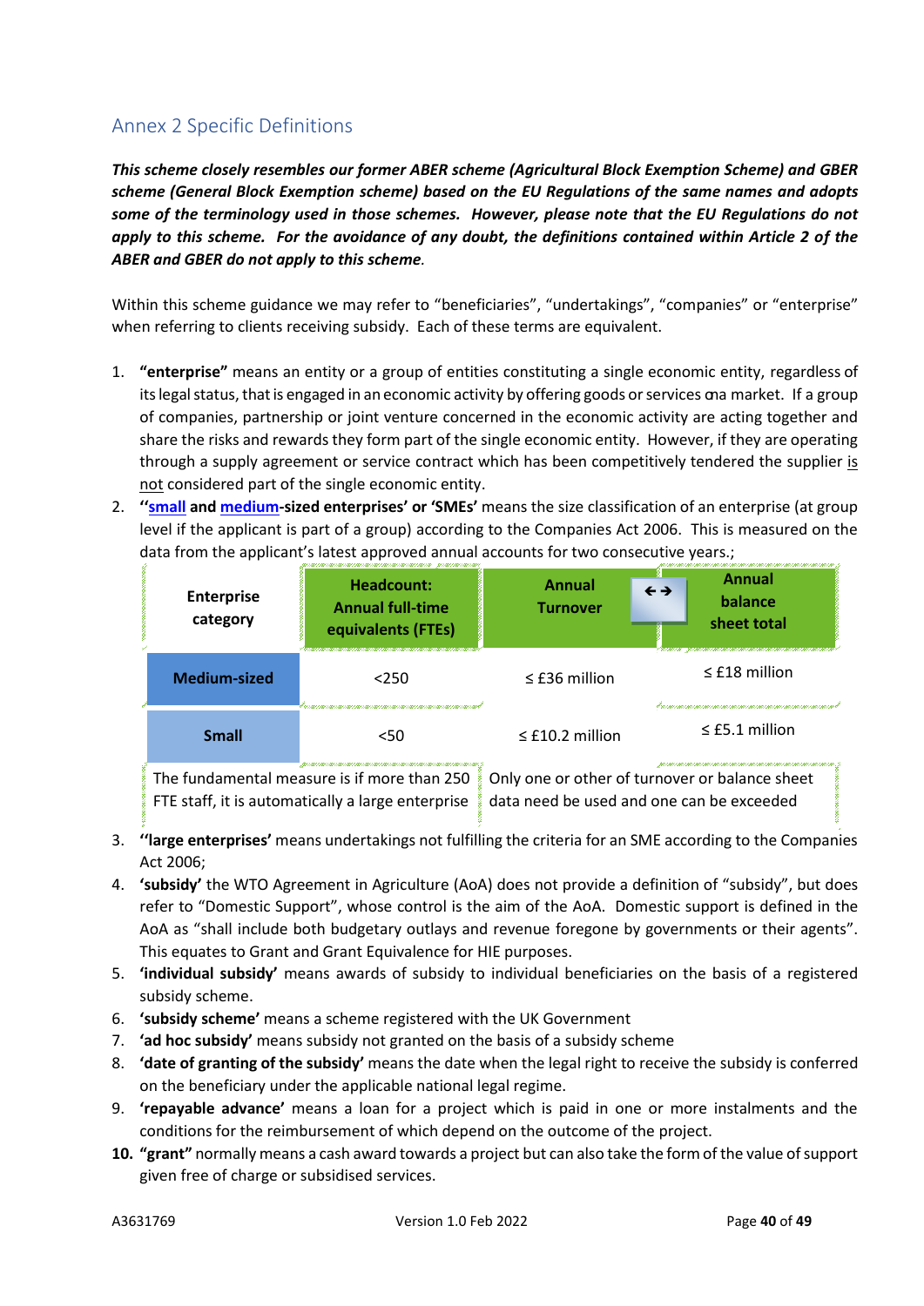## Annex 2 Specific Definitions

***This scheme closely resembles our former ABER scheme (Agricultural Block Exemption Scheme) and GBER scheme (General Block Exemption scheme) based on the EU Regulations of the same names and adopts some of the terminology used in those schemes. However, please note that the EU Regulations do not apply to this scheme. For the avoidance of any doubt, the definitions contained within Article 2 of the ABER and GBER do not apply to this scheme.***

Within this scheme guidance we may refer to "beneficiaries", "undertakings", "companies" or "enterprise" when referring to clients receiving subsidy. Each of these terms are equivalent.

1. **"enterprise"** means an entity or a group of entities constituting a single economic entity, regardless of its legal status, that is engaged in an economic activity by offering goods or services on a market. If a group of companies, partnership or joint venture concerned in the economic activity are acting together and share the risks and rewards they form part of the single economic entity. However, if they are operating through a supply agreement or service contract which has been competitively tendered the supplier is not considered part of the single economic entity.
2. **''small and medium-sized enterprises' or 'SMEs'** means the size classification of an enterprise (at group level if the applicant is part of a group) according to the Companies Act 2006. This is measured on the data from the applicant's latest approved annual accounts for two consecutive years.;

| Enterprise category | Headcount: Annual full-time equivalents (FTEs) | Annual Turnover | ←→ Annual balance sheet total |
|---|---|---|---|
| Medium-sized | <250 | ≤ £36 million | ≤ £18 million |
| Small | <50 | ≤ £10.2 million | ≤ £5.1 million |
| The fundamental measure is if more than 250 FTE staff, it is automatically a large enterprise | | Only one or other of turnover or balance sheet data need be used and one can be exceeded | |

3. **''large enterprises'** means undertakings not fulfilling the criteria for an SME according to the Companies Act 2006;
4. **'subsidy'** the WTO Agreement in Agriculture (AoA) does not provide a definition of "subsidy", but does refer to "Domestic Support", whose control is the aim of the AoA. Domestic support is defined in the AoA as "shall include both budgetary outlays and revenue foregone by governments or their agents". This equates to Grant and Grant Equivalence for HIE purposes.
5. **'individual subsidy'** means awards of subsidy to individual beneficiaries on the basis of a registered subsidy scheme.
6. **'subsidy scheme'** means a scheme registered with the UK Government
7. **'ad hoc subsidy'** means subsidy not granted on the basis of a subsidy scheme
8. **'date of granting of the subsidy'** means the date when the legal right to receive the subsidy is conferred on the beneficiary under the applicable national legal regime.
9. **'repayable advance'** means a loan for a project which is paid in one or more instalments and the conditions for the reimbursement of which depend on the outcome of the project.
10. **"grant"** normally means a cash award towards a project but can also take the form of the value of support given free of charge or subsidised services.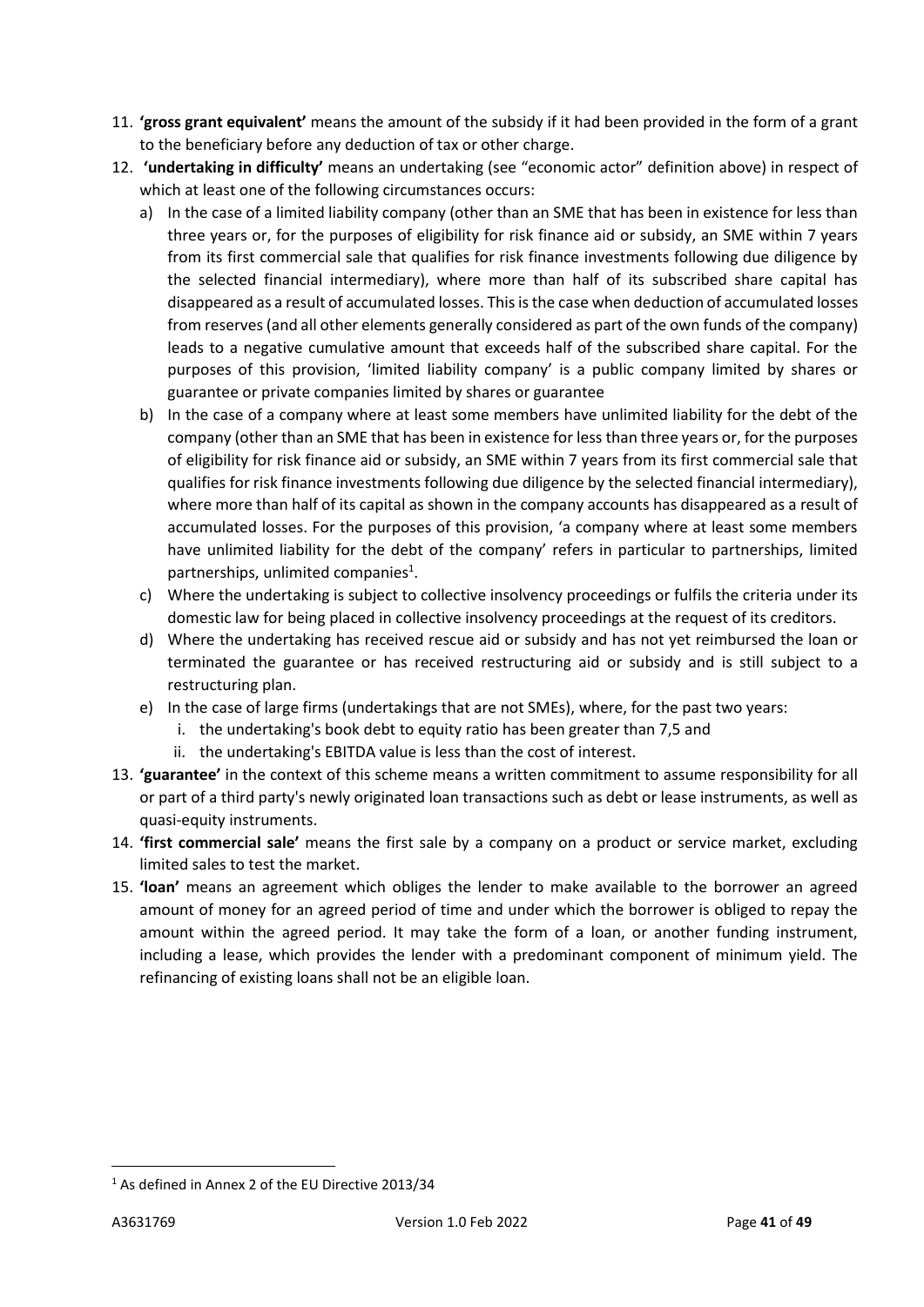11. **'gross grant equivalent'** means the amount of the subsidy if it had been provided in the form of a grant to the beneficiary before any deduction of tax or other charge.
12. **'undertaking in difficulty'** means an undertaking (see "economic actor" definition above) in respect of which at least one of the following circumstances occurs:
    a) In the case of a limited liability company (other than an SME that has been in existence for less than three years or, for the purposes of eligibility for risk finance aid or subsidy, an SME within 7 years from its first commercial sale that qualifies for risk finance investments following due diligence by the selected financial intermediary), where more than half of its subscribed share capital has disappeared as a result of accumulated losses. This is the case when deduction of accumulated losses from reserves (and all other elements generally considered as part of the own funds of the company) leads to a negative cumulative amount that exceeds half of the subscribed share capital. For the purposes of this provision, 'limited liability company' is a public company limited by shares or guarantee or private companies limited by shares or guarantee
    b) In the case of a company where at least some members have unlimited liability for the debt of the company (other than an SME that has been in existence for less than three years or, for the purposes of eligibility for risk finance aid or subsidy, an SME within 7 years from its first commercial sale that qualifies for risk finance investments following due diligence by the selected financial intermediary), where more than half of its capital as shown in the company accounts has disappeared as a result of accumulated losses. For the purposes of this provision, 'a company where at least some members have unlimited liability for the debt of the company' refers in particular to partnerships, limited partnerships, unlimited companies[1].
    c) Where the undertaking is subject to collective insolvency proceedings or fulfils the criteria under its domestic law for being placed in collective insolvency proceedings at the request of its creditors.
    d) Where the undertaking has received rescue aid or subsidy and has not yet reimbursed the loan or terminated the guarantee or has received restructuring aid or subsidy and is still subject to a restructuring plan.
    e) In the case of large firms (undertakings that are not SMEs), where, for the past two years:
        i. the undertaking's book debt to equity ratio has been greater than 7,5 and
        ii. the undertaking's EBITDA value is less than the cost of interest.
13. **'guarantee'** in the context of this scheme means a written commitment to assume responsibility for all or part of a third party's newly originated loan transactions such as debt or lease instruments, as well as quasi-equity instruments.
14. **'first commercial sale'** means the first sale by a company on a product or service market, excluding limited sales to test the market.
15. **'loan'** means an agreement which obliges the lender to make available to the borrower an agreed amount of money for an agreed period of time and under which the borrower is obliged to repay the amount within the agreed period. It may take the form of a loan, or another funding instrument, including a lease, which provides the lender with a predominant component of minimum yield. The refinancing of existing loans shall not be an eligible loan.

[1] As defined in Annex 2 of the EU Directive 2013/34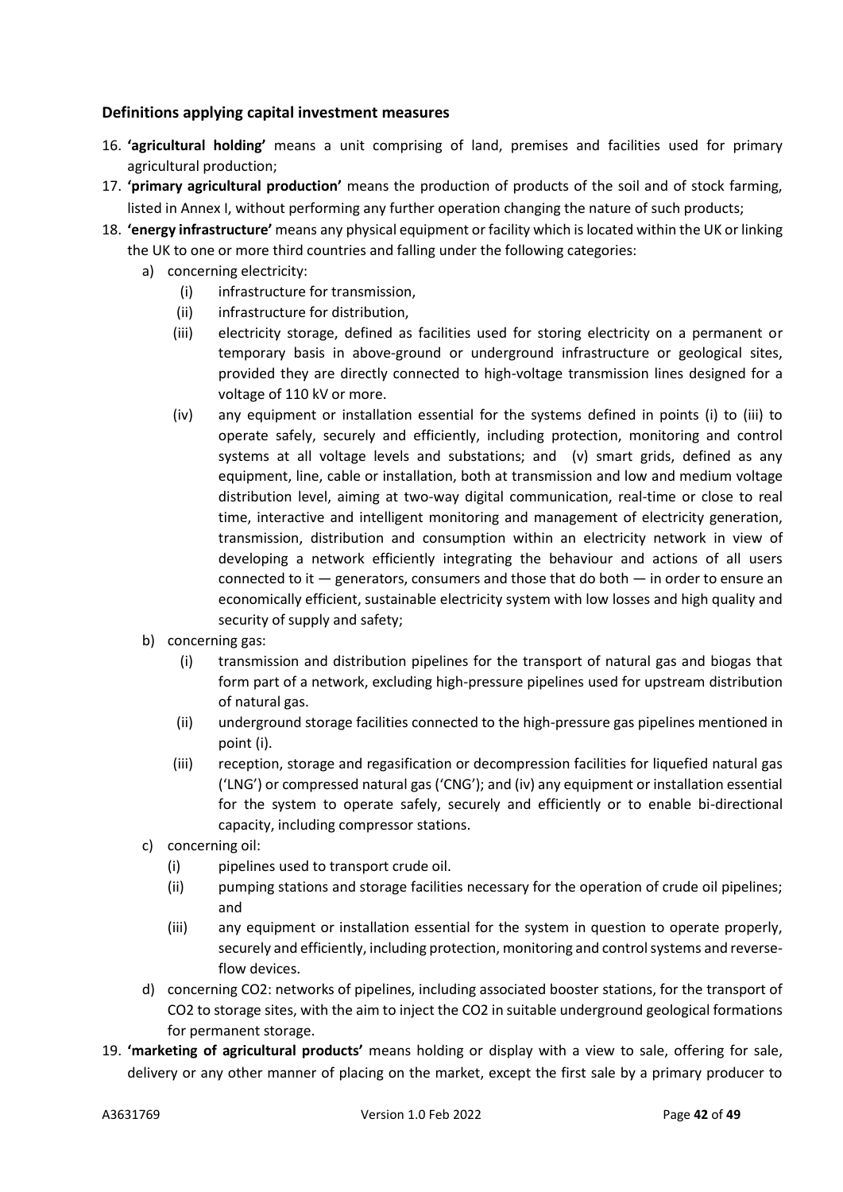### Definitions applying capital investment measures

16. **'agricultural holding'** means a unit comprising of land, premises and facilities used for primary agricultural production;
17. **'primary agricultural production'** means the production of products of the soil and of stock farming, listed in Annex I, without performing any further operation changing the nature of such products;
18. **'energy infrastructure'** means any physical equipment or facility which is located within the UK or linking the UK to one or more third countries and falling under the following categories:
    a) concerning electricity:
        (i) infrastructure for transmission,
        (ii) infrastructure for distribution,
        (iii) electricity storage, defined as facilities used for storing electricity on a permanent or temporary basis in above-ground or underground infrastructure or geological sites, provided they are directly connected to high-voltage transmission lines designed for a voltage of 110 kV or more.
        (iv) any equipment or installation essential for the systems defined in points (i) to (iii) to operate safely, securely and efficiently, including protection, monitoring and control systems at all voltage levels and substations; and (v) smart grids, defined as any equipment, line, cable or installation, both at transmission and low and medium voltage distribution level, aiming at two-way digital communication, real-time or close to real time, interactive and intelligent monitoring and management of electricity generation, transmission, distribution and consumption within an electricity network in view of developing a network efficiently integrating the behaviour and actions of all users connected to it — generators, consumers and those that do both — in order to ensure an economically efficient, sustainable electricity system with low losses and high quality and security of supply and safety;
    b) concerning gas:
        (i) transmission and distribution pipelines for the transport of natural gas and biogas that form part of a network, excluding high-pressure pipelines used for upstream distribution of natural gas.
        (ii) underground storage facilities connected to the high-pressure gas pipelines mentioned in point (i).
        (iii) reception, storage and regasification or decompression facilities for liquefied natural gas ('LNG') or compressed natural gas ('CNG'); and (iv) any equipment or installation essential for the system to operate safely, securely and efficiently or to enable bi-directional capacity, including compressor stations.
    c) concerning oil:
        (i) pipelines used to transport crude oil.
        (ii) pumping stations and storage facilities necessary for the operation of crude oil pipelines; and
        (iii) any equipment or installation essential for the system in question to operate properly, securely and efficiently, including protection, monitoring and control systems and reverse-flow devices.
    d) concerning $CO_2$: networks of pipelines, including associated booster stations, for the transport of $CO_2$ to storage sites, with the aim to inject the $CO_2$ in suitable underground geological formations for permanent storage.
19. **'marketing of agricultural products'** means holding or display with a view to sale, offering for sale, delivery or any other manner of placing on the market, except the first sale by a primary producer to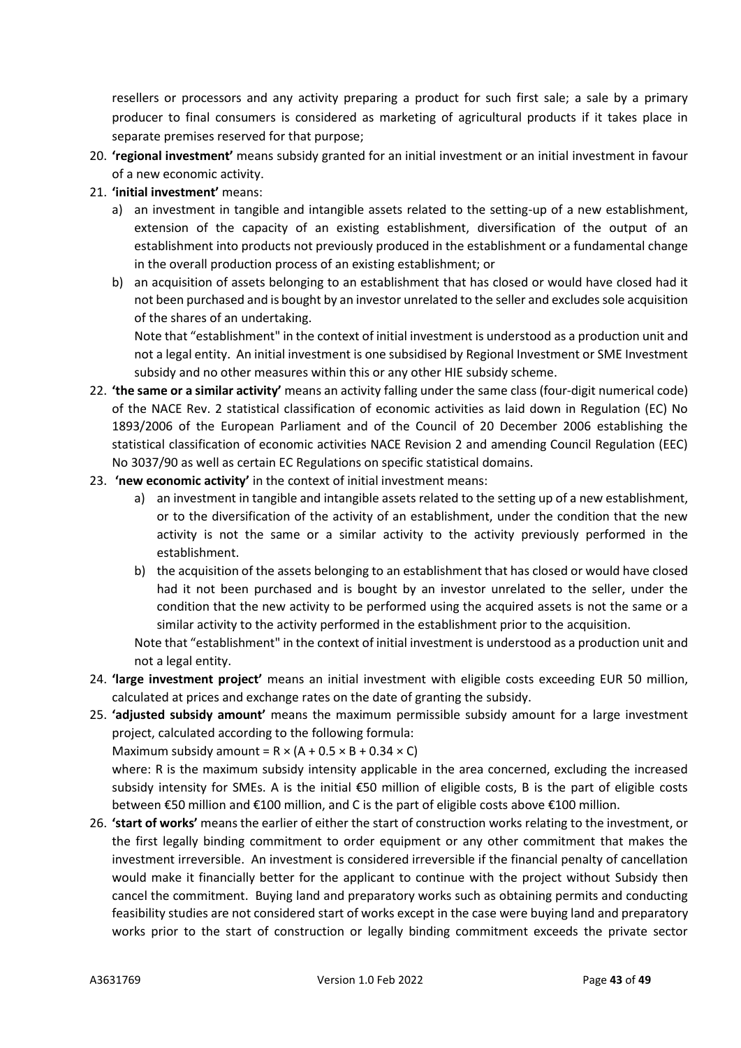resellers or processors and any activity preparing a product for such first sale; a sale by a primary producer to final consumers is considered as marketing of agricultural products if it takes place in separate premises reserved for that purpose;

20. **'regional investment'** means subsidy granted for an initial investment or an initial investment in favour of a new economic activity.
21. **'initial investment'** means:
    a) an investment in tangible and intangible assets related to the setting-up of a new establishment, extension of the capacity of an existing establishment, diversification of the output of an establishment into products not previously produced in the establishment or a fundamental change in the overall production process of an existing establishment; or
    b) an acquisition of assets belonging to an establishment that has closed or would have closed had it not been purchased and is bought by an investor unrelated to the seller and excludes sole acquisition of the shares of an undertaking.

    Note that "establishment" in the context of initial investment is understood as a production unit and not a legal entity. An initial investment is one subsidised by Regional Investment or SME Investment subsidy and no other measures within this or any other HIE subsidy scheme.
22. **'the same or a similar activity'** means an activity falling under the same class (four-digit numerical code) of the NACE Rev. 2 statistical classification of economic activities as laid down in Regulation (EC) No 1893/2006 of the European Parliament and of the Council of 20 December 2006 establishing the statistical classification of economic activities NACE Revision 2 and amending Council Regulation (EEC) No 3037/90 as well as certain EC Regulations on specific statistical domains.
23. **'new economic activity'** in the context of initial investment means:
    a) an investment in tangible and intangible assets related to the setting up of a new establishment, or to the diversification of the activity of an establishment, under the condition that the new activity is not the same or a similar activity to the activity previously performed in the establishment.
    b) the acquisition of the assets belonging to an establishment that has closed or would have closed had it not been purchased and is bought by an investor unrelated to the seller, under the condition that the new activity to be performed using the acquired assets is not the same or a similar activity to the activity performed in the establishment prior to the acquisition.

    Note that "establishment" in the context of initial investment is understood as a production unit and not a legal entity.
24. **'large investment project'** means an initial investment with eligible costs exceeding EUR 50 million, calculated at prices and exchange rates on the date of granting the subsidy.
25. **'adjusted subsidy amount'** means the maximum permissible subsidy amount for a large investment project, calculated according to the following formula:

    Maximum subsidy amount = $R \times (A + 0.5 \times B + 0.34 \times C)$

    where: R is the maximum subsidy intensity applicable in the area concerned, excluding the increased subsidy intensity for SMEs. A is the initial €50 million of eligible costs, B is the part of eligible costs between €50 million and €100 million, and C is the part of eligible costs above €100 million.
26. **'start of works'** means the earlier of either the start of construction works relating to the investment, or the first legally binding commitment to order equipment or any other commitment that makes the investment irreversible. An investment is considered irreversible if the financial penalty of cancellation would make it financially better for the applicant to continue with the project without Subsidy then cancel the commitment. Buying land and preparatory works such as obtaining permits and conducting feasibility studies are not considered start of works except in the case were buying land and preparatory works prior to the start of construction or legally binding commitment exceeds the private sector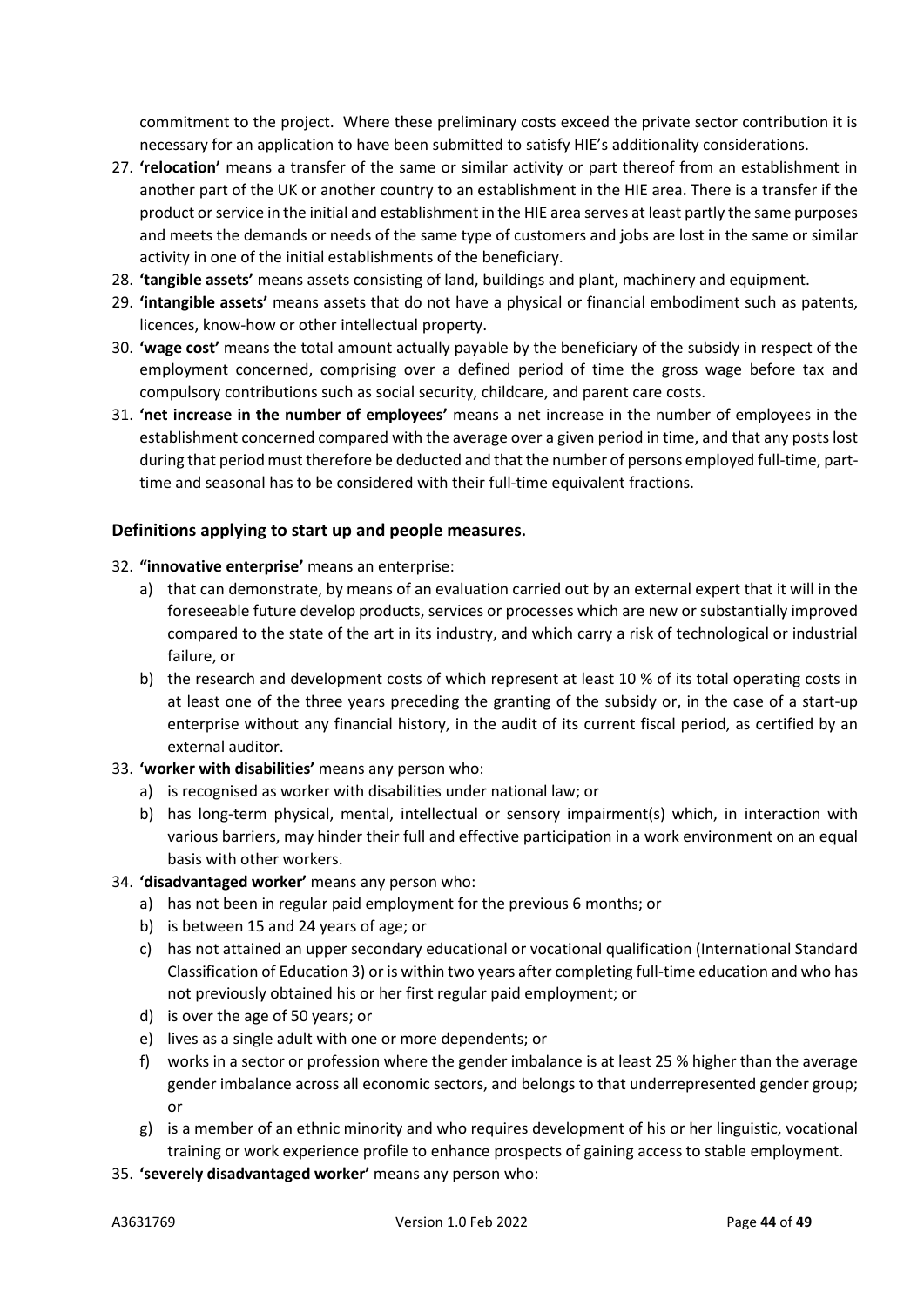commitment to the project. Where these preliminary costs exceed the private sector contribution it is necessary for an application to have been submitted to satisfy HIE's additionality considerations.

27. **'relocation'** means a transfer of the same or similar activity or part thereof from an establishment in another part of the UK or another country to an establishment in the HIE area. There is a transfer if the product or service in the initial and establishment in the HIE area serves at least partly the same purposes and meets the demands or needs of the same type of customers and jobs are lost in the same or similar activity in one of the initial establishments of the beneficiary.
28. **'tangible assets'** means assets consisting of land, buildings and plant, machinery and equipment.
29. **'intangible assets'** means assets that do not have a physical or financial embodiment such as patents, licences, know-how or other intellectual property.
30. **'wage cost'** means the total amount actually payable by the beneficiary of the subsidy in respect of the employment concerned, comprising over a defined period of time the gross wage before tax and compulsory contributions such as social security, childcare, and parent care costs.
31. **'net increase in the number of employees'** means a net increase in the number of employees in the establishment concerned compared with the average over a given period in time, and that any posts lost during that period must therefore be deducted and that the number of persons employed full-time, part-time and seasonal has to be considered with their full-time equivalent fractions.

### Definitions applying to start up and people measures.

32. **"innovative enterprise'** means an enterprise:
    a) that can demonstrate, by means of an evaluation carried out by an external expert that it will in the foreseeable future develop products, services or processes which are new or substantially improved compared to the state of the art in its industry, and which carry a risk of technological or industrial failure, or
    b) the research and development costs of which represent at least 10 % of its total operating costs in at least one of the three years preceding the granting of the subsidy or, in the case of a start-up enterprise without any financial history, in the audit of its current fiscal period, as certified by an external auditor.
33. **'worker with disabilities'** means any person who:
    a) is recognised as worker with disabilities under national law; or
    b) has long-term physical, mental, intellectual or sensory impairment(s) which, in interaction with various barriers, may hinder their full and effective participation in a work environment on an equal basis with other workers.
34. **'disadvantaged worker'** means any person who:
    a) has not been in regular paid employment for the previous 6 months; or
    b) is between 15 and 24 years of age; or
    c) has not attained an upper secondary educational or vocational qualification (International Standard Classification of Education 3) or is within two years after completing full-time education and who has not previously obtained his or her first regular paid employment; or
    d) is over the age of 50 years; or
    e) lives as a single adult with one or more dependents; or
    f) works in a sector or profession where the gender imbalance is at least 25 % higher than the average gender imbalance across all economic sectors, and belongs to that underrepresented gender group; or
    g) is a member of an ethnic minority and who requires development of his or her linguistic, vocational training or work experience profile to enhance prospects of gaining access to stable employment.
35. **'severely disadvantaged worker'** means any person who: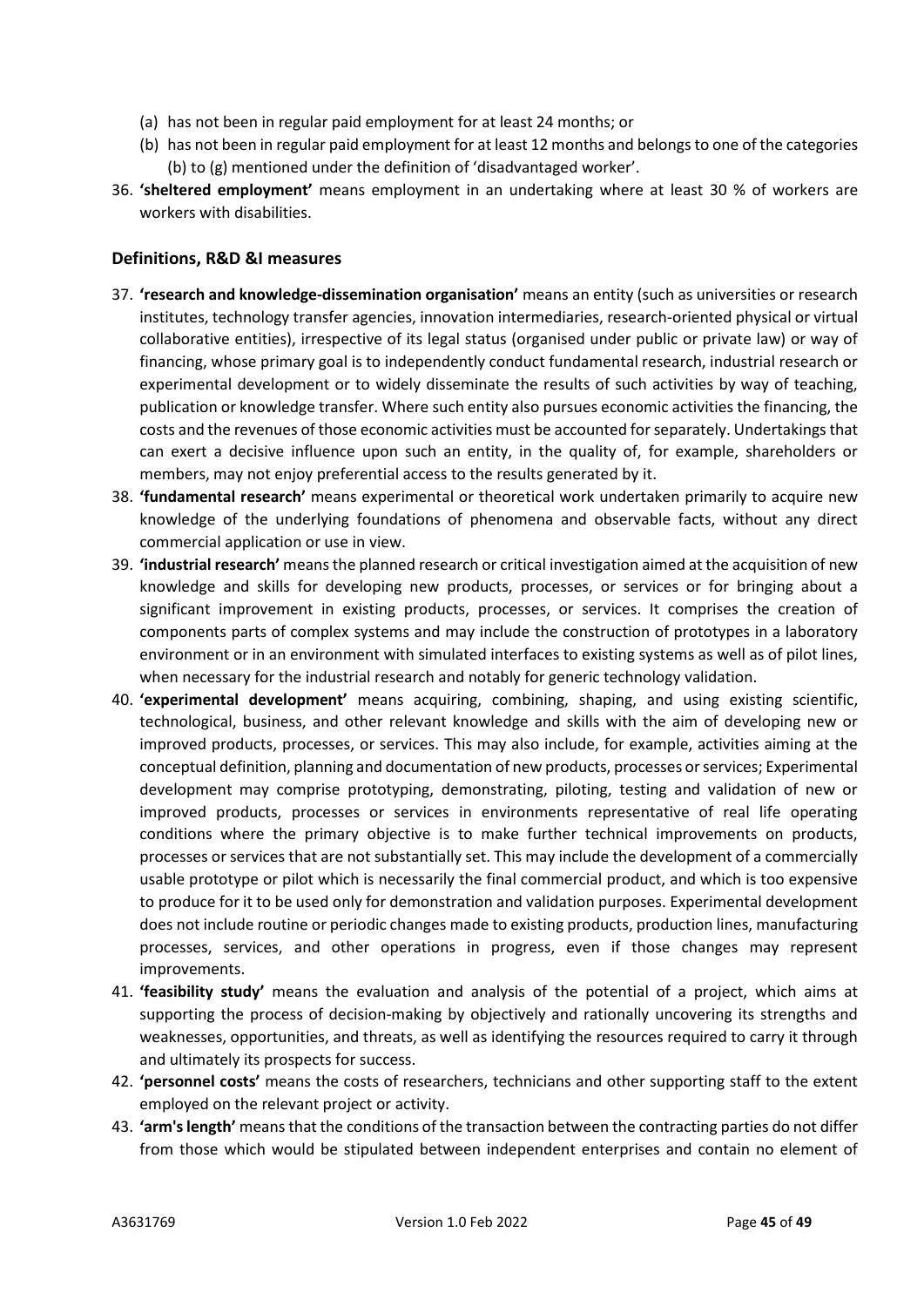(a) has not been in regular paid employment for at least 24 months; or

(b) has not been in regular paid employment for at least 12 months and belongs to one of the categories (b) to (g) mentioned under the definition of 'disadvantaged worker'.

36. **'sheltered employment'** means employment in an undertaking where at least 30 % of workers are workers with disabilities.

### Definitions, R&D &I measures

37. **'research and knowledge-dissemination organisation'** means an entity (such as universities or research institutes, technology transfer agencies, innovation intermediaries, research-oriented physical or virtual collaborative entities), irrespective of its legal status (organised under public or private law) or way of financing, whose primary goal is to independently conduct fundamental research, industrial research or experimental development or to widely disseminate the results of such activities by way of teaching, publication or knowledge transfer. Where such entity also pursues economic activities the financing, the costs and the revenues of those economic activities must be accounted for separately. Undertakings that can exert a decisive influence upon such an entity, in the quality of, for example, shareholders or members, may not enjoy preferential access to the results generated by it.
38. **'fundamental research'** means experimental or theoretical work undertaken primarily to acquire new knowledge of the underlying foundations of phenomena and observable facts, without any direct commercial application or use in view.
39. **'industrial research'** means the planned research or critical investigation aimed at the acquisition of new knowledge and skills for developing new products, processes, or services or for bringing about a significant improvement in existing products, processes, or services. It comprises the creation of components parts of complex systems and may include the construction of prototypes in a laboratory environment or in an environment with simulated interfaces to existing systems as well as of pilot lines, when necessary for the industrial research and notably for generic technology validation.
40. **'experimental development'** means acquiring, combining, shaping, and using existing scientific, technological, business, and other relevant knowledge and skills with the aim of developing new or improved products, processes, or services. This may also include, for example, activities aiming at the conceptual definition, planning and documentation of new products, processes or services; Experimental development may comprise prototyping, demonstrating, piloting, testing and validation of new or improved products, processes or services in environments representative of real life operating conditions where the primary objective is to make further technical improvements on products, processes or services that are not substantially set. This may include the development of a commercially usable prototype or pilot which is necessarily the final commercial product, and which is too expensive to produce for it to be used only for demonstration and validation purposes. Experimental development does not include routine or periodic changes made to existing products, production lines, manufacturing processes, services, and other operations in progress, even if those changes may represent improvements.
41. **'feasibility study'** means the evaluation and analysis of the potential of a project, which aims at supporting the process of decision-making by objectively and rationally uncovering its strengths and weaknesses, opportunities, and threats, as well as identifying the resources required to carry it through and ultimately its prospects for success.
42. **'personnel costs'** means the costs of researchers, technicians and other supporting staff to the extent employed on the relevant project or activity.
43. **'arm's length'** means that the conditions of the transaction between the contracting parties do not differ from those which would be stipulated between independent enterprises and contain no element of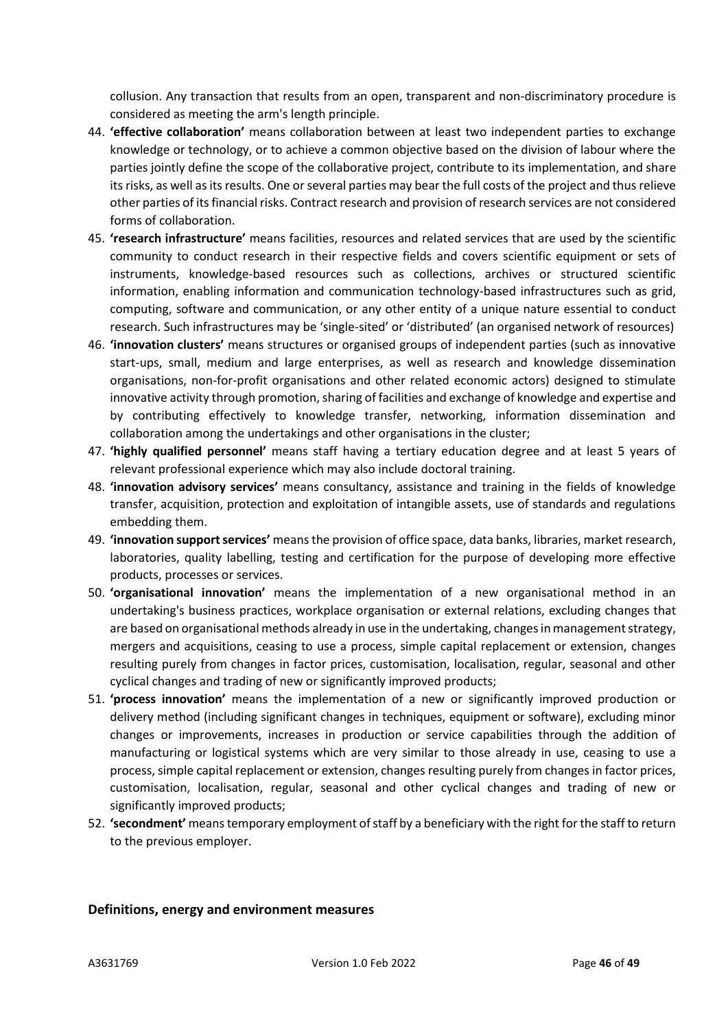collusion. Any transaction that results from an open, transparent and non-discriminatory procedure is considered as meeting the arm's length principle.

44. **'effective collaboration'** means collaboration between at least two independent parties to exchange knowledge or technology, or to achieve a common objective based on the division of labour where the parties jointly define the scope of the collaborative project, contribute to its implementation, and share its risks, as well as its results. One or several parties may bear the full costs of the project and thus relieve other parties of its financial risks. Contract research and provision of research services are not considered forms of collaboration.
45. **'research infrastructure'** means facilities, resources and related services that are used by the scientific community to conduct research in their respective fields and covers scientific equipment or sets of instruments, knowledge-based resources such as collections, archives or structured scientific information, enabling information and communication technology-based infrastructures such as grid, computing, software and communication, or any other entity of a unique nature essential to conduct research. Such infrastructures may be 'single-sited' or 'distributed' (an organised network of resources)
46. **'innovation clusters'** means structures or organised groups of independent parties (such as innovative start-ups, small, medium and large enterprises, as well as research and knowledge dissemination organisations, non-for-profit organisations and other related economic actors) designed to stimulate innovative activity through promotion, sharing of facilities and exchange of knowledge and expertise and by contributing effectively to knowledge transfer, networking, information dissemination and collaboration among the undertakings and other organisations in the cluster;
47. **'highly qualified personnel'** means staff having a tertiary education degree and at least 5 years of relevant professional experience which may also include doctoral training.
48. **'innovation advisory services'** means consultancy, assistance and training in the fields of knowledge transfer, acquisition, protection and exploitation of intangible assets, use of standards and regulations embedding them.
49. **'innovation support services'** means the provision of office space, data banks, libraries, market research, laboratories, quality labelling, testing and certification for the purpose of developing more effective products, processes or services.
50. **'organisational innovation'** means the implementation of a new organisational method in an undertaking's business practices, workplace organisation or external relations, excluding changes that are based on organisational methods already in use in the undertaking, changes in management strategy, mergers and acquisitions, ceasing to use a process, simple capital replacement or extension, changes resulting purely from changes in factor prices, customisation, localisation, regular, seasonal and other cyclical changes and trading of new or significantly improved products;
51. **'process innovation'** means the implementation of a new or significantly improved production or delivery method (including significant changes in techniques, equipment or software), excluding minor changes or improvements, increases in production or service capabilities through the addition of manufacturing or logistical systems which are very similar to those already in use, ceasing to use a process, simple capital replacement or extension, changes resulting purely from changes in factor prices, customisation, localisation, regular, seasonal and other cyclical changes and trading of new or significantly improved products;
52. **'secondment'** means temporary employment of staff by a beneficiary with the right for the staff to return to the previous employer.

### Definitions, energy and environment measures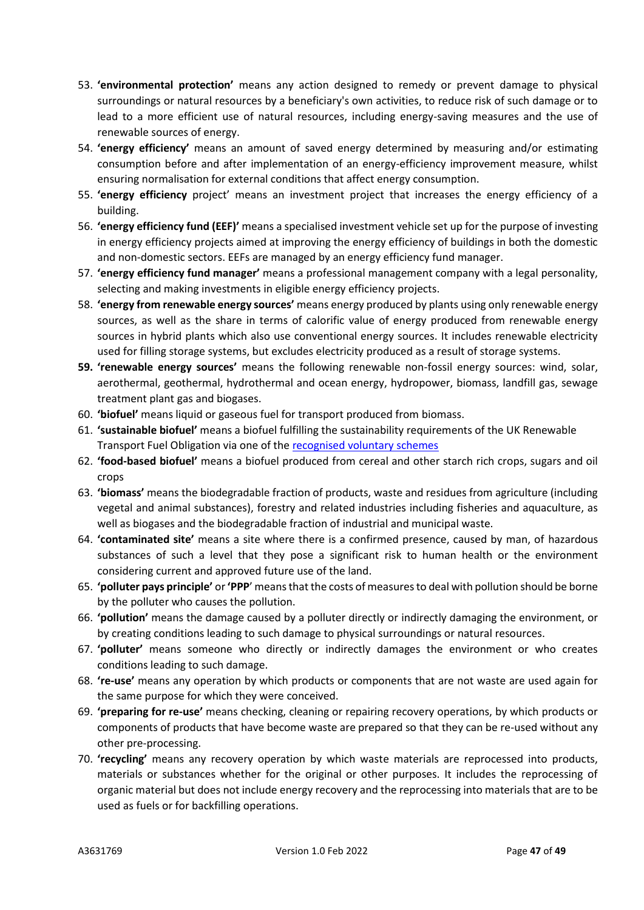53. **'environmental protection'** means any action designed to remedy or prevent damage to physical surroundings or natural resources by a beneficiary's own activities, to reduce risk of such damage or to lead to a more efficient use of natural resources, including energy-saving measures and the use of renewable sources of energy.
54. **'energy efficiency'** means an amount of saved energy determined by measuring and/or estimating consumption before and after implementation of an energy-efficiency improvement measure, whilst ensuring normalisation for external conditions that affect energy consumption.
55. **'energy efficiency** project' means an investment project that increases the energy efficiency of a building.
56. **'energy efficiency fund (EEF)'** means a specialised investment vehicle set up for the purpose of investing in energy efficiency projects aimed at improving the energy efficiency of buildings in both the domestic and non-domestic sectors. EEFs are managed by an energy efficiency fund manager.
57. **'energy efficiency fund manager'** means a professional management company with a legal personality, selecting and making investments in eligible energy efficiency projects.
58. **'energy from renewable energy sources'** means energy produced by plants using only renewable energy sources, as well as the share in terms of calorific value of energy produced from renewable energy sources in hybrid plants which also use conventional energy sources. It includes renewable electricity used for filling storage systems, but excludes electricity produced as a result of storage systems.
59. **'renewable energy sources'** means the following renewable non-fossil energy sources: wind, solar, aerothermal, geothermal, hydrothermal and ocean energy, hydropower, biomass, landfill gas, sewage treatment plant gas and biogases.
60. **'biofuel'** means liquid or gaseous fuel for transport produced from biomass.
61. **'sustainable biofuel'** means a biofuel fulfilling the sustainability requirements of the UK Renewable Transport Fuel Obligation via one of the [recognised voluntary schemes]
62. **'food-based biofuel'** means a biofuel produced from cereal and other starch rich crops, sugars and oil crops
63. **'biomass'** means the biodegradable fraction of products, waste and residues from agriculture (including vegetal and animal substances), forestry and related industries including fisheries and aquaculture, as well as biogases and the biodegradable fraction of industrial and municipal waste.
64. **'contaminated site'** means a site where there is a confirmed presence, caused by man, of hazardous substances of such a level that they pose a significant risk to human health or the environment considering current and approved future use of the land.
65. **'polluter pays principle'** or **'PPP'** means that the costs of measures to deal with pollution should be borne by the polluter who causes the pollution.
66. **'pollution'** means the damage caused by a polluter directly or indirectly damaging the environment, or by creating conditions leading to such damage to physical surroundings or natural resources.
67. **'polluter'** means someone who directly or indirectly damages the environment or who creates conditions leading to such damage.
68. **'re-use'** means any operation by which products or components that are not waste are used again for the same purpose for which they were conceived.
69. **'preparing for re-use'** means checking, cleaning or repairing recovery operations, by which products or components of products that have become waste are prepared so that they can be re-used without any other pre-processing.
70. **'recycling'** means any recovery operation by which waste materials are reprocessed into products, materials or substances whether for the original or other purposes. It includes the reprocessing of organic material but does not include energy recovery and the reprocessing into materials that are to be used as fuels or for backfilling operations.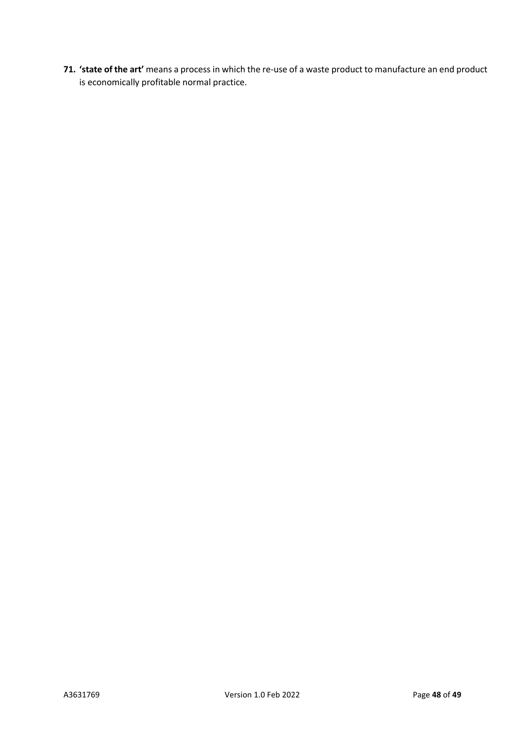71. **'state of the art'** means a process in which the re-use of a waste product to manufacture an end product is economically profitable normal practice.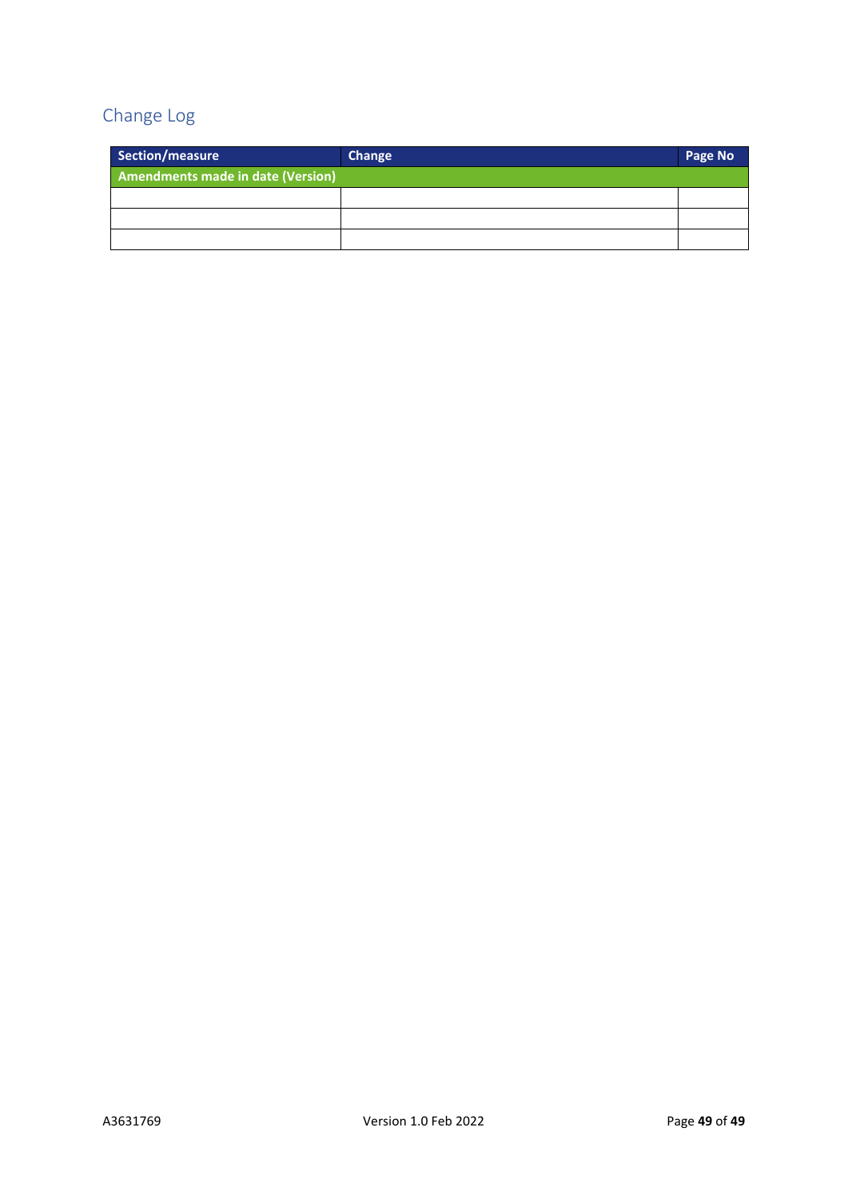## Change Log

| Section/measure | Change | Page No |
|---|---|---|
| **Amendments made in date (Version)** | | |
| | | |
| | | |
| | | |